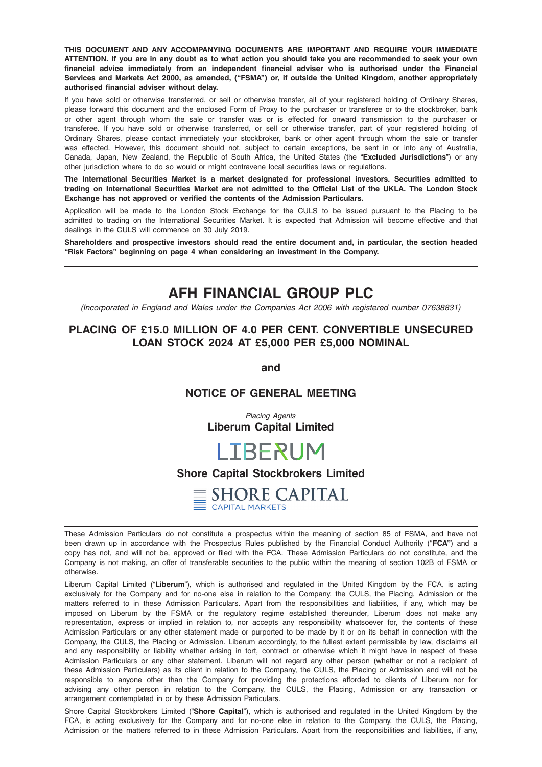**THIS DOCUMENT AND ANY ACCOMPANYING DOCUMENTS ARE IMPORTANT AND REQUIRE YOUR IMMEDIATE ATTENTION. If you are in any doubt as to what action you should take you are recommended to seek your own financial advice immediately from an independent financial adviser who is authorised under the Financial Services and Markets Act 2000, as amended, ("FSMA") or, if outside the United Kingdom, another appropriately authorised financial adviser without delay.**

If you have sold or otherwise transferred, or sell or otherwise transfer, all of your registered holding of Ordinary Shares, please forward this document and the enclosed Form of Proxy to the purchaser or transferee or to the stockbroker, bank or other agent through whom the sale or transfer was or is effected for onward transmission to the purchaser or transferee. If you have sold or otherwise transferred, or sell or otherwise transfer, part of your registered holding of Ordinary Shares, please contact immediately your stockbroker, bank or other agent through whom the sale or transfer was effected. However, this document should not, subject to certain exceptions, be sent in or into any of Australia, Canada, Japan, New Zealand, the Republic of South Africa, the United States (the "**Excluded Jurisdictions**") or any other jurisdiction where to do so would or might contravene local securities laws or regulations.

**The International Securities Market is a market designated for professional investors. Securities admitted to trading on International Securities Market are not admitted to the Official List of the UKLA. The London Stock Exchange has not approved or verified the contents of the Admission Particulars.**

Application will be made to the London Stock Exchange for the CULS to be issued pursuant to the Placing to be admitted to trading on the International Securities Market. It is expected that Admission will become effective and that dealings in the CULS will commence on 30 July 2019.

**Shareholders and prospective investors should read the entire document and, in particular, the section headed "Risk Factors" beginning on page 4 when considering an investment in the Company.**

---

# AFH FINANCIAL GROUP PLC

*(Incorporated in England and Wales under the Companies Act 2006 with registered number 07638831)*

## PLACING OF £15.0 MILLION OF 4.0 PER CENT. CONVERTIBLE UNSECURED LOAN STOCK 2024 AT £5,000 PER £5,000 NOMINAL

**and**

## NOTICE OF GENERAL MEETING

*Placing Agents*

**Liberum Capital Limited**

LIBERUM

**Shore Capital Stockbrokers Limited**

SHORE CAPITAL
CAPITAL MARKETS

---

These Admission Particulars do not constitute a prospectus within the meaning of section 85 of FSMA, and have not been drawn up in accordance with the Prospectus Rules published by the Financial Conduct Authority ("**FCA**") and a copy has not, and will not be, approved or filed with the FCA. These Admission Particulars do not constitute, and the Company is not making, an offer of transferable securities to the public within the meaning of section 102B of FSMA or otherwise.

Liberum Capital Limited ("**Liberum**"), which is authorised and regulated in the United Kingdom by the FCA, is acting exclusively for the Company and for no-one else in relation to the Company, the CULS, the Placing, Admission or the matters referred to in these Admission Particulars. Apart from the responsibilities and liabilities, if any, which may be imposed on Liberum by the FSMA or the regulatory regime established thereunder, Liberum does not make any representation, express or implied in relation to, nor accepts any responsibility whatsoever for, the contents of these Admission Particulars or any other statement made or purported to be made by it or on its behalf in connection with the Company, the CULS, the Placing or Admission. Liberum accordingly, to the fullest extent permissible by law, disclaims all and any responsibility or liability whether arising in tort, contract or otherwise which it might have in respect of these Admission Particulars or any other statement. Liberum will not regard any other person (whether or not a recipient of these Admission Particulars) as its client in relation to the Company, the CULS, the Placing or Admission and will not be responsible to anyone other than the Company for providing the protections afforded to clients of Liberum nor for advising any other person in relation to the Company, the CULS, the Placing, Admission or any transaction or arrangement contemplated in or by these Admission Particulars.

Shore Capital Stockbrokers Limited ("**Shore Capital**"), which is authorised and regulated in the United Kingdom by the FCA, is acting exclusively for the Company and for no-one else in relation to the Company, the CULS, the Placing, Admission or the matters referred to in these Admission Particulars. Apart from the responsibilities and liabilities, if any,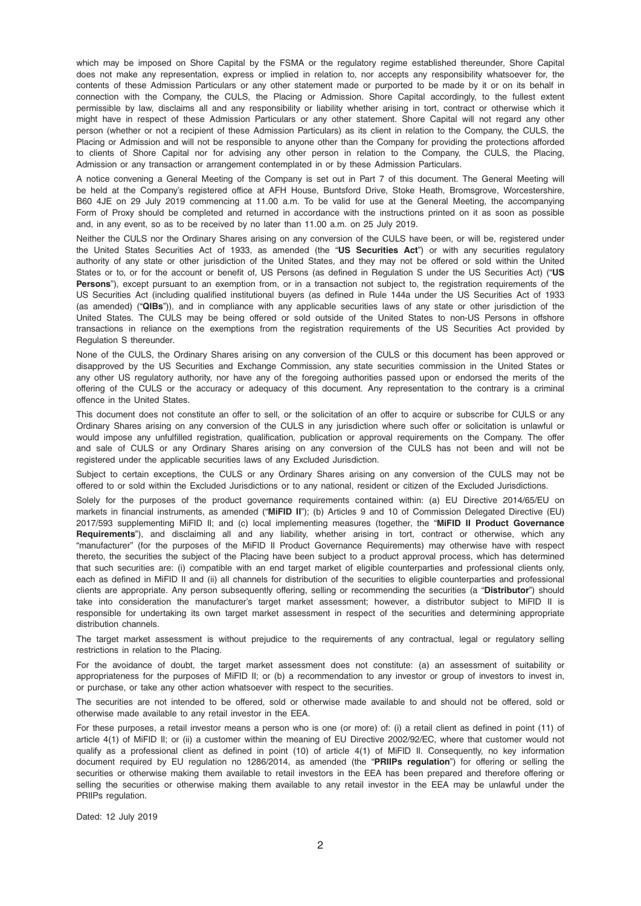which may be imposed on Shore Capital by the FSMA or the regulatory regime established thereunder, Shore Capital does not make any representation, express or implied in relation to, nor accepts any responsibility whatsoever for, the contents of these Admission Particulars or any other statement made or purported to be made by it or on its behalf in connection with the Company, the CULS, the Placing or Admission. Shore Capital accordingly, to the fullest extent permissible by law, disclaims all and any responsibility or liability whether arising in tort, contract or otherwise which it might have in respect of these Admission Particulars or any other statement. Shore Capital will not regard any other person (whether or not a recipient of these Admission Particulars) as its client in relation to the Company, the CULS, the Placing or Admission and will not be responsible to anyone other than the Company for providing the protections afforded to clients of Shore Capital nor for advising any other person in relation to the Company, the CULS, the Placing, Admission or any transaction or arrangement contemplated in or by these Admission Particulars.

A notice convening a General Meeting of the Company is set out in Part 7 of this document. The General Meeting will be held at the Company's registered office at AFH House, Buntsford Drive, Stoke Heath, Bromsgrove, Worcestershire, B60 4JE on 29 July 2019 commencing at 11.00 a.m. To be valid for use at the General Meeting, the accompanying Form of Proxy should be completed and returned in accordance with the instructions printed on it as soon as possible and, in any event, so as to be received by no later than 11.00 a.m. on 25 July 2019.

Neither the CULS nor the Ordinary Shares arising on any conversion of the CULS have been, or will be, registered under the United States Securities Act of 1933, as amended (the "**US Securities Act**") or with any securities regulatory authority of any state or other jurisdiction of the United States, and they may not be offered or sold within the United States or to, or for the account or benefit of, US Persons (as defined in Regulation S under the US Securities Act) ("**US Persons**"), except pursuant to an exemption from, or in a transaction not subject to, the registration requirements of the US Securities Act (including qualified institutional buyers (as defined in Rule 144a under the US Securities Act of 1933 (as amended) ("**QIBs**")), and in compliance with any applicable securities laws of any state or other jurisdiction of the United States. The CULS may be being offered or sold outside of the United States to non-US Persons in offshore transactions in reliance on the exemptions from the registration requirements of the US Securities Act provided by Regulation S thereunder.

None of the CULS, the Ordinary Shares arising on any conversion of the CULS or this document has been approved or disapproved by the US Securities and Exchange Commission, any state securities commission in the United States or any other US regulatory authority, nor have any of the foregoing authorities passed upon or endorsed the merits of the offering of the CULS or the accuracy or adequacy of this document. Any representation to the contrary is a criminal offence in the United States.

This document does not constitute an offer to sell, or the solicitation of an offer to acquire or subscribe for CULS or any Ordinary Shares arising on any conversion of the CULS in any jurisdiction where such offer or solicitation is unlawful or would impose any unfulfilled registration, qualification, publication or approval requirements on the Company. The offer and sale of CULS or any Ordinary Shares arising on any conversion of the CULS has not been and will not be registered under the applicable securities laws of any Excluded Jurisdiction.

Subject to certain exceptions, the CULS or any Ordinary Shares arising on any conversion of the CULS may not be offered to or sold within the Excluded Jurisdictions or to any national, resident or citizen of the Excluded Jurisdictions.

Solely for the purposes of the product governance requirements contained within: (a) EU Directive 2014/65/EU on markets in financial instruments, as amended ("**MiFID II**"); (b) Articles 9 and 10 of Commission Delegated Directive (EU) 2017/593 supplementing MiFID II; and (c) local implementing measures (together, the "**MiFID II Product Governance Requirements**"), and disclaiming all and any liability, whether arising in tort, contract or otherwise, which any "manufacturer" (for the purposes of the MiFID II Product Governance Requirements) may otherwise have with respect thereto, the securities the subject of the Placing have been subject to a product approval process, which has determined that such securities are: (i) compatible with an end target market of eligible counterparties and professional clients only, each as defined in MiFID II and (ii) all channels for distribution of the securities to eligible counterparties and professional clients are appropriate. Any person subsequently offering, selling or recommending the securities (a "**Distributor**") should take into consideration the manufacturer's target market assessment; however, a distributor subject to MiFID II is responsible for undertaking its own target market assessment in respect of the securities and determining appropriate distribution channels.

The target market assessment is without prejudice to the requirements of any contractual, legal or regulatory selling restrictions in relation to the Placing.

For the avoidance of doubt, the target market assessment does not constitute: (a) an assessment of suitability or appropriateness for the purposes of MiFID II; or (b) a recommendation to any investor or group of investors to invest in, or purchase, or take any other action whatsoever with respect to the securities.

The securities are not intended to be offered, sold or otherwise made available to and should not be offered, sold or otherwise made available to any retail investor in the EEA.

For these purposes, a retail investor means a person who is one (or more) of: (i) a retail client as defined in point (11) of article 4(1) of MiFID II; or (ii) a customer within the meaning of EU Directive 2002/92/EC, where that customer would not qualify as a professional client as defined in point (10) of article 4(1) of MiFID II. Consequently, no key information document required by EU regulation no 1286/2014, as amended (the "**PRIIPs regulation**") for offering or selling the securities or otherwise making them available to retail investors in the EEA has been prepared and therefore offering or selling the securities or otherwise making them available to any retail investor in the EEA may be unlawful under the PRIIPs regulation.

Dated: 12 July 2019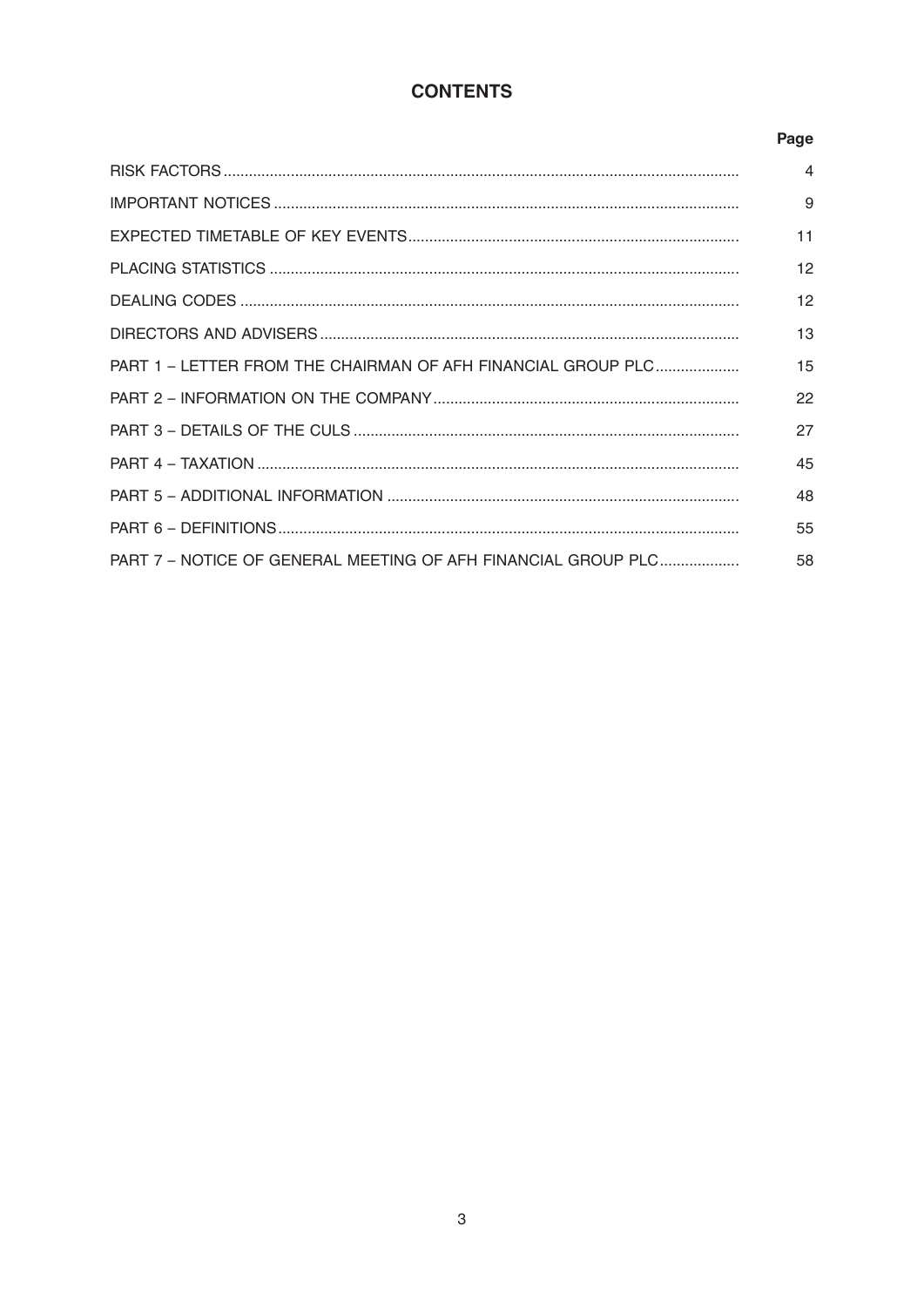# CONTENTS

| | Page |
|---|---|
| RISK FACTORS | 4 |
| IMPORTANT NOTICES | 9 |
| EXPECTED TIMETABLE OF KEY EVENTS | 11 |
| PLACING STATISTICS | 12 |
| DEALING CODES | 12 |
| DIRECTORS AND ADVISERS | 13 |
| PART 1 – LETTER FROM THE CHAIRMAN OF AFH FINANCIAL GROUP PLC | 15 |
| PART 2 – INFORMATION ON THE COMPANY | 22 |
| PART 3 – DETAILS OF THE CULS | 27 |
| PART 4 – TAXATION | 45 |
| PART 5 – ADDITIONAL INFORMATION | 48 |
| PART 6 – DEFINITIONS | 55 |
| PART 7 – NOTICE OF GENERAL MEETING OF AFH FINANCIAL GROUP PLC | 58 |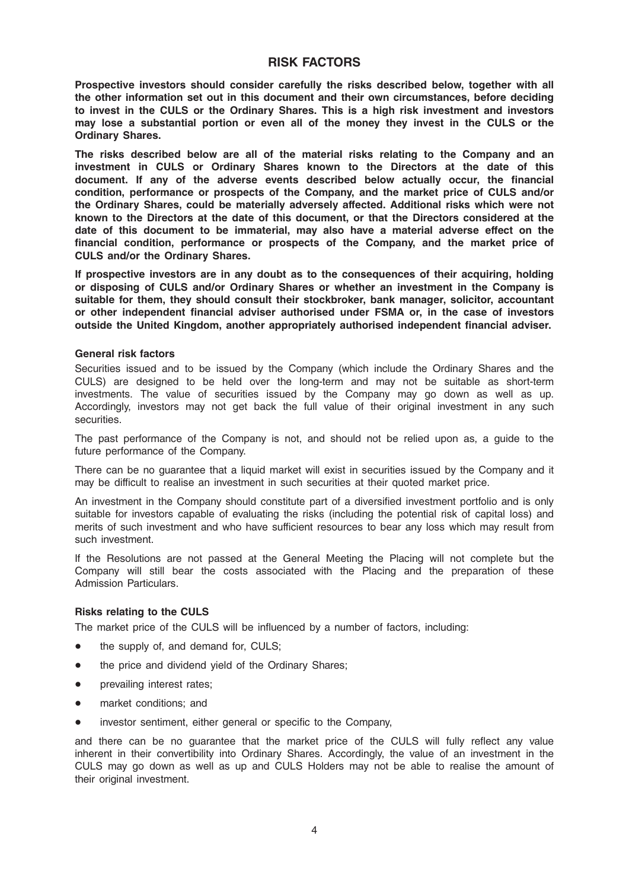# RISK FACTORS

**Prospective investors should consider carefully the risks described below, together with all the other information set out in this document and their own circumstances, before deciding to invest in the CULS or the Ordinary Shares. This is a high risk investment and investors may lose a substantial portion or even all of the money they invest in the CULS or the Ordinary Shares.**

**The risks described below are all of the material risks relating to the Company and an investment in CULS or Ordinary Shares known to the Directors at the date of this document. If any of the adverse events described below actually occur, the financial condition, performance or prospects of the Company, and the market price of CULS and/or the Ordinary Shares, could be materially adversely affected. Additional risks which were not known to the Directors at the date of this document, or that the Directors considered at the date of this document to be immaterial, may also have a material adverse effect on the financial condition, performance or prospects of the Company, and the market price of CULS and/or the Ordinary Shares.**

**If prospective investors are in any doubt as to the consequences of their acquiring, holding or disposing of CULS and/or Ordinary Shares or whether an investment in the Company is suitable for them, they should consult their stockbroker, bank manager, solicitor, accountant or other independent financial adviser authorised under FSMA or, in the case of investors outside the United Kingdom, another appropriately authorised independent financial adviser.**

### General risk factors

Securities issued and to be issued by the Company (which include the Ordinary Shares and the CULS) are designed to be held over the long-term and may not be suitable as short-term investments. The value of securities issued by the Company may go down as well as up. Accordingly, investors may not get back the full value of their original investment in any such securities.

The past performance of the Company is not, and should not be relied upon as, a guide to the future performance of the Company.

There can be no guarantee that a liquid market will exist in securities issued by the Company and it may be difficult to realise an investment in such securities at their quoted market price.

An investment in the Company should constitute part of a diversified investment portfolio and is only suitable for investors capable of evaluating the risks (including the potential risk of capital loss) and merits of such investment and who have sufficient resources to bear any loss which may result from such investment.

If the Resolutions are not passed at the General Meeting the Placing will not complete but the Company will still bear the costs associated with the Placing and the preparation of these Admission Particulars.

### Risks relating to the CULS

The market price of the CULS will be influenced by a number of factors, including:

- the supply of, and demand for, CULS;
- the price and dividend yield of the Ordinary Shares;
- prevailing interest rates;
- market conditions; and
- investor sentiment, either general or specific to the Company,

and there can be no guarantee that the market price of the CULS will fully reflect any value inherent in their convertibility into Ordinary Shares. Accordingly, the value of an investment in the CULS may go down as well as up and CULS Holders may not be able to realise the amount of their original investment.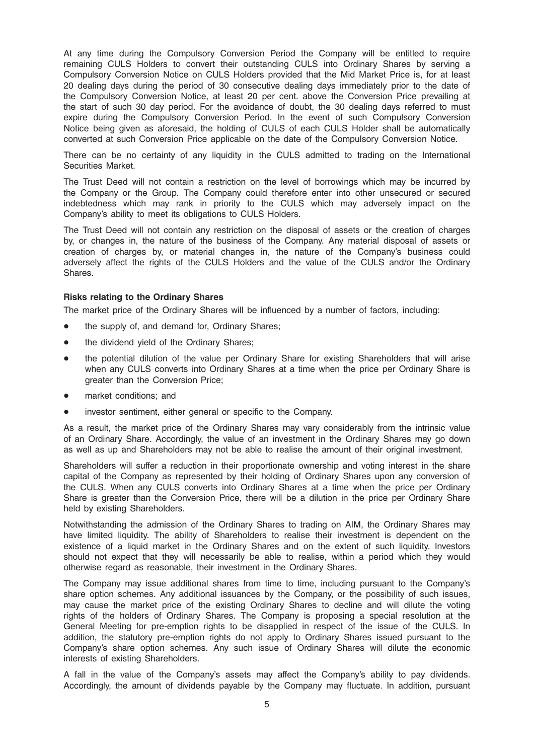At any time during the Compulsory Conversion Period the Company will be entitled to require remaining CULS Holders to convert their outstanding CULS into Ordinary Shares by serving a Compulsory Conversion Notice on CULS Holders provided that the Mid Market Price is, for at least 20 dealing days during the period of 30 consecutive dealing days immediately prior to the date of the Compulsory Conversion Notice, at least 20 per cent. above the Conversion Price prevailing at the start of such 30 day period. For the avoidance of doubt, the 30 dealing days referred to must expire during the Compulsory Conversion Period. In the event of such Compulsory Conversion Notice being given as aforesaid, the holding of CULS of each CULS Holder shall be automatically converted at such Conversion Price applicable on the date of the Compulsory Conversion Notice.

There can be no certainty of any liquidity in the CULS admitted to trading on the International Securities Market.

The Trust Deed will not contain a restriction on the level of borrowings which may be incurred by the Company or the Group. The Company could therefore enter into other unsecured or secured indebtedness which may rank in priority to the CULS which may adversely impact on the Company's ability to meet its obligations to CULS Holders.

The Trust Deed will not contain any restriction on the disposal of assets or the creation of charges by, or changes in, the nature of the business of the Company. Any material disposal of assets or creation of charges by, or material changes in, the nature of the Company's business could adversely affect the rights of the CULS Holders and the value of the CULS and/or the Ordinary Shares.

**Risks relating to the Ordinary Shares**

The market price of the Ordinary Shares will be influenced by a number of factors, including:

- the supply of, and demand for, Ordinary Shares;
- the dividend yield of the Ordinary Shares;
- the potential dilution of the value per Ordinary Share for existing Shareholders that will arise when any CULS converts into Ordinary Shares at a time when the price per Ordinary Share is greater than the Conversion Price;
- market conditions; and
- investor sentiment, either general or specific to the Company.

As a result, the market price of the Ordinary Shares may vary considerably from the intrinsic value of an Ordinary Share. Accordingly, the value of an investment in the Ordinary Shares may go down as well as up and Shareholders may not be able to realise the amount of their original investment.

Shareholders will suffer a reduction in their proportionate ownership and voting interest in the share capital of the Company as represented by their holding of Ordinary Shares upon any conversion of the CULS. When any CULS converts into Ordinary Shares at a time when the price per Ordinary Share is greater than the Conversion Price, there will be a dilution in the price per Ordinary Share held by existing Shareholders.

Notwithstanding the admission of the Ordinary Shares to trading on AIM, the Ordinary Shares may have limited liquidity. The ability of Shareholders to realise their investment is dependent on the existence of a liquid market in the Ordinary Shares and on the extent of such liquidity. Investors should not expect that they will necessarily be able to realise, within a period which they would otherwise regard as reasonable, their investment in the Ordinary Shares.

The Company may issue additional shares from time to time, including pursuant to the Company's share option schemes. Any additional issuances by the Company, or the possibility of such issues, may cause the market price of the existing Ordinary Shares to decline and will dilute the voting rights of the holders of Ordinary Shares. The Company is proposing a special resolution at the General Meeting for pre-emption rights to be disapplied in respect of the issue of the CULS. In addition, the statutory pre-emption rights do not apply to Ordinary Shares issued pursuant to the Company's share option schemes. Any such issue of Ordinary Shares will dilute the economic interests of existing Shareholders.

A fall in the value of the Company's assets may affect the Company's ability to pay dividends. Accordingly, the amount of dividends payable by the Company may fluctuate. In addition, pursuant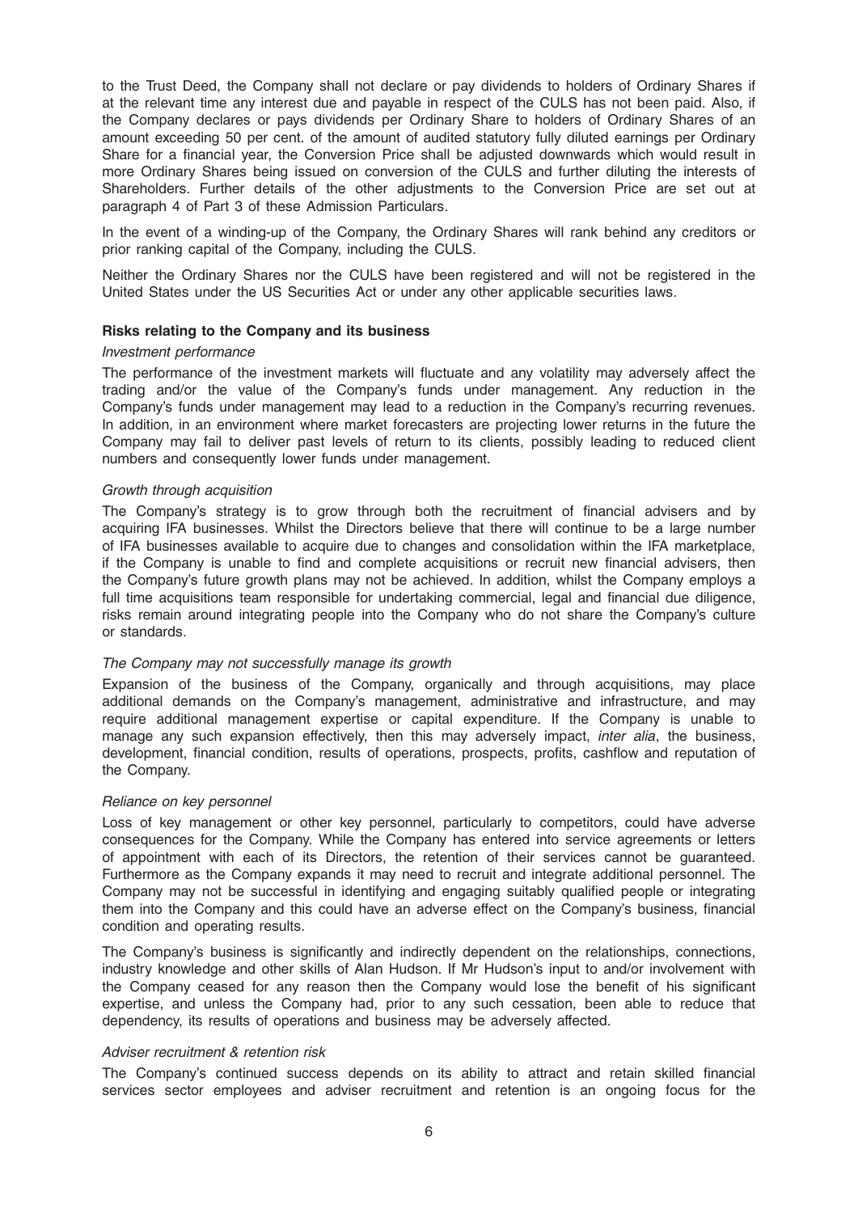to the Trust Deed, the Company shall not declare or pay dividends to holders of Ordinary Shares if at the relevant time any interest due and payable in respect of the CULS has not been paid. Also, if the Company declares or pays dividends per Ordinary Share to holders of Ordinary Shares of an amount exceeding 50 per cent. of the amount of audited statutory fully diluted earnings per Ordinary Share for a financial year, the Conversion Price shall be adjusted downwards which would result in more Ordinary Shares being issued on conversion of the CULS and further diluting the interests of Shareholders. Further details of the other adjustments to the Conversion Price are set out at paragraph 4 of Part 3 of these Admission Particulars.

In the event of a winding-up of the Company, the Ordinary Shares will rank behind any creditors or prior ranking capital of the Company, including the CULS.

Neither the Ordinary Shares nor the CULS have been registered and will not be registered in the United States under the US Securities Act or under any other applicable securities laws.

**Risks relating to the Company and its business**

*Investment performance*

The performance of the investment markets will fluctuate and any volatility may adversely affect the trading and/or the value of the Company's funds under management. Any reduction in the Company's funds under management may lead to a reduction in the Company's recurring revenues. In addition, in an environment where market forecasters are projecting lower returns in the future the Company may fail to deliver past levels of return to its clients, possibly leading to reduced client numbers and consequently lower funds under management.

*Growth through acquisition*

The Company's strategy is to grow through both the recruitment of financial advisers and by acquiring IFA businesses. Whilst the Directors believe that there will continue to be a large number of IFA businesses available to acquire due to changes and consolidation within the IFA marketplace, if the Company is unable to find and complete acquisitions or recruit new financial advisers, then the Company's future growth plans may not be achieved. In addition, whilst the Company employs a full time acquisitions team responsible for undertaking commercial, legal and financial due diligence, risks remain around integrating people into the Company who do not share the Company's culture or standards.

*The Company may not successfully manage its growth*

Expansion of the business of the Company, organically and through acquisitions, may place additional demands on the Company's management, administrative and infrastructure, and may require additional management expertise or capital expenditure. If the Company is unable to manage any such expansion effectively, then this may adversely impact, *inter alia*, the business, development, financial condition, results of operations, prospects, profits, cashflow and reputation of the Company.

*Reliance on key personnel*

Loss of key management or other key personnel, particularly to competitors, could have adverse consequences for the Company. While the Company has entered into service agreements or letters of appointment with each of its Directors, the retention of their services cannot be guaranteed. Furthermore as the Company expands it may need to recruit and integrate additional personnel. The Company may not be successful in identifying and engaging suitably qualified people or integrating them into the Company and this could have an adverse effect on the Company's business, financial condition and operating results.

The Company's business is significantly and indirectly dependent on the relationships, connections, industry knowledge and other skills of Alan Hudson. If Mr Hudson's input to and/or involvement with the Company ceased for any reason then the Company would lose the benefit of his significant expertise, and unless the Company had, prior to any such cessation, been able to reduce that dependency, its results of operations and business may be adversely affected.

*Adviser recruitment & retention risk*

The Company's continued success depends on its ability to attract and retain skilled financial services sector employees and adviser recruitment and retention is an ongoing focus for the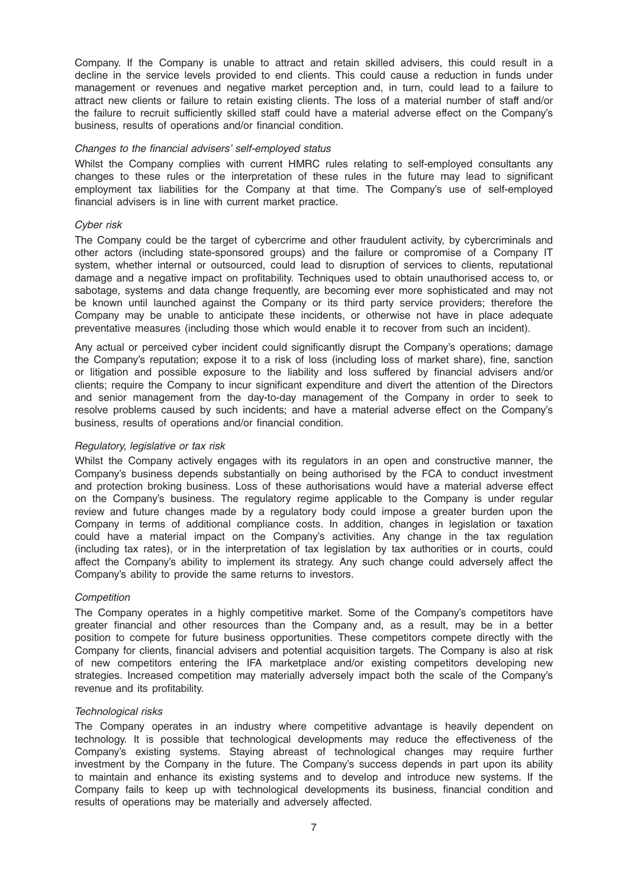Company. If the Company is unable to attract and retain skilled advisers, this could result in a decline in the service levels provided to end clients. This could cause a reduction in funds under management or revenues and negative market perception and, in turn, could lead to a failure to attract new clients or failure to retain existing clients. The loss of a material number of staff and/or the failure to recruit sufficiently skilled staff could have a material adverse effect on the Company's business, results of operations and/or financial condition.

*Changes to the financial advisers' self-employed status*

Whilst the Company complies with current HMRC rules relating to self-employed consultants any changes to these rules or the interpretation of these rules in the future may lead to significant employment tax liabilities for the Company at that time. The Company's use of self-employed financial advisers is in line with current market practice.

*Cyber risk*

The Company could be the target of cybercrime and other fraudulent activity, by cybercriminals and other actors (including state-sponsored groups) and the failure or compromise of a Company IT system, whether internal or outsourced, could lead to disruption of services to clients, reputational damage and a negative impact on profitability. Techniques used to obtain unauthorised access to, or sabotage, systems and data change frequently, are becoming ever more sophisticated and may not be known until launched against the Company or its third party service providers; therefore the Company may be unable to anticipate these incidents, or otherwise not have in place adequate preventative measures (including those which would enable it to recover from such an incident).

Any actual or perceived cyber incident could significantly disrupt the Company's operations; damage the Company's reputation; expose it to a risk of loss (including loss of market share), fine, sanction or litigation and possible exposure to the liability and loss suffered by financial advisers and/or clients; require the Company to incur significant expenditure and divert the attention of the Directors and senior management from the day-to-day management of the Company in order to seek to resolve problems caused by such incidents; and have a material adverse effect on the Company's business, results of operations and/or financial condition.

*Regulatory, legislative or tax risk*

Whilst the Company actively engages with its regulators in an open and constructive manner, the Company's business depends substantially on being authorised by the FCA to conduct investment and protection broking business. Loss of these authorisations would have a material adverse effect on the Company's business. The regulatory regime applicable to the Company is under regular review and future changes made by a regulatory body could impose a greater burden upon the Company in terms of additional compliance costs. In addition, changes in legislation or taxation could have a material impact on the Company's activities. Any change in the tax regulation (including tax rates), or in the interpretation of tax legislation by tax authorities or in courts, could affect the Company's ability to implement its strategy. Any such change could adversely affect the Company's ability to provide the same returns to investors.

*Competition*

The Company operates in a highly competitive market. Some of the Company's competitors have greater financial and other resources than the Company and, as a result, may be in a better position to compete for future business opportunities. These competitors compete directly with the Company for clients, financial advisers and potential acquisition targets. The Company is also at risk of new competitors entering the IFA marketplace and/or existing competitors developing new strategies. Increased competition may materially adversely impact both the scale of the Company's revenue and its profitability.

*Technological risks*

The Company operates in an industry where competitive advantage is heavily dependent on technology. It is possible that technological developments may reduce the effectiveness of the Company's existing systems. Staying abreast of technological changes may require further investment by the Company in the future. The Company's success depends in part upon its ability to maintain and enhance its existing systems and to develop and introduce new systems. If the Company fails to keep up with technological developments its business, financial condition and results of operations may be materially and adversely affected.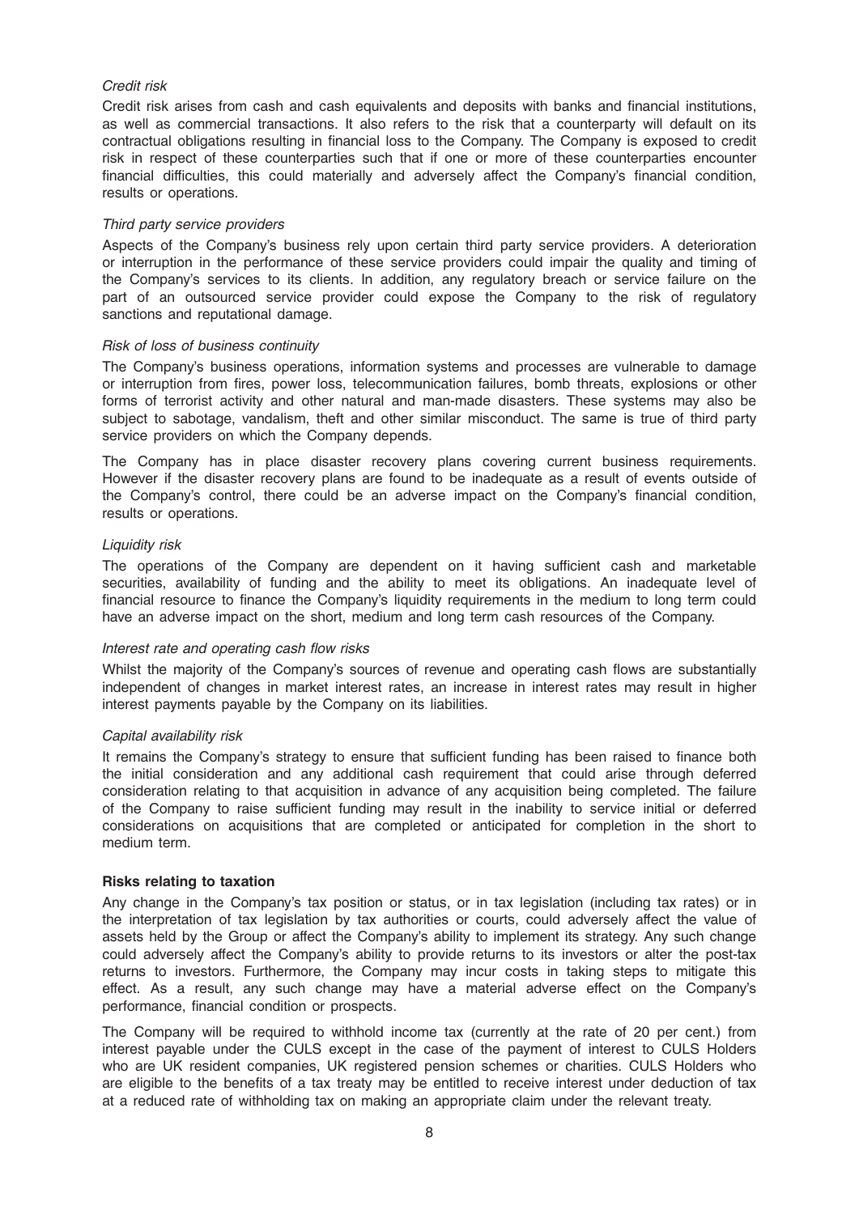*Credit risk*

Credit risk arises from cash and cash equivalents and deposits with banks and financial institutions, as well as commercial transactions. It also refers to the risk that a counterparty will default on its contractual obligations resulting in financial loss to the Company. The Company is exposed to credit risk in respect of these counterparties such that if one or more of these counterparties encounter financial difficulties, this could materially and adversely affect the Company's financial condition, results or operations.

*Third party service providers*

Aspects of the Company's business rely upon certain third party service providers. A deterioration or interruption in the performance of these service providers could impair the quality and timing of the Company's services to its clients. In addition, any regulatory breach or service failure on the part of an outsourced service provider could expose the Company to the risk of regulatory sanctions and reputational damage.

*Risk of loss of business continuity*

The Company's business operations, information systems and processes are vulnerable to damage or interruption from fires, power loss, telecommunication failures, bomb threats, explosions or other forms of terrorist activity and other natural and man-made disasters. These systems may also be subject to sabotage, vandalism, theft and other similar misconduct. The same is true of third party service providers on which the Company depends.

The Company has in place disaster recovery plans covering current business requirements. However if the disaster recovery plans are found to be inadequate as a result of events outside of the Company's control, there could be an adverse impact on the Company's financial condition, results or operations.

*Liquidity risk*

The operations of the Company are dependent on it having sufficient cash and marketable securities, availability of funding and the ability to meet its obligations. An inadequate level of financial resource to finance the Company's liquidity requirements in the medium to long term could have an adverse impact on the short, medium and long term cash resources of the Company.

*Interest rate and operating cash flow risks*

Whilst the majority of the Company's sources of revenue and operating cash flows are substantially independent of changes in market interest rates, an increase in interest rates may result in higher interest payments payable by the Company on its liabilities.

*Capital availability risk*

It remains the Company's strategy to ensure that sufficient funding has been raised to finance both the initial consideration and any additional cash requirement that could arise through deferred consideration relating to that acquisition in advance of any acquisition being completed. The failure of the Company to raise sufficient funding may result in the inability to service initial or deferred considerations on acquisitions that are completed or anticipated for completion in the short to medium term.

**Risks relating to taxation**

Any change in the Company's tax position or status, or in tax legislation (including tax rates) or in the interpretation of tax legislation by tax authorities or courts, could adversely affect the value of assets held by the Group or affect the Company's ability to implement its strategy. Any such change could adversely affect the Company's ability to provide returns to its investors or alter the post-tax returns to investors. Furthermore, the Company may incur costs in taking steps to mitigate this effect. As a result, any such change may have a material adverse effect on the Company's performance, financial condition or prospects.

The Company will be required to withhold income tax (currently at the rate of 20 per cent.) from interest payable under the CULS except in the case of the payment of interest to CULS Holders who are UK resident companies, UK registered pension schemes or charities. CULS Holders who are eligible to the benefits of a tax treaty may be entitled to receive interest under deduction of tax at a reduced rate of withholding tax on making an appropriate claim under the relevant treaty.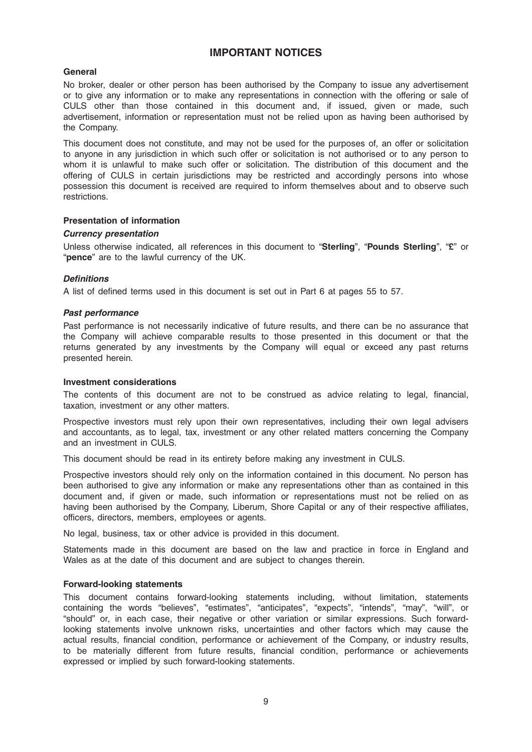# IMPORTANT NOTICES

## General

No broker, dealer or other person has been authorised by the Company to issue any advertisement or to give any information or to make any representations in connection with the offering or sale of CULS other than those contained in this document and, if issued, given or made, such advertisement, information or representation must not be relied upon as having been authorised by the Company.

This document does not constitute, and may not be used for the purposes of, an offer or solicitation to anyone in any jurisdiction in which such offer or solicitation is not authorised or to any person to whom it is unlawful to make such offer or solicitation. The distribution of this document and the offering of CULS in certain jurisdictions may be restricted and accordingly persons into whose possession this document is received are required to inform themselves about and to observe such restrictions.

## Presentation of information

### *Currency presentation*

Unless otherwise indicated, all references in this document to "**Sterling**", "**Pounds Sterling**", "**£**" or "**pence**" are to the lawful currency of the UK.

### *Definitions*

A list of defined terms used in this document is set out in Part 6 at pages 55 to 57.

### *Past performance*

Past performance is not necessarily indicative of future results, and there can be no assurance that the Company will achieve comparable results to those presented in this document or that the returns generated by any investments by the Company will equal or exceed any past returns presented herein.

## Investment considerations

The contents of this document are not to be construed as advice relating to legal, financial, taxation, investment or any other matters.

Prospective investors must rely upon their own representatives, including their own legal advisers and accountants, as to legal, tax, investment or any other related matters concerning the Company and an investment in CULS.

This document should be read in its entirety before making any investment in CULS.

Prospective investors should rely only on the information contained in this document. No person has been authorised to give any information or make any representations other than as contained in this document and, if given or made, such information or representations must not be relied on as having been authorised by the Company, Liberum, Shore Capital or any of their respective affiliates, officers, directors, members, employees or agents.

No legal, business, tax or other advice is provided in this document.

Statements made in this document are based on the law and practice in force in England and Wales as at the date of this document and are subject to changes therein.

## Forward-looking statements

This document contains forward-looking statements including, without limitation, statements containing the words "believes", "estimates", "anticipates", "expects", "intends", "may", "will", or "should" or, in each case, their negative or other variation or similar expressions. Such forward-looking statements involve unknown risks, uncertainties and other factors which may cause the actual results, financial condition, performance or achievement of the Company, or industry results, to be materially different from future results, financial condition, performance or achievements expressed or implied by such forward-looking statements.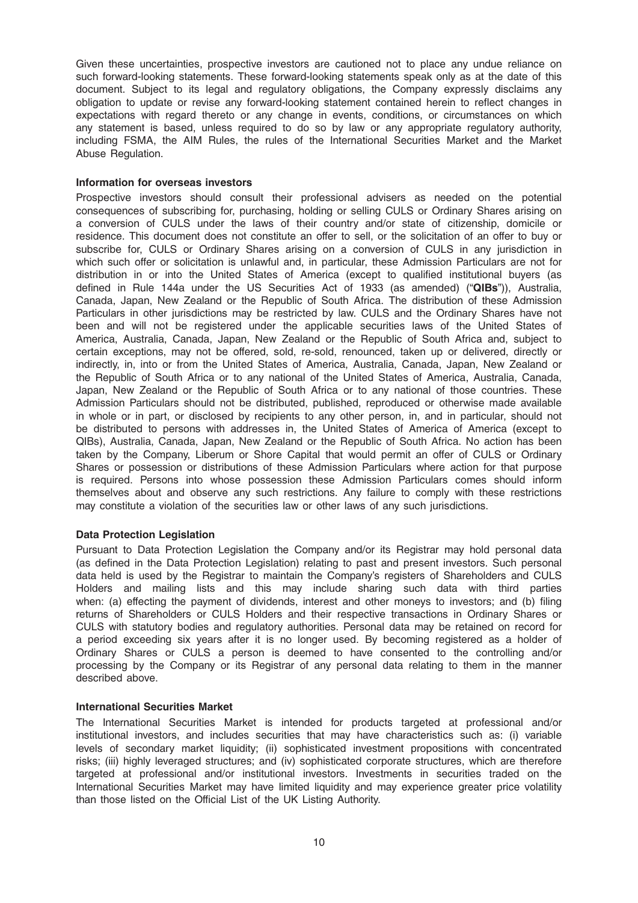Given these uncertainties, prospective investors are cautioned not to place any undue reliance on such forward-looking statements. These forward-looking statements speak only as at the date of this document. Subject to its legal and regulatory obligations, the Company expressly disclaims any obligation to update or revise any forward-looking statement contained herein to reflect changes in expectations with regard thereto or any change in events, conditions, or circumstances on which any statement is based, unless required to do so by law or any appropriate regulatory authority, including FSMA, the AIM Rules, the rules of the International Securities Market and the Market Abuse Regulation.

**Information for overseas investors**

Prospective investors should consult their professional advisers as needed on the potential consequences of subscribing for, purchasing, holding or selling CULS or Ordinary Shares arising on a conversion of CULS under the laws of their country and/or state of citizenship, domicile or residence. This document does not constitute an offer to sell, or the solicitation of an offer to buy or subscribe for, CULS or Ordinary Shares arising on a conversion of CULS in any jurisdiction in which such offer or solicitation is unlawful and, in particular, these Admission Particulars are not for distribution in or into the United States of America (except to qualified institutional buyers (as defined in Rule 144a under the US Securities Act of 1933 (as amended) ("**QIBs**")), Australia, Canada, Japan, New Zealand or the Republic of South Africa. The distribution of these Admission Particulars in other jurisdictions may be restricted by law. CULS and the Ordinary Shares have not been and will not be registered under the applicable securities laws of the United States of America, Australia, Canada, Japan, New Zealand or the Republic of South Africa and, subject to certain exceptions, may not be offered, sold, re-sold, renounced, taken up or delivered, directly or indirectly, in, into or from the United States of America, Australia, Canada, Japan, New Zealand or the Republic of South Africa or to any national of the United States of America, Australia, Canada, Japan, New Zealand or the Republic of South Africa or to any national of those countries. These Admission Particulars should not be distributed, published, reproduced or otherwise made available in whole or in part, or disclosed by recipients to any other person, in, and in particular, should not be distributed to persons with addresses in, the United States of America of America (except to QIBs), Australia, Canada, Japan, New Zealand or the Republic of South Africa. No action has been taken by the Company, Liberum or Shore Capital that would permit an offer of CULS or Ordinary Shares or possession or distributions of these Admission Particulars where action for that purpose is required. Persons into whose possession these Admission Particulars comes should inform themselves about and observe any such restrictions. Any failure to comply with these restrictions may constitute a violation of the securities law or other laws of any such jurisdictions.

**Data Protection Legislation**

Pursuant to Data Protection Legislation the Company and/or its Registrar may hold personal data (as defined in the Data Protection Legislation) relating to past and present investors. Such personal data held is used by the Registrar to maintain the Company's registers of Shareholders and CULS Holders and mailing lists and this may include sharing such data with third parties when: (a) effecting the payment of dividends, interest and other moneys to investors; and (b) filing returns of Shareholders or CULS Holders and their respective transactions in Ordinary Shares or CULS with statutory bodies and regulatory authorities. Personal data may be retained on record for a period exceeding six years after it is no longer used. By becoming registered as a holder of Ordinary Shares or CULS a person is deemed to have consented to the controlling and/or processing by the Company or its Registrar of any personal data relating to them in the manner described above.

**International Securities Market**

The International Securities Market is intended for products targeted at professional and/or institutional investors, and includes securities that may have characteristics such as: (i) variable levels of secondary market liquidity; (ii) sophisticated investment propositions with concentrated risks; (iii) highly leveraged structures; and (iv) sophisticated corporate structures, which are therefore targeted at professional and/or institutional investors. Investments in securities traded on the International Securities Market may have limited liquidity and may experience greater price volatility than those listed on the Official List of the UK Listing Authority.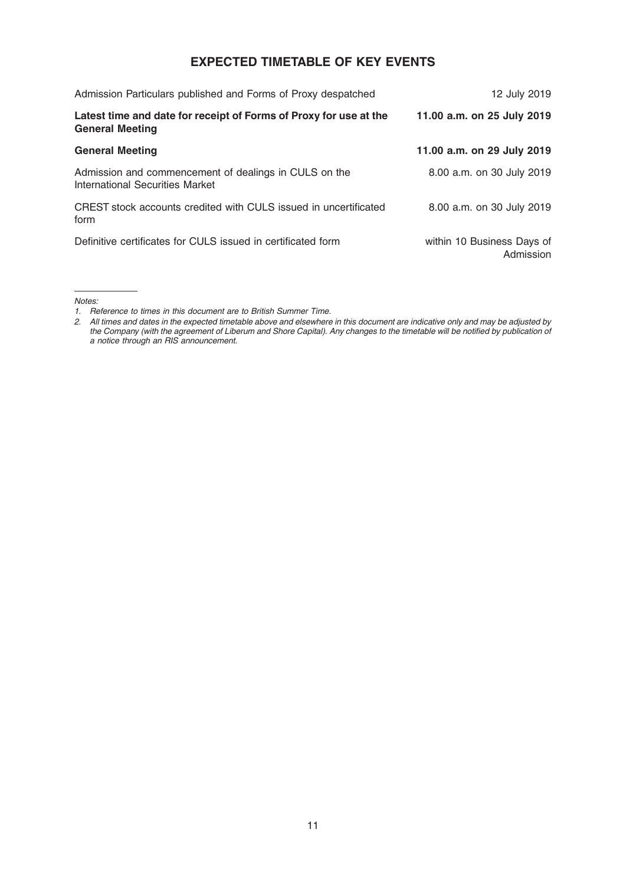# EXPECTED TIMETABLE OF KEY EVENTS

| | |
|---|---|
| Admission Particulars published and Forms of Proxy despatched | 12 July 2019 |
| **Latest time and date for receipt of Forms of Proxy for use at the General Meeting** | **11.00 a.m. on 25 July 2019** |
| **General Meeting** | **11.00 a.m. on 29 July 2019** |
| Admission and commencement of dealings in CULS on the International Securities Market | 8.00 a.m. on 30 July 2019 |
| CREST stock accounts credited with CULS issued in uncertificated form | 8.00 a.m. on 30 July 2019 |
| Definitive certificates for CULS issued in certificated form | within 10 Business Days of Admission |

*Notes:*

1. *Reference to times in this document are to British Summer Time.*
2. *All times and dates in the expected timetable above and elsewhere in this document are indicative only and may be adjusted by the Company (with the agreement of Liberum and Shore Capital). Any changes to the timetable will be notified by publication of a notice through an RIS announcement.*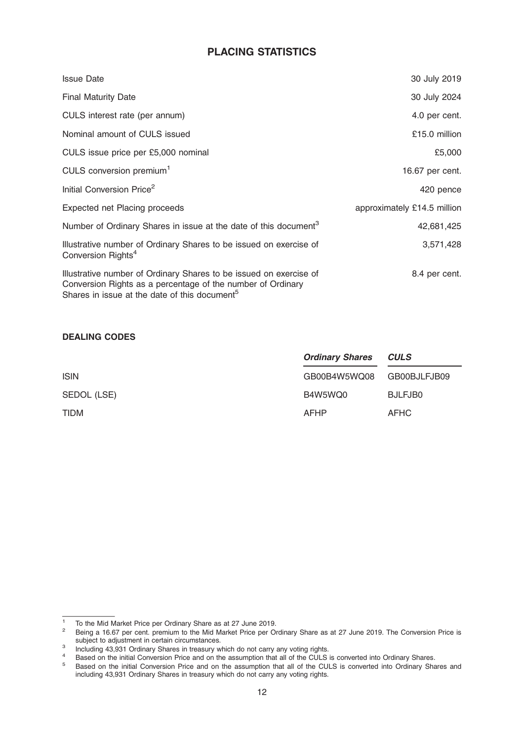# PLACING STATISTICS

| | |
|---|---|
| Issue Date | 30 July 2019 |
| Final Maturity Date | 30 July 2024 |
| CULS interest rate (per annum) | 4.0 per cent. |
| Nominal amount of CULS issued | £15.0 million |
| CULS issue price per £5,000 nominal | £5,000 |
| CULS conversion premium[1] | 16.67 per cent. |
| Initial Conversion Price[2] | 420 pence |
| Expected net Placing proceeds | approximately £14.5 million |
| Number of Ordinary Shares in issue at the date of this document[3] | 42,681,425 |
| Illustrative number of Ordinary Shares to be issued on exercise of Conversion Rights[4] | 3,571,428 |
| Illustrative number of Ordinary Shares to be issued on exercise of Conversion Rights as a percentage of the number of Ordinary Shares in issue at the date of this document[5] | 8.4 per cent. |

**DEALING CODES**

| | *Ordinary Shares* | *CULS* |
|---|---|---|
| ISIN | GB00B4W5WQ08 | GB00BJLFJB09 |
| SEDOL (LSE) | B4W5WQ0 | BJLFJB0 |
| TIDM | AFHP | AFHC |

[1] To the Mid Market Price per Ordinary Share as at 27 June 2019.

[2] Being a 16.67 per cent. premium to the Mid Market Price per Ordinary Share as at 27 June 2019. The Conversion Price is subject to adjustment in certain circumstances.

[3] Including 43,931 Ordinary Shares in treasury which do not carry any voting rights.

[4] Based on the initial Conversion Price and on the assumption that all of the CULS is converted into Ordinary Shares.

[5] Based on the initial Conversion Price and on the assumption that all of the CULS is converted into Ordinary Shares and including 43,931 Ordinary Shares in treasury which do not carry any voting rights.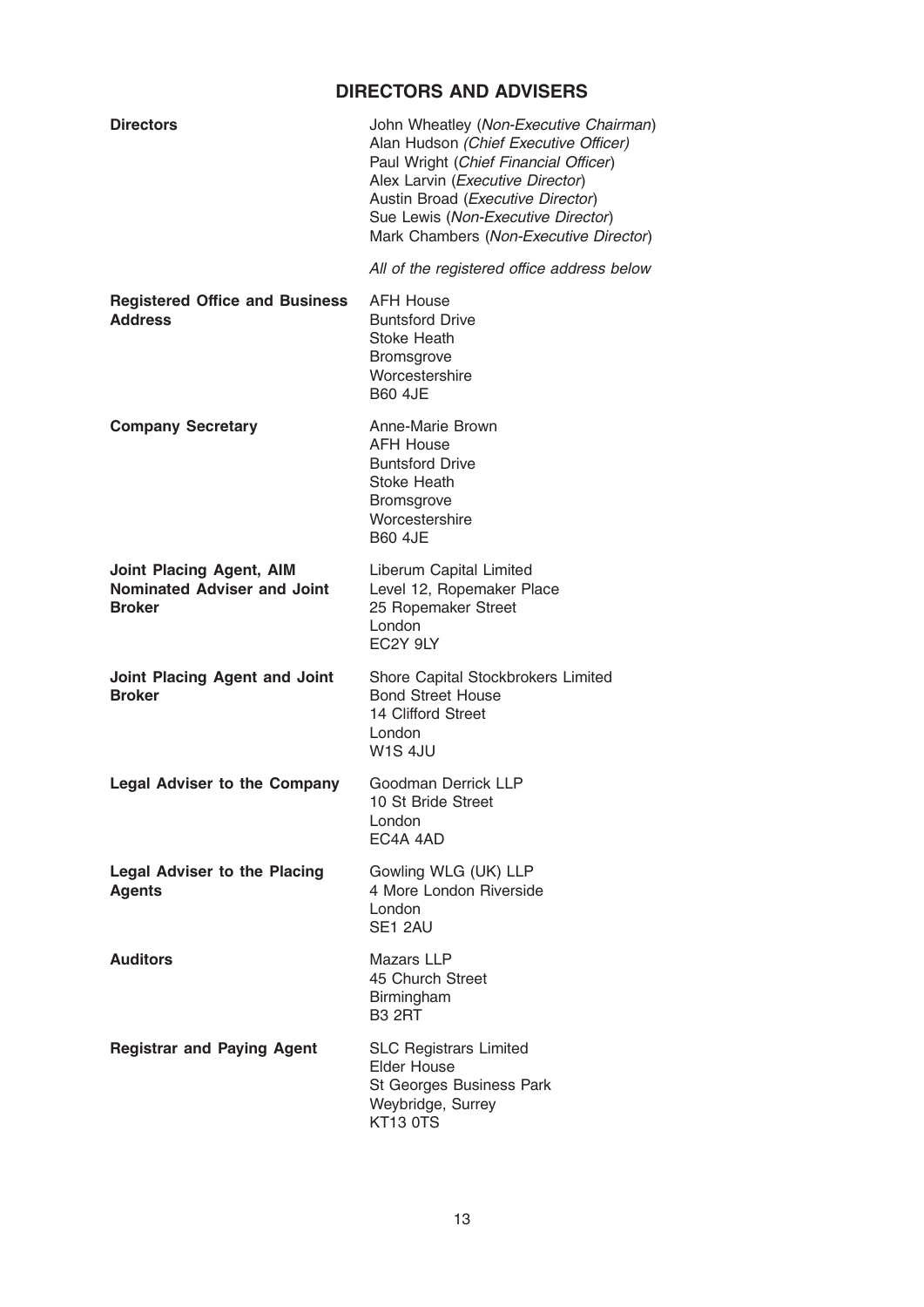# DIRECTORS AND ADVISERS

| | |
|---|---|
| **Directors** | John Wheatley (*Non-Executive Chairman*)<br>Alan Hudson *(Chief Executive Officer)*<br>Paul Wright (*Chief Financial Officer*)<br>Alex Larvin (*Executive Director*)<br>Austin Broad (*Executive Director*)<br>Sue Lewis (*Non-Executive Director*)<br>Mark Chambers (*Non-Executive Director*)<br><br>*All of the registered office address below* |
| **Registered Office and Business Address** | AFH House<br>Buntsford Drive<br>Stoke Heath<br>Bromsgrove<br>Worcestershire<br>B60 4JE |
| **Company Secretary** | Anne-Marie Brown<br>AFH House<br>Buntsford Drive<br>Stoke Heath<br>Bromsgrove<br>Worcestershire<br>B60 4JE |
| **Joint Placing Agent, AIM Nominated Adviser and Joint Broker** | Liberum Capital Limited<br>Level 12, Ropemaker Place<br>25 Ropemaker Street<br>London<br>EC2Y 9LY |
| **Joint Placing Agent and Joint Broker** | Shore Capital Stockbrokers Limited<br>Bond Street House<br>14 Clifford Street<br>London<br>W1S 4JU |
| **Legal Adviser to the Company** | Goodman Derrick LLP<br>10 St Bride Street<br>London<br>EC4A 4AD |
| **Legal Adviser to the Placing Agents** | Gowling WLG (UK) LLP<br>4 More London Riverside<br>London<br>SE1 2AU |
| **Auditors** | Mazars LLP<br>45 Church Street<br>Birmingham<br>B3 2RT |
| **Registrar and Paying Agent** | SLC Registrars Limited<br>Elder House<br>St Georges Business Park<br>Weybridge, Surrey<br>KT13 0TS |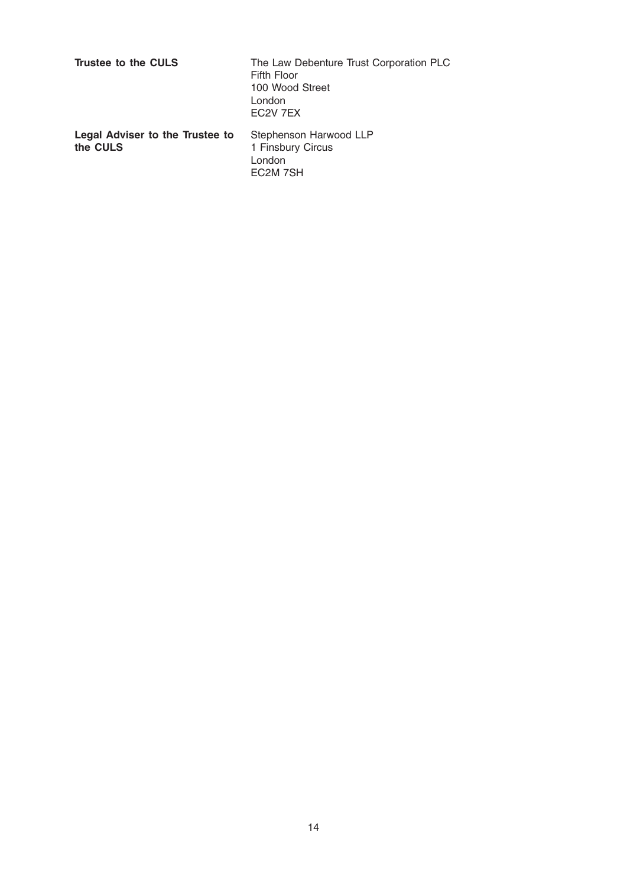| | |
|---|---|
| **Trustee to the CULS** | The Law Debenture Trust Corporation PLC<br>Fifth Floor<br>100 Wood Street<br>London<br>EC2V 7EX |
| **Legal Adviser to the Trustee to the CULS** | Stephenson Harwood LLP<br>1 Finsbury Circus<br>London<br>EC2M 7SH |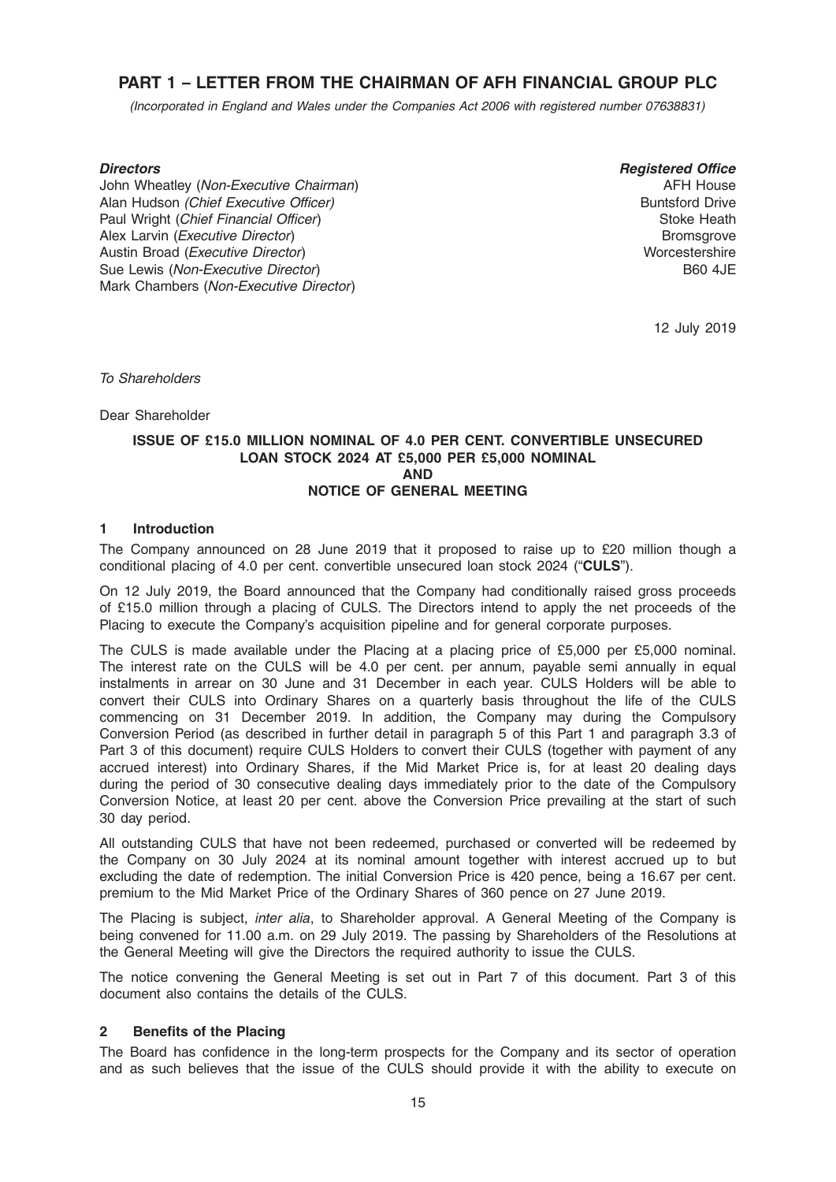# PART 1 – LETTER FROM THE CHAIRMAN OF AFH FINANCIAL GROUP PLC

*(Incorporated in England and Wales under the Companies Act 2006 with registered number 07638831)*

***Directors***
John Wheatley (*Non-Executive Chairman*)
Alan Hudson *(Chief Executive Officer)*
Paul Wright (*Chief Financial Officer*)
Alex Larvin (*Executive Director*)
Austin Broad (*Executive Director*)
Sue Lewis (*Non-Executive Director*)
Mark Chambers (*Non-Executive Director*)

***Registered Office***
AFH House
Buntsford Drive
Stoke Heath
Bromsgrove
Worcestershire
B60 4JE

12 July 2019

*To Shareholders*

Dear Shareholder

**ISSUE OF £15.0 MILLION NOMINAL OF 4.0 PER CENT. CONVERTIBLE UNSECURED LOAN STOCK 2024 AT £5,000 PER £5,000 NOMINAL AND NOTICE OF GENERAL MEETING**

## 1 Introduction

The Company announced on 28 June 2019 that it proposed to raise up to £20 million though a conditional placing of 4.0 per cent. convertible unsecured loan stock 2024 ("**CULS**").

On 12 July 2019, the Board announced that the Company had conditionally raised gross proceeds of £15.0 million through a placing of CULS. The Directors intend to apply the net proceeds of the Placing to execute the Company's acquisition pipeline and for general corporate purposes.

The CULS is made available under the Placing at a placing price of £5,000 per £5,000 nominal. The interest rate on the CULS will be 4.0 per cent. per annum, payable semi annually in equal instalments in arrear on 30 June and 31 December in each year. CULS Holders will be able to convert their CULS into Ordinary Shares on a quarterly basis throughout the life of the CULS commencing on 31 December 2019. In addition, the Company may during the Compulsory Conversion Period (as described in further detail in paragraph 5 of this Part 1 and paragraph 3.3 of Part 3 of this document) require CULS Holders to convert their CULS (together with payment of any accrued interest) into Ordinary Shares, if the Mid Market Price is, for at least 20 dealing days during the period of 30 consecutive dealing days immediately prior to the date of the Compulsory Conversion Notice, at least 20 per cent. above the Conversion Price prevailing at the start of such 30 day period.

All outstanding CULS that have not been redeemed, purchased or converted will be redeemed by the Company on 30 July 2024 at its nominal amount together with interest accrued up to but excluding the date of redemption. The initial Conversion Price is 420 pence, being a 16.67 per cent. premium to the Mid Market Price of the Ordinary Shares of 360 pence on 27 June 2019.

The Placing is subject, *inter alia*, to Shareholder approval. A General Meeting of the Company is being convened for 11.00 a.m. on 29 July 2019. The passing by Shareholders of the Resolutions at the General Meeting will give the Directors the required authority to issue the CULS.

The notice convening the General Meeting is set out in Part 7 of this document. Part 3 of this document also contains the details of the CULS.

## 2 Benefits of the Placing

The Board has confidence in the long-term prospects for the Company and its sector of operation and as such believes that the issue of the CULS should provide it with the ability to execute on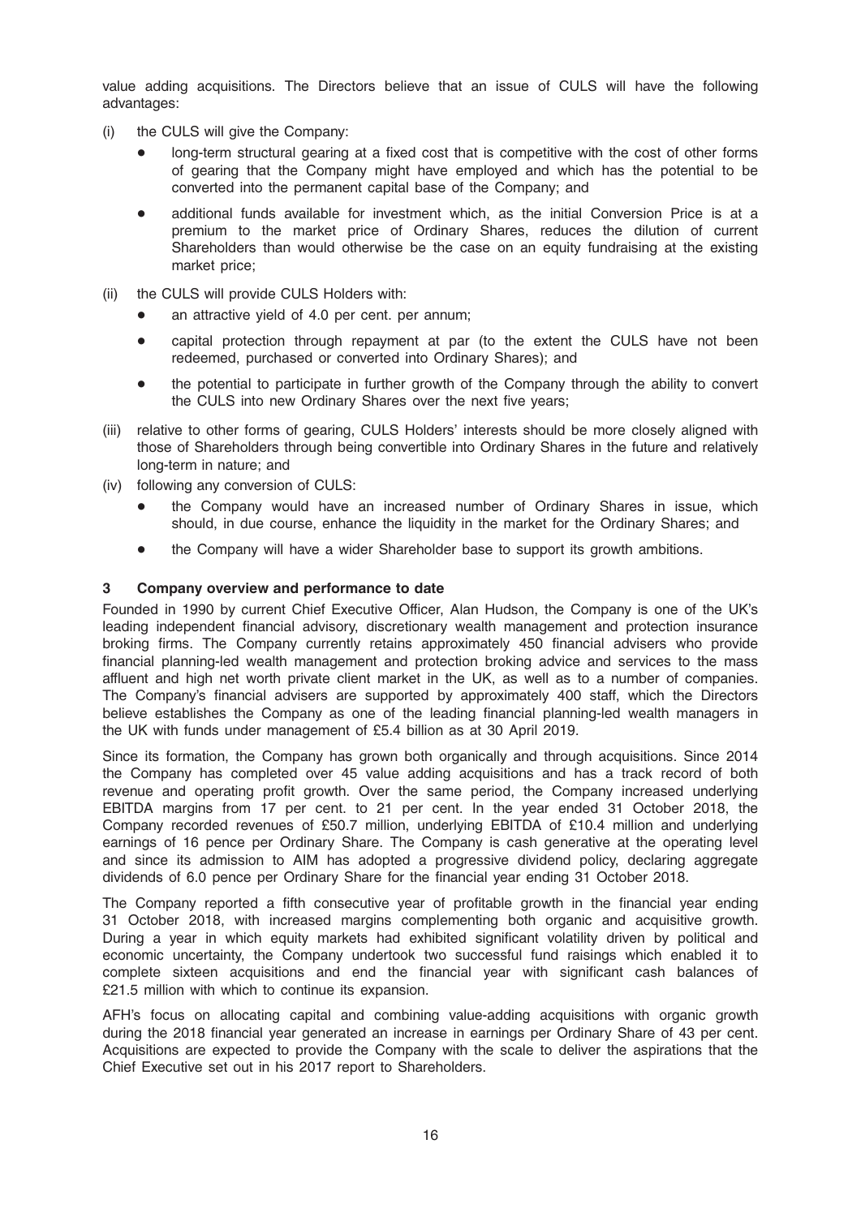value adding acquisitions. The Directors believe that an issue of CULS will have the following advantages:

(i) the CULS will give the Company:

- long-term structural gearing at a fixed cost that is competitive with the cost of other forms of gearing that the Company might have employed and which has the potential to be converted into the permanent capital base of the Company; and
- additional funds available for investment which, as the initial Conversion Price is at a premium to the market price of Ordinary Shares, reduces the dilution of current Shareholders than would otherwise be the case on an equity fundraising at the existing market price;

(ii) the CULS will provide CULS Holders with:

- an attractive yield of 4.0 per cent. per annum;
- capital protection through repayment at par (to the extent the CULS have not been redeemed, purchased or converted into Ordinary Shares); and
- the potential to participate in further growth of the Company through the ability to convert the CULS into new Ordinary Shares over the next five years;

(iii) relative to other forms of gearing, CULS Holders' interests should be more closely aligned with those of Shareholders through being convertible into Ordinary Shares in the future and relatively long-term in nature; and

(iv) following any conversion of CULS:

- the Company would have an increased number of Ordinary Shares in issue, which should, in due course, enhance the liquidity in the market for the Ordinary Shares; and
- the Company will have a wider Shareholder base to support its growth ambitions.

## 3 Company overview and performance to date

Founded in 1990 by current Chief Executive Officer, Alan Hudson, the Company is one of the UK's leading independent financial advisory, discretionary wealth management and protection insurance broking firms. The Company currently retains approximately 450 financial advisers who provide financial planning-led wealth management and protection broking advice and services to the mass affluent and high net worth private client market in the UK, as well as to a number of companies. The Company's financial advisers are supported by approximately 400 staff, which the Directors believe establishes the Company as one of the leading financial planning-led wealth managers in the UK with funds under management of £5.4 billion as at 30 April 2019.

Since its formation, the Company has grown both organically and through acquisitions. Since 2014 the Company has completed over 45 value adding acquisitions and has a track record of both revenue and operating profit growth. Over the same period, the Company increased underlying EBITDA margins from 17 per cent. to 21 per cent. In the year ended 31 October 2018, the Company recorded revenues of £50.7 million, underlying EBITDA of £10.4 million and underlying earnings of 16 pence per Ordinary Share. The Company is cash generative at the operating level and since its admission to AIM has adopted a progressive dividend policy, declaring aggregate dividends of 6.0 pence per Ordinary Share for the financial year ending 31 October 2018.

The Company reported a fifth consecutive year of profitable growth in the financial year ending 31 October 2018, with increased margins complementing both organic and acquisitive growth. During a year in which equity markets had exhibited significant volatility driven by political and economic uncertainty, the Company undertook two successful fund raisings which enabled it to complete sixteen acquisitions and end the financial year with significant cash balances of £21.5 million with which to continue its expansion.

AFH's focus on allocating capital and combining value-adding acquisitions with organic growth during the 2018 financial year generated an increase in earnings per Ordinary Share of 43 per cent. Acquisitions are expected to provide the Company with the scale to deliver the aspirations that the Chief Executive set out in his 2017 report to Shareholders.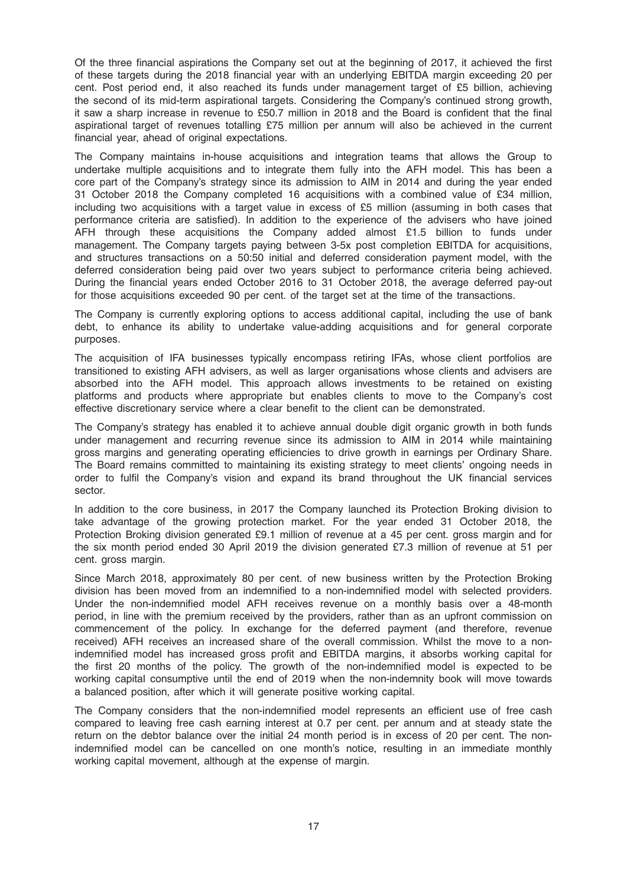Of the three financial aspirations the Company set out at the beginning of 2017, it achieved the first of these targets during the 2018 financial year with an underlying EBITDA margin exceeding 20 per cent. Post period end, it also reached its funds under management target of £5 billion, achieving the second of its mid-term aspirational targets. Considering the Company's continued strong growth, it saw a sharp increase in revenue to £50.7 million in 2018 and the Board is confident that the final aspirational target of revenues totalling £75 million per annum will also be achieved in the current financial year, ahead of original expectations.

The Company maintains in-house acquisitions and integration teams that allows the Group to undertake multiple acquisitions and to integrate them fully into the AFH model. This has been a core part of the Company's strategy since its admission to AIM in 2014 and during the year ended 31 October 2018 the Company completed 16 acquisitions with a combined value of £34 million, including two acquisitions with a target value in excess of £5 million (assuming in both cases that performance criteria are satisfied). In addition to the experience of the advisers who have joined AFH through these acquisitions the Company added almost £1.5 billion to funds under management. The Company targets paying between 3-5x post completion EBITDA for acquisitions, and structures transactions on a 50:50 initial and deferred consideration payment model, with the deferred consideration being paid over two years subject to performance criteria being achieved. During the financial years ended October 2016 to 31 October 2018, the average deferred pay-out for those acquisitions exceeded 90 per cent. of the target set at the time of the transactions.

The Company is currently exploring options to access additional capital, including the use of bank debt, to enhance its ability to undertake value-adding acquisitions and for general corporate purposes.

The acquisition of IFA businesses typically encompass retiring IFAs, whose client portfolios are transitioned to existing AFH advisers, as well as larger organisations whose clients and advisers are absorbed into the AFH model. This approach allows investments to be retained on existing platforms and products where appropriate but enables clients to move to the Company's cost effective discretionary service where a clear benefit to the client can be demonstrated.

The Company's strategy has enabled it to achieve annual double digit organic growth in both funds under management and recurring revenue since its admission to AIM in 2014 while maintaining gross margins and generating operating efficiencies to drive growth in earnings per Ordinary Share. The Board remains committed to maintaining its existing strategy to meet clients' ongoing needs in order to fulfil the Company's vision and expand its brand throughout the UK financial services sector.

In addition to the core business, in 2017 the Company launched its Protection Broking division to take advantage of the growing protection market. For the year ended 31 October 2018, the Protection Broking division generated £9.1 million of revenue at a 45 per cent. gross margin and for the six month period ended 30 April 2019 the division generated £7.3 million of revenue at 51 per cent. gross margin.

Since March 2018, approximately 80 per cent. of new business written by the Protection Broking division has been moved from an indemnified to a non-indemnified model with selected providers. Under the non-indemnified model AFH receives revenue on a monthly basis over a 48-month period, in line with the premium received by the providers, rather than as an upfront commission on commencement of the policy. In exchange for the deferred payment (and therefore, revenue received) AFH receives an increased share of the overall commission. Whilst the move to a non-indemnified model has increased gross profit and EBITDA margins, it absorbs working capital for the first 20 months of the policy. The growth of the non-indemnified model is expected to be working capital consumptive until the end of 2019 when the non-indemnity book will move towards a balanced position, after which it will generate positive working capital.

The Company considers that the non-indemnified model represents an efficient use of free cash compared to leaving free cash earning interest at 0.7 per cent. per annum and at steady state the return on the debtor balance over the initial 24 month period is in excess of 20 per cent. The non-indemnified model can be cancelled on one month's notice, resulting in an immediate monthly working capital movement, although at the expense of margin.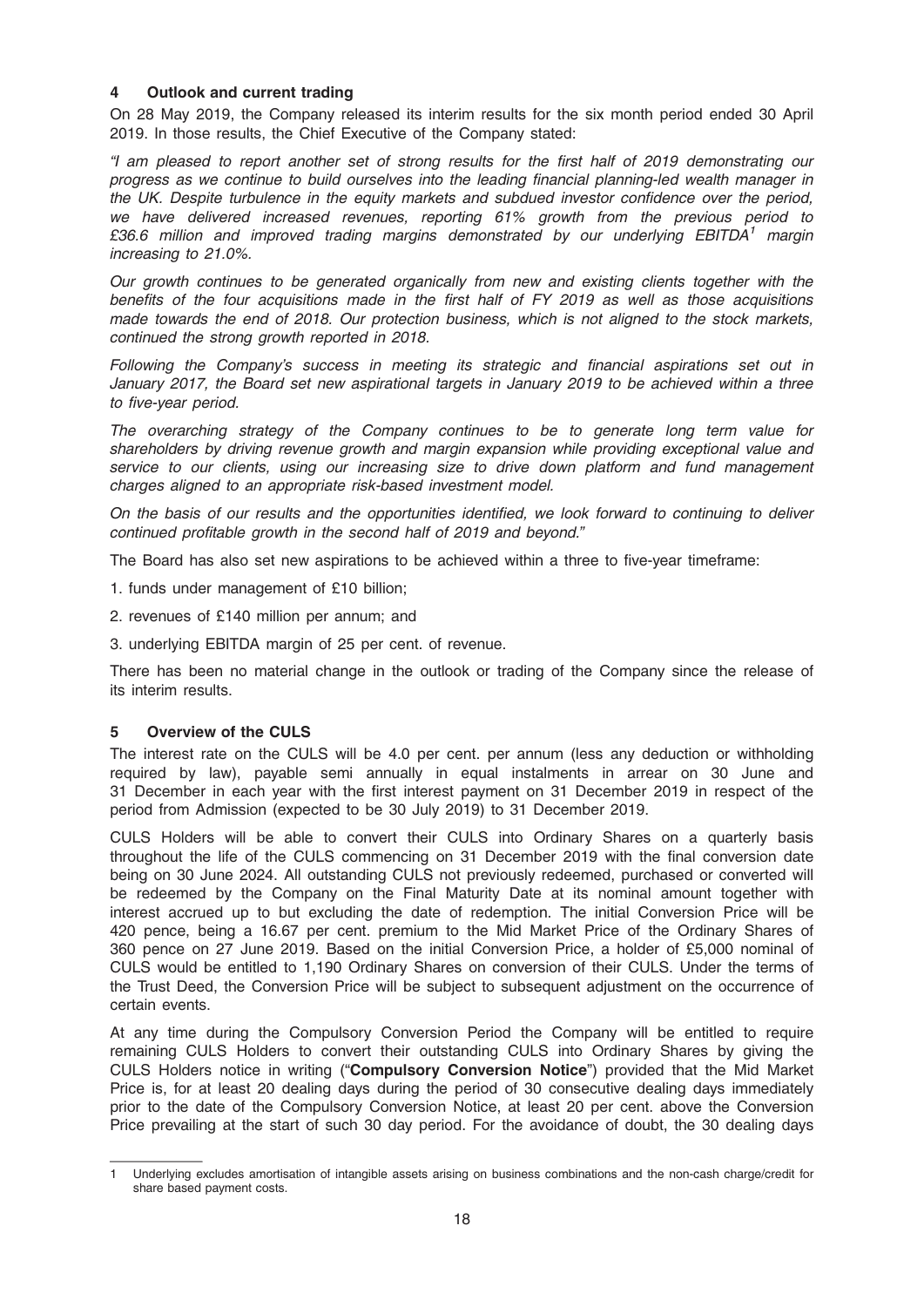## 4 Outlook and current trading

On 28 May 2019, the Company released its interim results for the six month period ended 30 April 2019. In those results, the Chief Executive of the Company stated:

*"I am pleased to report another set of strong results for the first half of 2019 demonstrating our progress as we continue to build ourselves into the leading financial planning-led wealth manager in the UK. Despite turbulence in the equity markets and subdued investor confidence over the period, we have delivered increased revenues, reporting 61% growth from the previous period to £36.6 million and improved trading margins demonstrated by our underlying EBITDA[1] margin increasing to 21.0%.*

*Our growth continues to be generated organically from new and existing clients together with the benefits of the four acquisitions made in the first half of FY 2019 as well as those acquisitions made towards the end of 2018. Our protection business, which is not aligned to the stock markets, continued the strong growth reported in 2018.*

*Following the Company's success in meeting its strategic and financial aspirations set out in January 2017, the Board set new aspirational targets in January 2019 to be achieved within a three to five-year period.*

*The overarching strategy of the Company continues to be to generate long term value for shareholders by driving revenue growth and margin expansion while providing exceptional value and service to our clients, using our increasing size to drive down platform and fund management charges aligned to an appropriate risk-based investment model.*

*On the basis of our results and the opportunities identified, we look forward to continuing to deliver continued profitable growth in the second half of 2019 and beyond."*

The Board has also set new aspirations to be achieved within a three to five-year timeframe:

1. funds under management of £10 billion;
2. revenues of £140 million per annum; and
3. underlying EBITDA margin of 25 per cent. of revenue.

There has been no material change in the outlook or trading of the Company since the release of its interim results.

## 5 Overview of the CULS

The interest rate on the CULS will be 4.0 per cent. per annum (less any deduction or withholding required by law), payable semi annually in equal instalments in arrear on 30 June and 31 December in each year with the first interest payment on 31 December 2019 in respect of the period from Admission (expected to be 30 July 2019) to 31 December 2019.

CULS Holders will be able to convert their CULS into Ordinary Shares on a quarterly basis throughout the life of the CULS commencing on 31 December 2019 with the final conversion date being on 30 June 2024. All outstanding CULS not previously redeemed, purchased or converted will be redeemed by the Company on the Final Maturity Date at its nominal amount together with interest accrued up to but excluding the date of redemption. The initial Conversion Price will be 420 pence, being a 16.67 per cent. premium to the Mid Market Price of the Ordinary Shares of 360 pence on 27 June 2019. Based on the initial Conversion Price, a holder of £5,000 nominal of CULS would be entitled to 1,190 Ordinary Shares on conversion of their CULS. Under the terms of the Trust Deed, the Conversion Price will be subject to subsequent adjustment on the occurrence of certain events.

At any time during the Compulsory Conversion Period the Company will be entitled to require remaining CULS Holders to convert their outstanding CULS into Ordinary Shares by giving the CULS Holders notice in writing ("**Compulsory Conversion Notice**") provided that the Mid Market Price is, for at least 20 dealing days during the period of 30 consecutive dealing days immediately prior to the date of the Compulsory Conversion Notice, at least 20 per cent. above the Conversion Price prevailing at the start of such 30 day period. For the avoidance of doubt, the 30 dealing days

---

1 Underlying excludes amortisation of intangible assets arising on business combinations and the non-cash charge/credit for share based payment costs.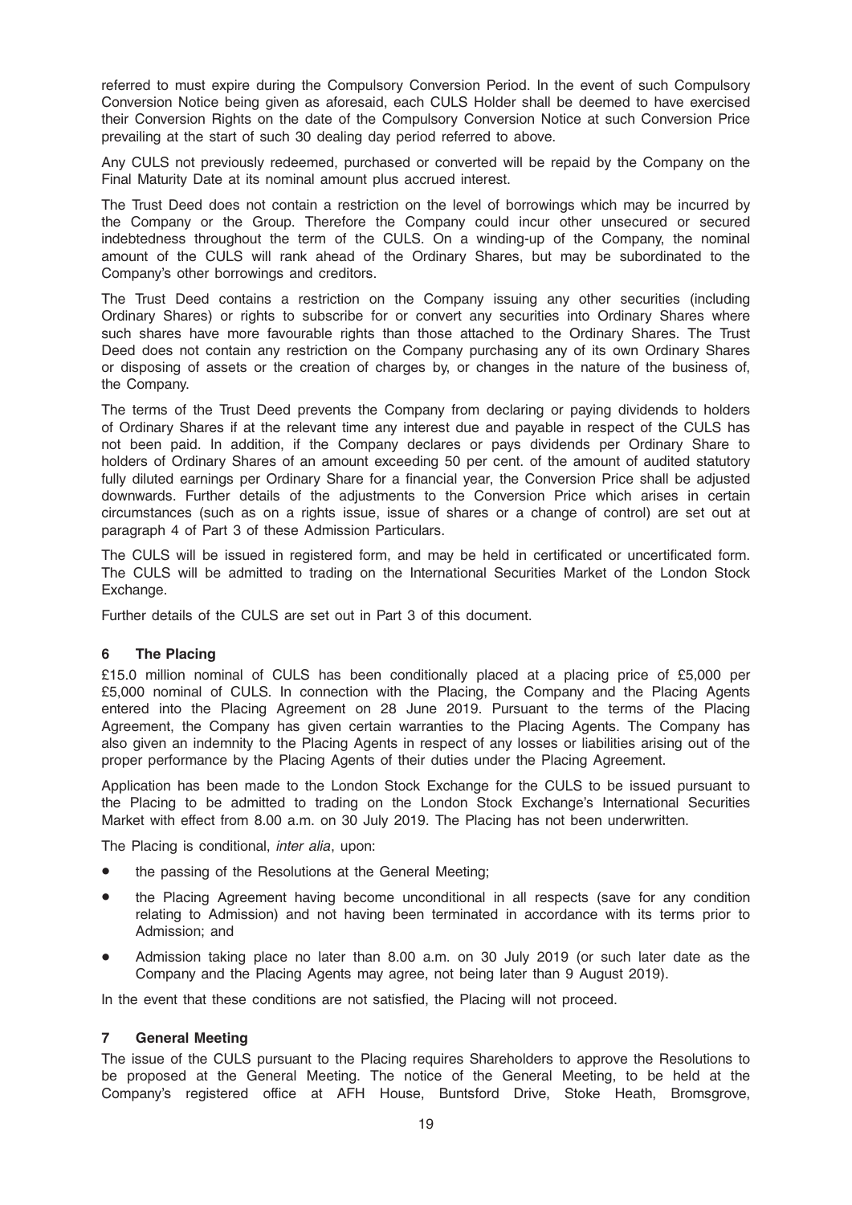referred to must expire during the Compulsory Conversion Period. In the event of such Compulsory Conversion Notice being given as aforesaid, each CULS Holder shall be deemed to have exercised their Conversion Rights on the date of the Compulsory Conversion Notice at such Conversion Price prevailing at the start of such 30 dealing day period referred to above.

Any CULS not previously redeemed, purchased or converted will be repaid by the Company on the Final Maturity Date at its nominal amount plus accrued interest.

The Trust Deed does not contain a restriction on the level of borrowings which may be incurred by the Company or the Group. Therefore the Company could incur other unsecured or secured indebtedness throughout the term of the CULS. On a winding-up of the Company, the nominal amount of the CULS will rank ahead of the Ordinary Shares, but may be subordinated to the Company's other borrowings and creditors.

The Trust Deed contains a restriction on the Company issuing any other securities (including Ordinary Shares) or rights to subscribe for or convert any securities into Ordinary Shares where such shares have more favourable rights than those attached to the Ordinary Shares. The Trust Deed does not contain any restriction on the Company purchasing any of its own Ordinary Shares or disposing of assets or the creation of charges by, or changes in the nature of the business of, the Company.

The terms of the Trust Deed prevents the Company from declaring or paying dividends to holders of Ordinary Shares if at the relevant time any interest due and payable in respect of the CULS has not been paid. In addition, if the Company declares or pays dividends per Ordinary Share to holders of Ordinary Shares of an amount exceeding 50 per cent. of the amount of audited statutory fully diluted earnings per Ordinary Share for a financial year, the Conversion Price shall be adjusted downwards. Further details of the adjustments to the Conversion Price which arises in certain circumstances (such as on a rights issue, issue of shares or a change of control) are set out at paragraph 4 of Part 3 of these Admission Particulars.

The CULS will be issued in registered form, and may be held in certificated or uncertificated form. The CULS will be admitted to trading on the International Securities Market of the London Stock Exchange.

Further details of the CULS are set out in Part 3 of this document.

## 6 The Placing

£15.0 million nominal of CULS has been conditionally placed at a placing price of £5,000 per £5,000 nominal of CULS. In connection with the Placing, the Company and the Placing Agents entered into the Placing Agreement on 28 June 2019. Pursuant to the terms of the Placing Agreement, the Company has given certain warranties to the Placing Agents. The Company has also given an indemnity to the Placing Agents in respect of any losses or liabilities arising out of the proper performance by the Placing Agents of their duties under the Placing Agreement.

Application has been made to the London Stock Exchange for the CULS to be issued pursuant to the Placing to be admitted to trading on the London Stock Exchange's International Securities Market with effect from 8.00 a.m. on 30 July 2019. The Placing has not been underwritten.

The Placing is conditional, *inter alia*, upon:

- the passing of the Resolutions at the General Meeting;
- the Placing Agreement having become unconditional in all respects (save for any condition relating to Admission) and not having been terminated in accordance with its terms prior to Admission; and
- Admission taking place no later than 8.00 a.m. on 30 July 2019 (or such later date as the Company and the Placing Agents may agree, not being later than 9 August 2019).

In the event that these conditions are not satisfied, the Placing will not proceed.

## 7 General Meeting

The issue of the CULS pursuant to the Placing requires Shareholders to approve the Resolutions to be proposed at the General Meeting. The notice of the General Meeting, to be held at the Company's registered office at AFH House, Buntsford Drive, Stoke Heath, Bromsgrove,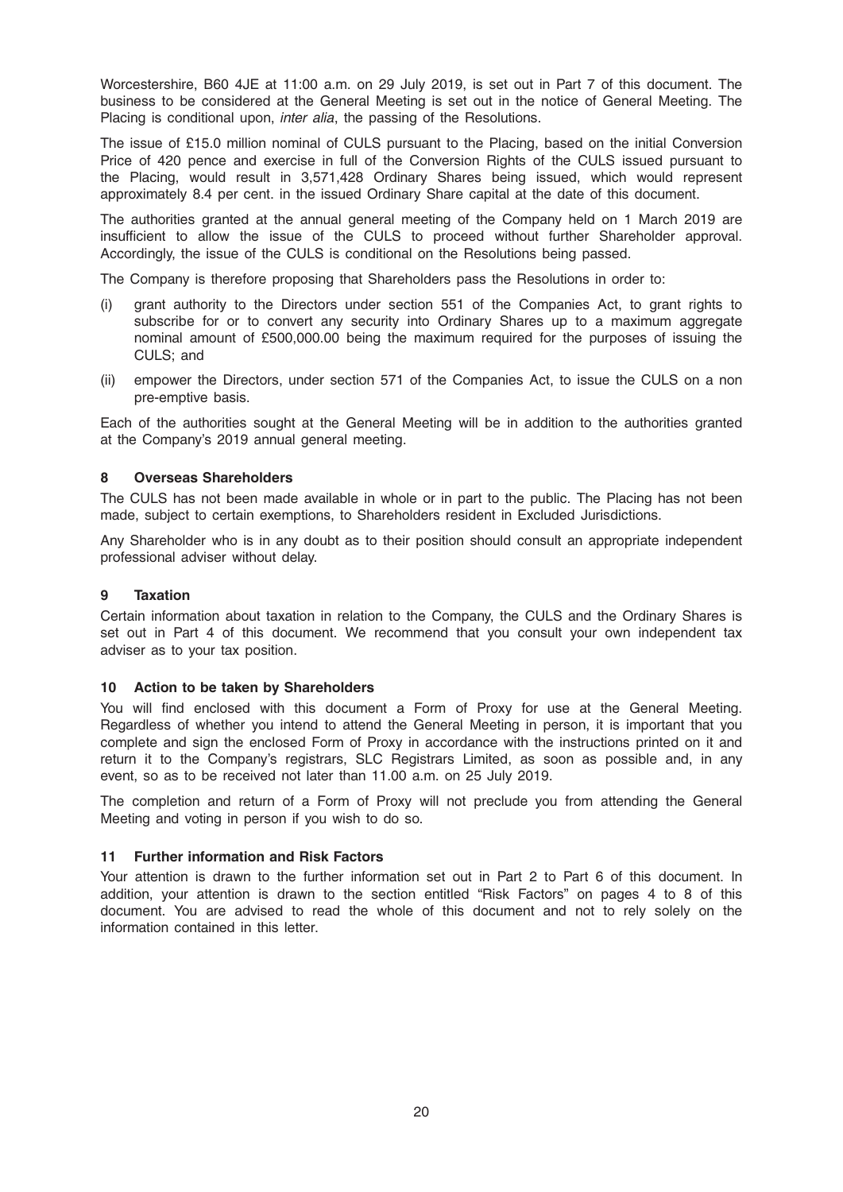Worcestershire, B60 4JE at 11:00 a.m. on 29 July 2019, is set out in Part 7 of this document. The business to be considered at the General Meeting is set out in the notice of General Meeting. The Placing is conditional upon, *inter alia*, the passing of the Resolutions.

The issue of £15.0 million nominal of CULS pursuant to the Placing, based on the initial Conversion Price of 420 pence and exercise in full of the Conversion Rights of the CULS issued pursuant to the Placing, would result in 3,571,428 Ordinary Shares being issued, which would represent approximately 8.4 per cent. in the issued Ordinary Share capital at the date of this document.

The authorities granted at the annual general meeting of the Company held on 1 March 2019 are insufficient to allow the issue of the CULS to proceed without further Shareholder approval. Accordingly, the issue of the CULS is conditional on the Resolutions being passed.

The Company is therefore proposing that Shareholders pass the Resolutions in order to:

(i) grant authority to the Directors under section 551 of the Companies Act, to grant rights to subscribe for or to convert any security into Ordinary Shares up to a maximum aggregate nominal amount of £500,000.00 being the maximum required for the purposes of issuing the CULS; and

(ii) empower the Directors, under section 571 of the Companies Act, to issue the CULS on a non pre-emptive basis.

Each of the authorities sought at the General Meeting will be in addition to the authorities granted at the Company's 2019 annual general meeting.

## 8 Overseas Shareholders

The CULS has not been made available in whole or in part to the public. The Placing has not been made, subject to certain exemptions, to Shareholders resident in Excluded Jurisdictions.

Any Shareholder who is in any doubt as to their position should consult an appropriate independent professional adviser without delay.

## 9 Taxation

Certain information about taxation in relation to the Company, the CULS and the Ordinary Shares is set out in Part 4 of this document. We recommend that you consult your own independent tax adviser as to your tax position.

## 10 Action to be taken by Shareholders

You will find enclosed with this document a Form of Proxy for use at the General Meeting. Regardless of whether you intend to attend the General Meeting in person, it is important that you complete and sign the enclosed Form of Proxy in accordance with the instructions printed on it and return it to the Company's registrars, SLC Registrars Limited, as soon as possible and, in any event, so as to be received not later than 11.00 a.m. on 25 July 2019.

The completion and return of a Form of Proxy will not preclude you from attending the General Meeting and voting in person if you wish to do so.

## 11 Further information and Risk Factors

Your attention is drawn to the further information set out in Part 2 to Part 6 of this document. In addition, your attention is drawn to the section entitled "Risk Factors" on pages 4 to 8 of this document. You are advised to read the whole of this document and not to rely solely on the information contained in this letter.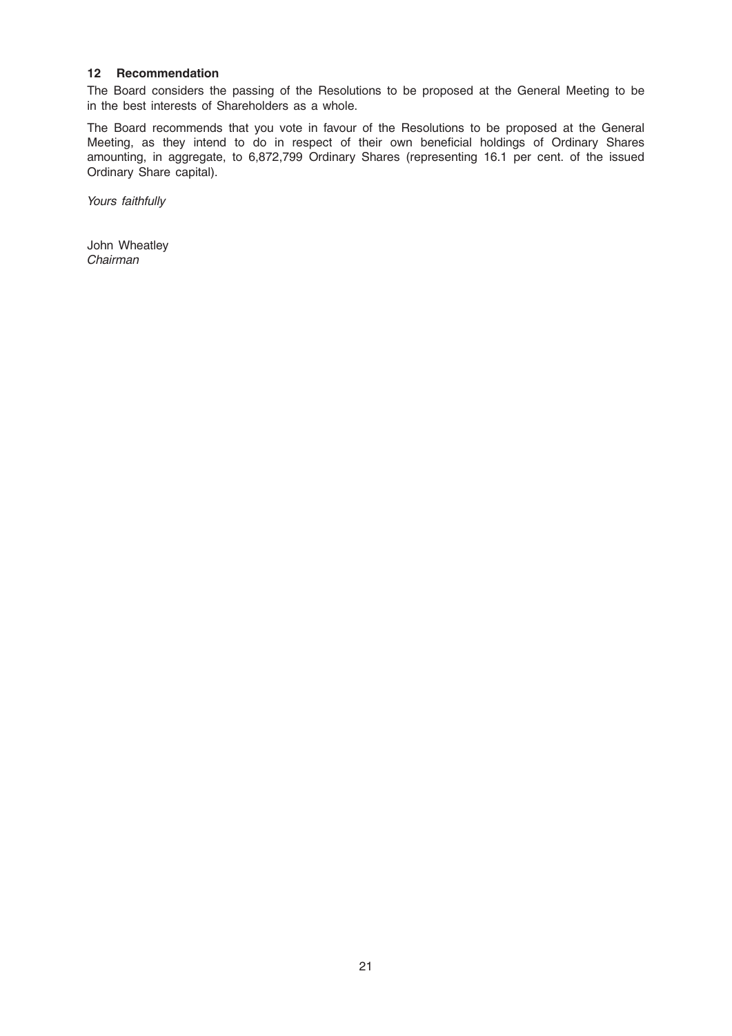## 12 Recommendation

The Board considers the passing of the Resolutions to be proposed at the General Meeting to be in the best interests of Shareholders as a whole.

The Board recommends that you vote in favour of the Resolutions to be proposed at the General Meeting, as they intend to do in respect of their own beneficial holdings of Ordinary Shares amounting, in aggregate, to 6,872,799 Ordinary Shares (representing 16.1 per cent. of the issued Ordinary Share capital).

*Yours faithfully*

John Wheatley
*Chairman*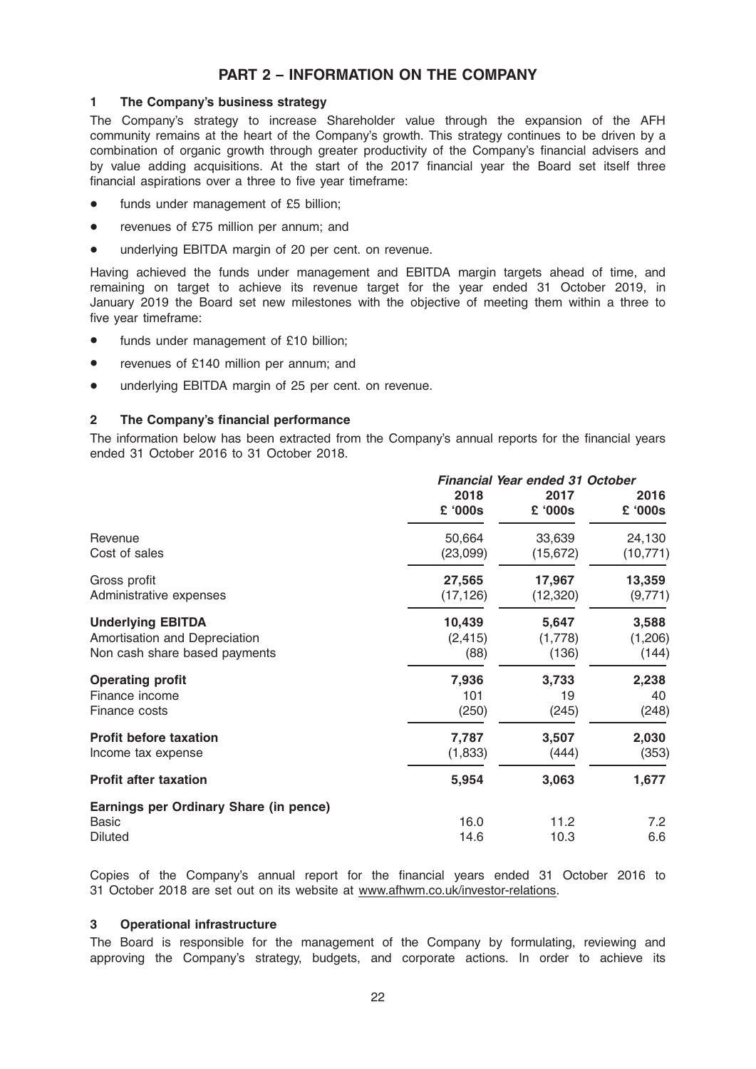# PART 2 – INFORMATION ON THE COMPANY

## 1 The Company's business strategy

The Company's strategy to increase Shareholder value through the expansion of the AFH community remains at the heart of the Company's growth. This strategy continues to be driven by a combination of organic growth through greater productivity of the Company's financial advisers and by value adding acquisitions. At the start of the 2017 financial year the Board set itself three financial aspirations over a three to five year timeframe:

- funds under management of £5 billion;
- revenues of £75 million per annum; and
- underlying EBITDA margin of 20 per cent. on revenue.

Having achieved the funds under management and EBITDA margin targets ahead of time, and remaining on target to achieve its revenue target for the year ended 31 October 2019, in January 2019 the Board set new milestones with the objective of meeting them within a three to five year timeframe:

- funds under management of £10 billion;
- revenues of £140 million per annum; and
- underlying EBITDA margin of 25 per cent. on revenue.

## 2 The Company's financial performance

The information below has been extracted from the Company's annual reports for the financial years ended 31 October 2016 to 31 October 2018.

| | *Financial Year ended 31 October* | | |
|---|---|---|---|
| | 2018<br>£ '000s | 2017<br>£ '000s | 2016<br>£ '000s |
| Revenue | 50,664 | 33,639 | 24,130 |
| Cost of sales | (23,099) | (15,672) | (10,771) |
| Gross profit | **27,565** | **17,967** | **13,359** |
| Administrative expenses | (17,126) | (12,320) | (9,771) |
| **Underlying EBITDA** | **10,439** | **5,647** | **3,588** |
| Amortisation and Depreciation | (2,415) | (1,778) | (1,206) |
| Non cash share based payments | (88) | (136) | (144) |
| **Operating profit** | **7,936** | **3,733** | **2,238** |
| Finance income | 101 | 19 | 40 |
| Finance costs | (250) | (245) | (248) |
| **Profit before taxation** | **7,787** | **3,507** | **2,030** |
| Income tax expense | (1,833) | (444) | (353) |
| **Profit after taxation** | **5,954** | **3,063** | **1,677** |
| **Earnings per Ordinary Share (in pence)** | | | |
| Basic | 16.0 | 11.2 | 7.2 |
| Diluted | 14.6 | 10.3 | 6.6 |

Copies of the Company's annual report for the financial years ended 31 October 2016 to 31 October 2018 are set out on its website at www.afhwm.co.uk/investor-relations.

## 3 Operational infrastructure

The Board is responsible for the management of the Company by formulating, reviewing and approving the Company's strategy, budgets, and corporate actions. In order to achieve its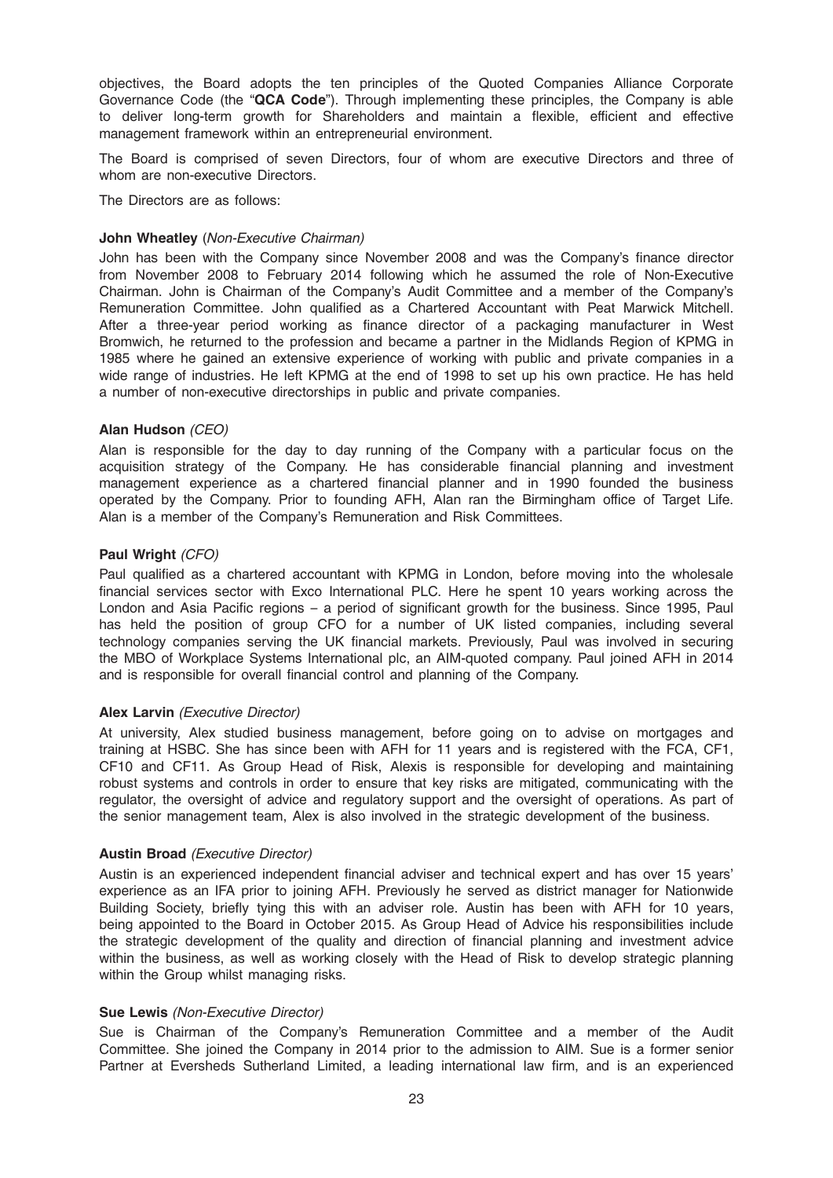objectives, the Board adopts the ten principles of the Quoted Companies Alliance Corporate Governance Code (the "**QCA Code**"). Through implementing these principles, the Company is able to deliver long-term growth for Shareholders and maintain a flexible, efficient and effective management framework within an entrepreneurial environment.

The Board is comprised of seven Directors, four of whom are executive Directors and three of whom are non-executive Directors.

The Directors are as follows:

**John Wheatley** (*Non-Executive Chairman)*

John has been with the Company since November 2008 and was the Company's finance director from November 2008 to February 2014 following which he assumed the role of Non-Executive Chairman. John is Chairman of the Company's Audit Committee and a member of the Company's Remuneration Committee. John qualified as a Chartered Accountant with Peat Marwick Mitchell. After a three-year period working as finance director of a packaging manufacturer in West Bromwich, he returned to the profession and became a partner in the Midlands Region of KPMG in 1985 where he gained an extensive experience of working with public and private companies in a wide range of industries. He left KPMG at the end of 1998 to set up his own practice. He has held a number of non-executive directorships in public and private companies.

**Alan Hudson** *(CEO)*

Alan is responsible for the day to day running of the Company with a particular focus on the acquisition strategy of the Company. He has considerable financial planning and investment management experience as a chartered financial planner and in 1990 founded the business operated by the Company. Prior to founding AFH, Alan ran the Birmingham office of Target Life. Alan is a member of the Company's Remuneration and Risk Committees.

**Paul Wright** *(CFO)*

Paul qualified as a chartered accountant with KPMG in London, before moving into the wholesale financial services sector with Exco International PLC. Here he spent 10 years working across the London and Asia Pacific regions – a period of significant growth for the business. Since 1995, Paul has held the position of group CFO for a number of UK listed companies, including several technology companies serving the UK financial markets. Previously, Paul was involved in securing the MBO of Workplace Systems International plc, an AIM-quoted company. Paul joined AFH in 2014 and is responsible for overall financial control and planning of the Company.

**Alex Larvin** *(Executive Director)*

At university, Alex studied business management, before going on to advise on mortgages and training at HSBC. She has since been with AFH for 11 years and is registered with the FCA, CF1, CF10 and CF11. As Group Head of Risk, Alexis is responsible for developing and maintaining robust systems and controls in order to ensure that key risks are mitigated, communicating with the regulator, the oversight of advice and regulatory support and the oversight of operations. As part of the senior management team, Alex is also involved in the strategic development of the business.

**Austin Broad** *(Executive Director)*

Austin is an experienced independent financial adviser and technical expert and has over 15 years' experience as an IFA prior to joining AFH. Previously he served as district manager for Nationwide Building Society, briefly tying this with an adviser role. Austin has been with AFH for 10 years, being appointed to the Board in October 2015. As Group Head of Advice his responsibilities include the strategic development of the quality and direction of financial planning and investment advice within the business, as well as working closely with the Head of Risk to develop strategic planning within the Group whilst managing risks.

**Sue Lewis** *(Non-Executive Director)*

Sue is Chairman of the Company's Remuneration Committee and a member of the Audit Committee. She joined the Company in 2014 prior to the admission to AIM. Sue is a former senior Partner at Eversheds Sutherland Limited, a leading international law firm, and is an experienced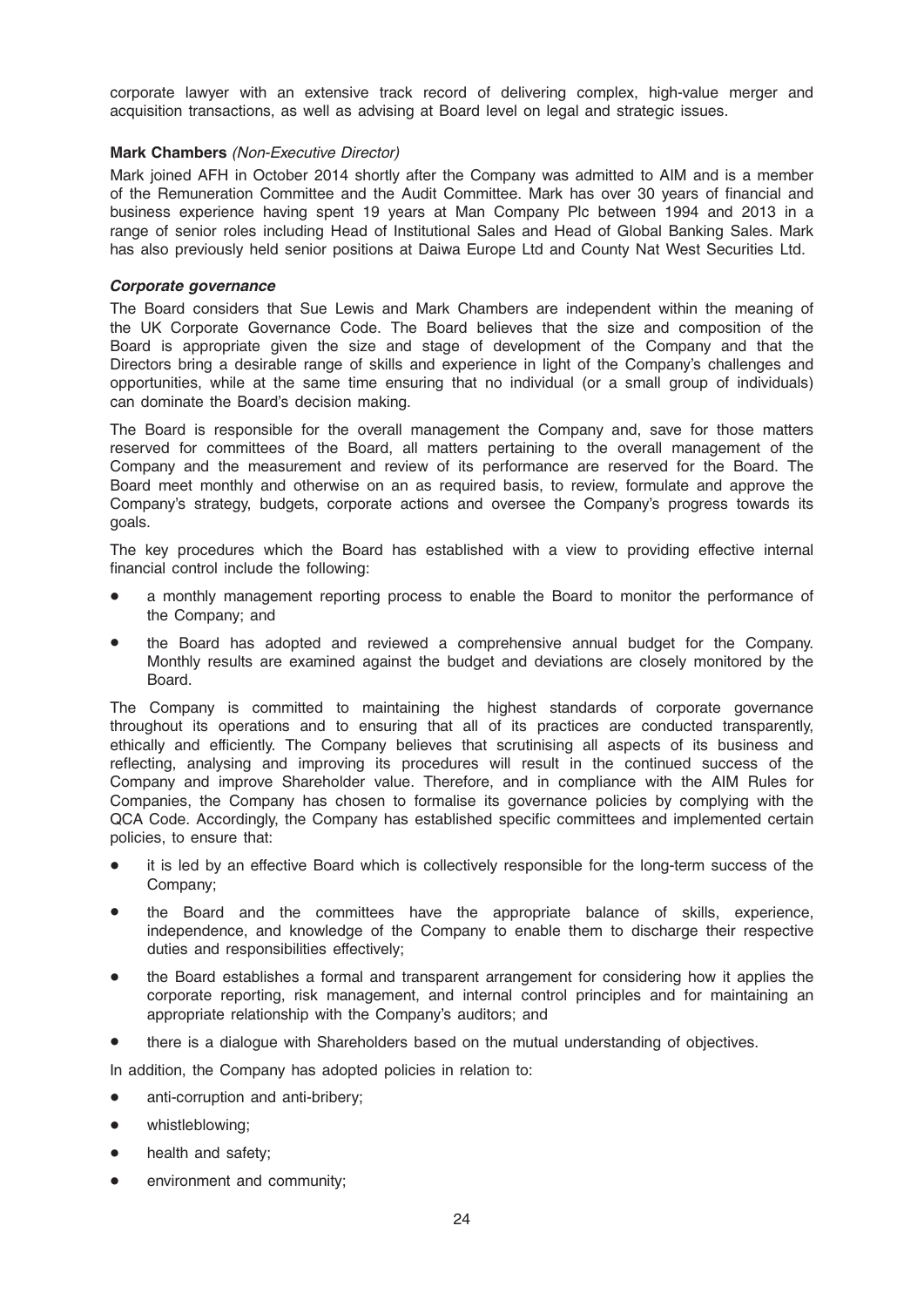corporate lawyer with an extensive track record of delivering complex, high-value merger and acquisition transactions, as well as advising at Board level on legal and strategic issues.

**Mark Chambers** *(Non-Executive Director)*

Mark joined AFH in October 2014 shortly after the Company was admitted to AIM and is a member of the Remuneration Committee and the Audit Committee. Mark has over 30 years of financial and business experience having spent 19 years at Man Company Plc between 1994 and 2013 in a range of senior roles including Head of Institutional Sales and Head of Global Banking Sales. Mark has also previously held senior positions at Daiwa Europe Ltd and County Nat West Securities Ltd.

***Corporate governance***

The Board considers that Sue Lewis and Mark Chambers are independent within the meaning of the UK Corporate Governance Code. The Board believes that the size and composition of the Board is appropriate given the size and stage of development of the Company and that the Directors bring a desirable range of skills and experience in light of the Company's challenges and opportunities, while at the same time ensuring that no individual (or a small group of individuals) can dominate the Board's decision making.

The Board is responsible for the overall management the Company and, save for those matters reserved for committees of the Board, all matters pertaining to the overall management of the Company and the measurement and review of its performance are reserved for the Board. The Board meet monthly and otherwise on an as required basis, to review, formulate and approve the Company's strategy, budgets, corporate actions and oversee the Company's progress towards its goals.

The key procedures which the Board has established with a view to providing effective internal financial control include the following:

- a monthly management reporting process to enable the Board to monitor the performance of the Company; and
- the Board has adopted and reviewed a comprehensive annual budget for the Company. Monthly results are examined against the budget and deviations are closely monitored by the Board.

The Company is committed to maintaining the highest standards of corporate governance throughout its operations and to ensuring that all of its practices are conducted transparently, ethically and efficiently. The Company believes that scrutinising all aspects of its business and reflecting, analysing and improving its procedures will result in the continued success of the Company and improve Shareholder value. Therefore, and in compliance with the AIM Rules for Companies, the Company has chosen to formalise its governance policies by complying with the QCA Code. Accordingly, the Company has established specific committees and implemented certain policies, to ensure that:

- it is led by an effective Board which is collectively responsible for the long-term success of the Company;
- the Board and the committees have the appropriate balance of skills, experience, independence, and knowledge of the Company to enable them to discharge their respective duties and responsibilities effectively;
- the Board establishes a formal and transparent arrangement for considering how it applies the corporate reporting, risk management, and internal control principles and for maintaining an appropriate relationship with the Company's auditors; and
- there is a dialogue with Shareholders based on the mutual understanding of objectives.

In addition, the Company has adopted policies in relation to:

- anti-corruption and anti-bribery;
- whistleblowing;
- health and safety;
- environment and community;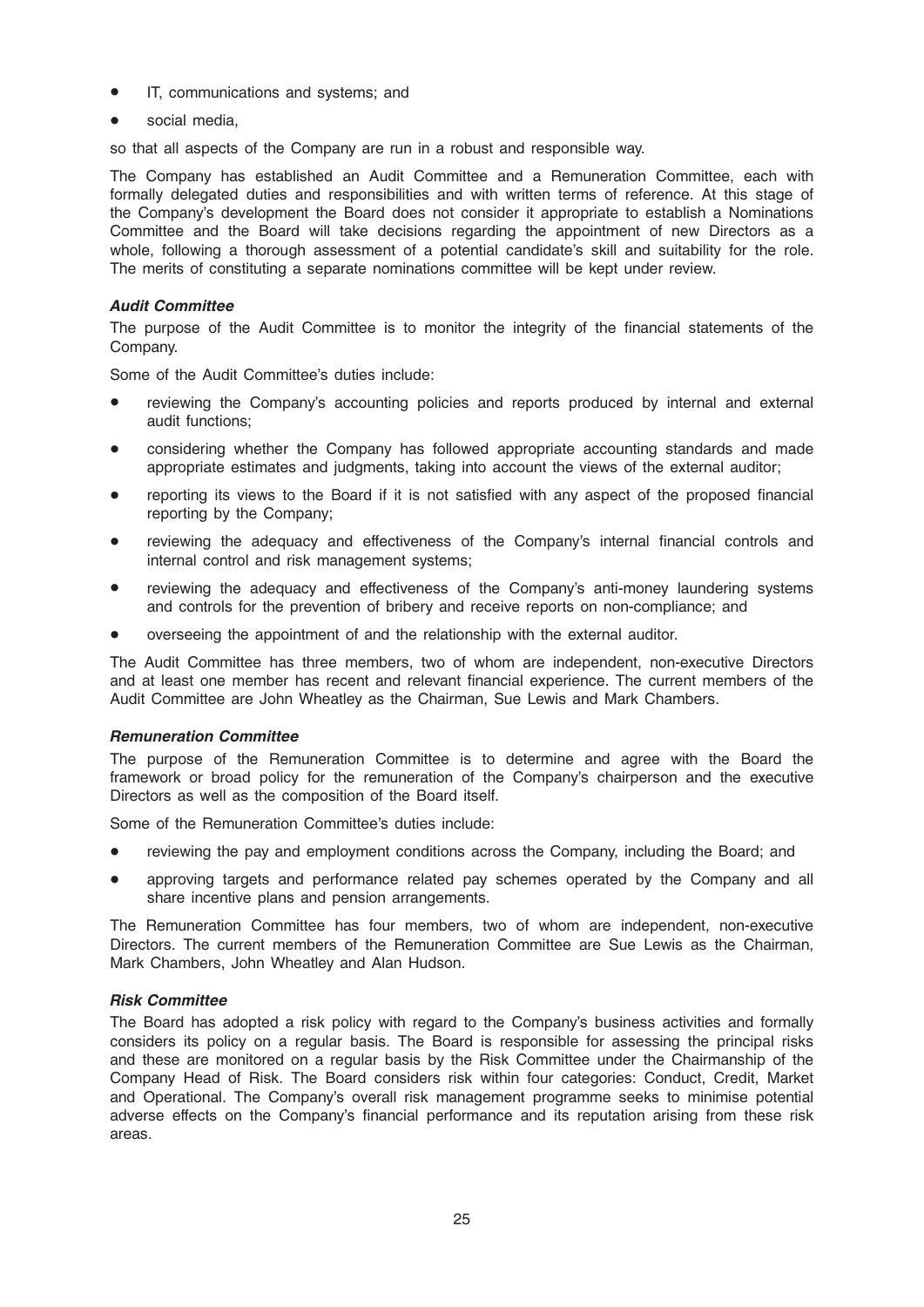- IT, communications and systems; and
- social media,

so that all aspects of the Company are run in a robust and responsible way.

The Company has established an Audit Committee and a Remuneration Committee, each with formally delegated duties and responsibilities and with written terms of reference. At this stage of the Company's development the Board does not consider it appropriate to establish a Nominations Committee and the Board will take decisions regarding the appointment of new Directors as a whole, following a thorough assessment of a potential candidate's skill and suitability for the role. The merits of constituting a separate nominations committee will be kept under review.

***Audit Committee***

The purpose of the Audit Committee is to monitor the integrity of the financial statements of the Company.

Some of the Audit Committee's duties include:

- reviewing the Company's accounting policies and reports produced by internal and external audit functions;
- considering whether the Company has followed appropriate accounting standards and made appropriate estimates and judgments, taking into account the views of the external auditor;
- reporting its views to the Board if it is not satisfied with any aspect of the proposed financial reporting by the Company;
- reviewing the adequacy and effectiveness of the Company's internal financial controls and internal control and risk management systems;
- reviewing the adequacy and effectiveness of the Company's anti-money laundering systems and controls for the prevention of bribery and receive reports on non-compliance; and
- overseeing the appointment of and the relationship with the external auditor.

The Audit Committee has three members, two of whom are independent, non-executive Directors and at least one member has recent and relevant financial experience. The current members of the Audit Committee are John Wheatley as the Chairman, Sue Lewis and Mark Chambers.

***Remuneration Committee***

The purpose of the Remuneration Committee is to determine and agree with the Board the framework or broad policy for the remuneration of the Company's chairperson and the executive Directors as well as the composition of the Board itself.

Some of the Remuneration Committee's duties include:

- reviewing the pay and employment conditions across the Company, including the Board; and
- approving targets and performance related pay schemes operated by the Company and all share incentive plans and pension arrangements.

The Remuneration Committee has four members, two of whom are independent, non-executive Directors. The current members of the Remuneration Committee are Sue Lewis as the Chairman, Mark Chambers, John Wheatley and Alan Hudson.

***Risk Committee***

The Board has adopted a risk policy with regard to the Company's business activities and formally considers its policy on a regular basis. The Board is responsible for assessing the principal risks and these are monitored on a regular basis by the Risk Committee under the Chairmanship of the Company Head of Risk. The Board considers risk within four categories: Conduct, Credit, Market and Operational. The Company's overall risk management programme seeks to minimise potential adverse effects on the Company's financial performance and its reputation arising from these risk areas.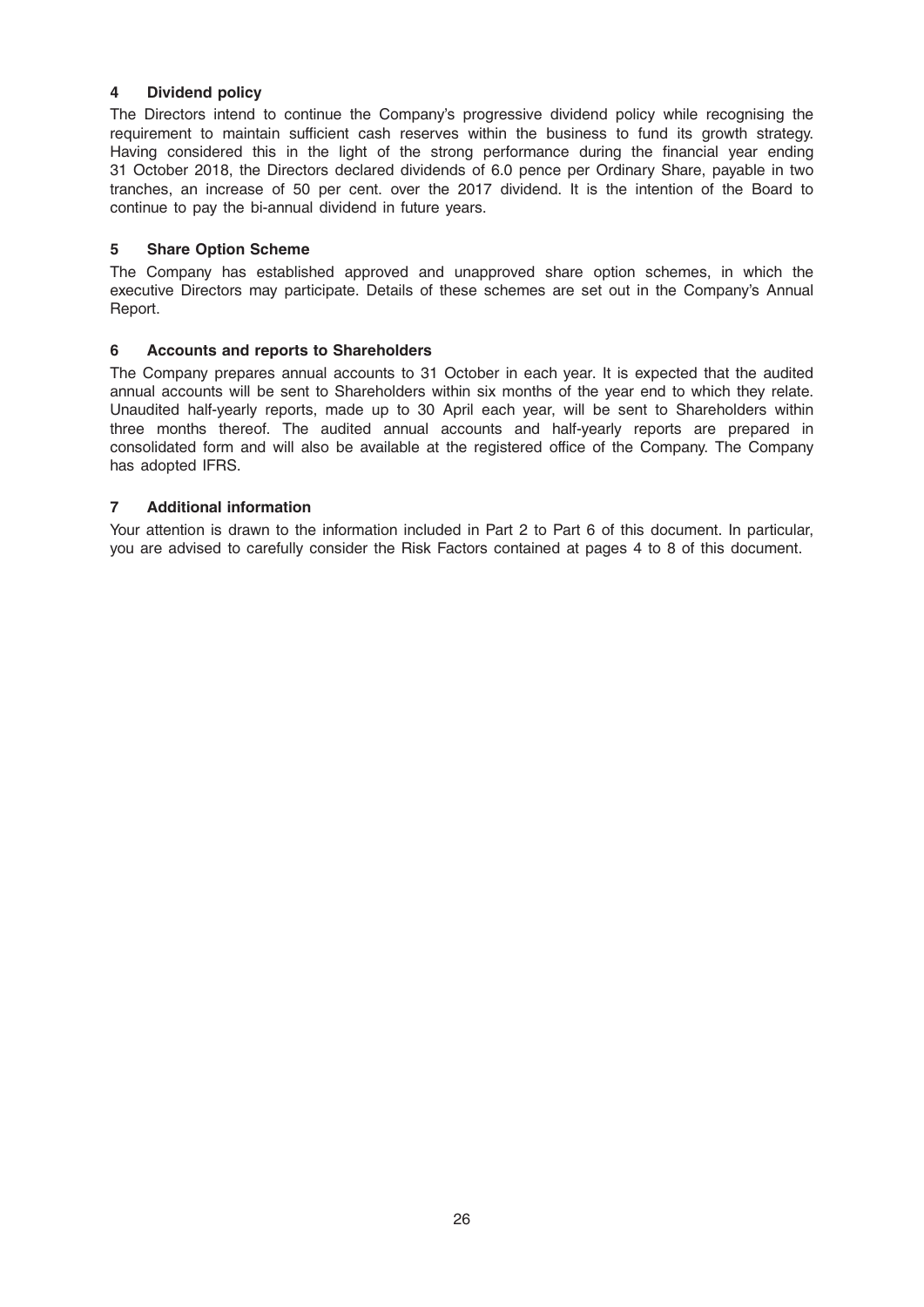## 4 Dividend policy

The Directors intend to continue the Company's progressive dividend policy while recognising the requirement to maintain sufficient cash reserves within the business to fund its growth strategy. Having considered this in the light of the strong performance during the financial year ending 31 October 2018, the Directors declared dividends of 6.0 pence per Ordinary Share, payable in two tranches, an increase of 50 per cent. over the 2017 dividend. It is the intention of the Board to continue to pay the bi-annual dividend in future years.

## 5 Share Option Scheme

The Company has established approved and unapproved share option schemes, in which the executive Directors may participate. Details of these schemes are set out in the Company's Annual Report.

## 6 Accounts and reports to Shareholders

The Company prepares annual accounts to 31 October in each year. It is expected that the audited annual accounts will be sent to Shareholders within six months of the year end to which they relate. Unaudited half-yearly reports, made up to 30 April each year, will be sent to Shareholders within three months thereof. The audited annual accounts and half-yearly reports are prepared in consolidated form and will also be available at the registered office of the Company. The Company has adopted IFRS.

## 7 Additional information

Your attention is drawn to the information included in Part 2 to Part 6 of this document. In particular, you are advised to carefully consider the Risk Factors contained at pages 4 to 8 of this document.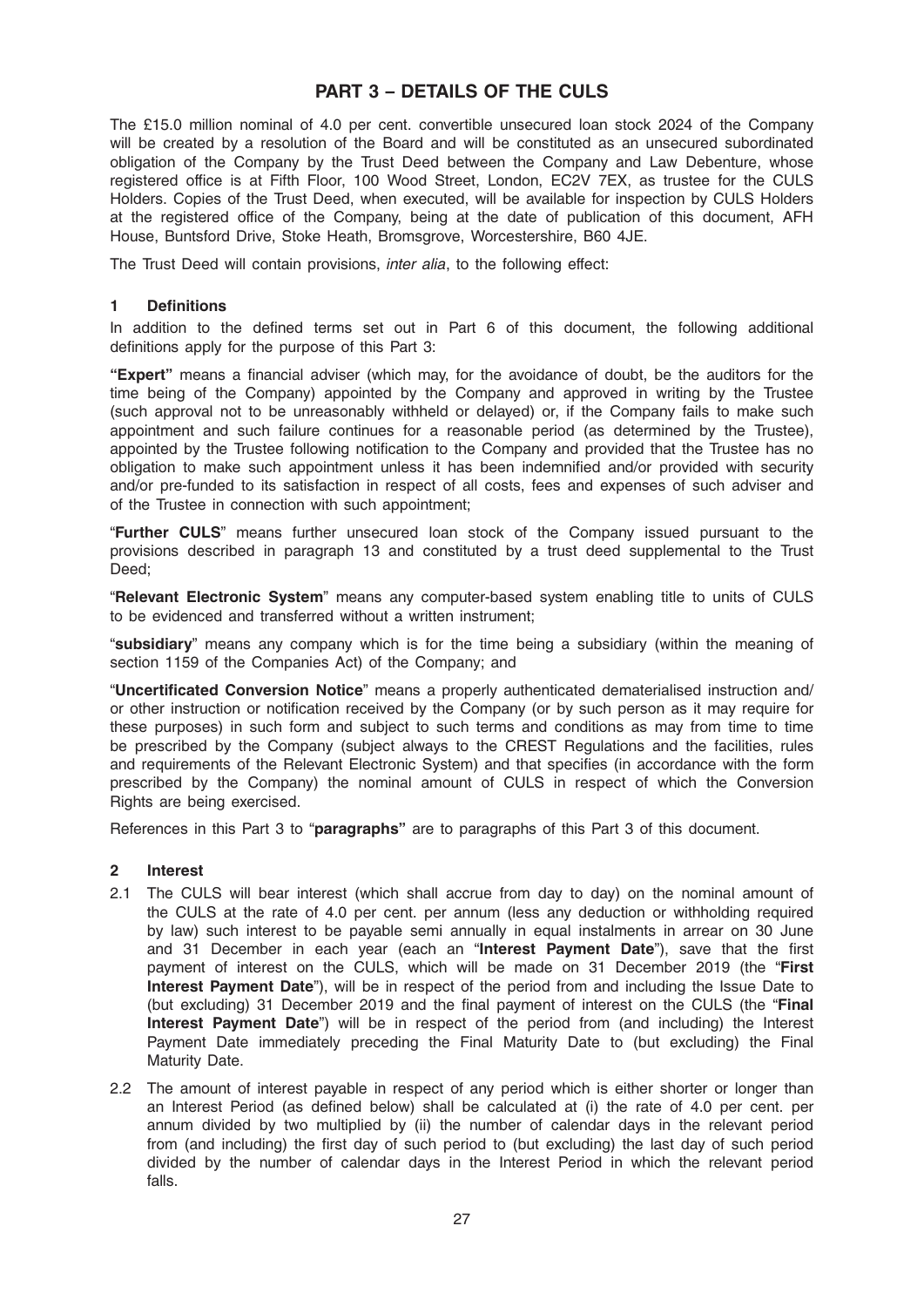# PART 3 – DETAILS OF THE CULS

The £15.0 million nominal of 4.0 per cent. convertible unsecured loan stock 2024 of the Company will be created by a resolution of the Board and will be constituted as an unsecured subordinated obligation of the Company by the Trust Deed between the Company and Law Debenture, whose registered office is at Fifth Floor, 100 Wood Street, London, EC2V 7EX, as trustee for the CULS Holders. Copies of the Trust Deed, when executed, will be available for inspection by CULS Holders at the registered office of the Company, being at the date of publication of this document, AFH House, Buntsford Drive, Stoke Heath, Bromsgrove, Worcestershire, B60 4JE.

The Trust Deed will contain provisions, *inter alia*, to the following effect:

## 1 Definitions

In addition to the defined terms set out in Part 6 of this document, the following additional definitions apply for the purpose of this Part 3:

**"Expert"** means a financial adviser (which may, for the avoidance of doubt, be the auditors for the time being of the Company) appointed by the Company and approved in writing by the Trustee (such approval not to be unreasonably withheld or delayed) or, if the Company fails to make such appointment and such failure continues for a reasonable period (as determined by the Trustee), appointed by the Trustee following notification to the Company and provided that the Trustee has no obligation to make such appointment unless it has been indemnified and/or provided with security and/or pre-funded to its satisfaction in respect of all costs, fees and expenses of such adviser and of the Trustee in connection with such appointment;

"**Further CULS**" means further unsecured loan stock of the Company issued pursuant to the provisions described in paragraph 13 and constituted by a trust deed supplemental to the Trust Deed;

"**Relevant Electronic System**" means any computer-based system enabling title to units of CULS to be evidenced and transferred without a written instrument;

"**subsidiary**" means any company which is for the time being a subsidiary (within the meaning of section 1159 of the Companies Act) of the Company; and

"**Uncertificated Conversion Notice**" means a properly authenticated dematerialised instruction and/or other instruction or notification received by the Company (or by such person as it may require for these purposes) in such form and subject to such terms and conditions as may from time to time be prescribed by the Company (subject always to the CREST Regulations and the facilities, rules and requirements of the Relevant Electronic System) and that specifies (in accordance with the form prescribed by the Company) the nominal amount of CULS in respect of which the Conversion Rights are being exercised.

References in this Part 3 to "**paragraphs"** are to paragraphs of this Part 3 of this document.

## 2 Interest

2.1 The CULS will bear interest (which shall accrue from day to day) on the nominal amount of the CULS at the rate of 4.0 per cent. per annum (less any deduction or withholding required by law) such interest to be payable semi annually in equal instalments in arrear on 30 June and 31 December in each year (each an "**Interest Payment Date**"), save that the first payment of interest on the CULS, which will be made on 31 December 2019 (the "**First Interest Payment Date**"), will be in respect of the period from and including the Issue Date to (but excluding) 31 December 2019 and the final payment of interest on the CULS (the "**Final Interest Payment Date**") will be in respect of the period from (and including) the Interest Payment Date immediately preceding the Final Maturity Date to (but excluding) the Final Maturity Date.

2.2 The amount of interest payable in respect of any period which is either shorter or longer than an Interest Period (as defined below) shall be calculated at (i) the rate of 4.0 per cent. per annum divided by two multiplied by (ii) the number of calendar days in the relevant period from (and including) the first day of such period to (but excluding) the last day of such period divided by the number of calendar days in the Interest Period in which the relevant period falls.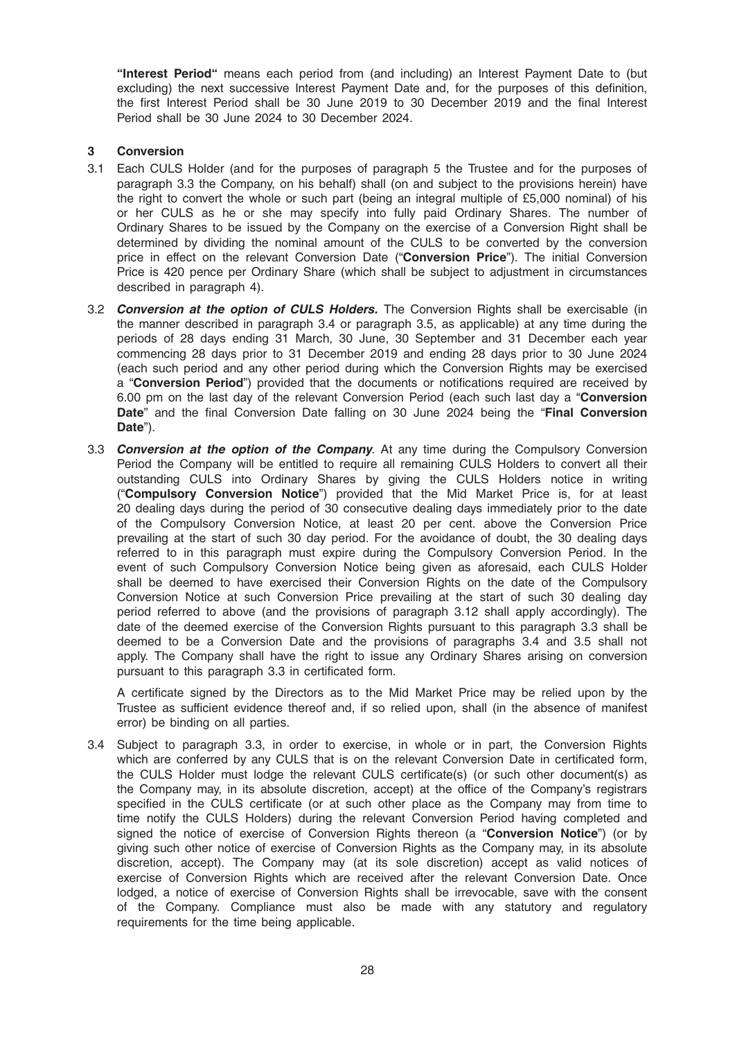**"Interest Period"** means each period from (and including) an Interest Payment Date to (but excluding) the next successive Interest Payment Date and, for the purposes of this definition, the first Interest Period shall be 30 June 2019 to 30 December 2019 and the final Interest Period shall be 30 June 2024 to 30 December 2024.

### 3 Conversion

3.1 Each CULS Holder (and for the purposes of paragraph 5 the Trustee and for the purposes of paragraph 3.3 the Company, on his behalf) shall (on and subject to the provisions herein) have the right to convert the whole or such part (being an integral multiple of £5,000 nominal) of his or her CULS as he or she may specify into fully paid Ordinary Shares. The number of Ordinary Shares to be issued by the Company on the exercise of a Conversion Right shall be determined by dividing the nominal amount of the CULS to be converted by the conversion price in effect on the relevant Conversion Date ("**Conversion Price**"). The initial Conversion Price is 420 pence per Ordinary Share (which shall be subject to adjustment in circumstances described in paragraph 4).

3.2 ***Conversion at the option of CULS Holders.*** The Conversion Rights shall be exercisable (in the manner described in paragraph 3.4 or paragraph 3.5, as applicable) at any time during the periods of 28 days ending 31 March, 30 June, 30 September and 31 December each year commencing 28 days prior to 31 December 2019 and ending 28 days prior to 30 June 2024 (each such period and any other period during which the Conversion Rights may be exercised a "**Conversion Period**") provided that the documents or notifications required are received by 6.00 pm on the last day of the relevant Conversion Period (each such last day a "**Conversion Date**" and the final Conversion Date falling on 30 June 2024 being the "**Final Conversion Date**").

3.3 ***Conversion at the option of the Company***. At any time during the Compulsory Conversion Period the Company will be entitled to require all remaining CULS Holders to convert all their outstanding CULS into Ordinary Shares by giving the CULS Holders notice in writing ("**Compulsory Conversion Notice**") provided that the Mid Market Price is, for at least 20 dealing days during the period of 30 consecutive dealing days immediately prior to the date of the Compulsory Conversion Notice, at least 20 per cent. above the Conversion Price prevailing at the start of such 30 day period. For the avoidance of doubt, the 30 dealing days referred to in this paragraph must expire during the Compulsory Conversion Period. In the event of such Compulsory Conversion Notice being given as aforesaid, each CULS Holder shall be deemed to have exercised their Conversion Rights on the date of the Compulsory Conversion Notice at such Conversion Price prevailing at the start of such 30 dealing day period referred to above (and the provisions of paragraph 3.12 shall apply accordingly). The date of the deemed exercise of the Conversion Rights pursuant to this paragraph 3.3 shall be deemed to be a Conversion Date and the provisions of paragraphs 3.4 and 3.5 shall not apply. The Company shall have the right to issue any Ordinary Shares arising on conversion pursuant to this paragraph 3.3 in certificated form.

A certificate signed by the Directors as to the Mid Market Price may be relied upon by the Trustee as sufficient evidence thereof and, if so relied upon, shall (in the absence of manifest error) be binding on all parties.

3.4 Subject to paragraph 3.3, in order to exercise, in whole or in part, the Conversion Rights which are conferred by any CULS that is on the relevant Conversion Date in certificated form, the CULS Holder must lodge the relevant CULS certificate(s) (or such other document(s) as the Company may, in its absolute discretion, accept) at the office of the Company's registrars specified in the CULS certificate (or at such other place as the Company may from time to time notify the CULS Holders) during the relevant Conversion Period having completed and signed the notice of exercise of Conversion Rights thereon (a "**Conversion Notice**") (or by giving such other notice of exercise of Conversion Rights as the Company may, in its absolute discretion, accept). The Company may (at its sole discretion) accept as valid notices of exercise of Conversion Rights which are received after the relevant Conversion Date. Once lodged, a notice of exercise of Conversion Rights shall be irrevocable, save with the consent of the Company. Compliance must also be made with any statutory and regulatory requirements for the time being applicable.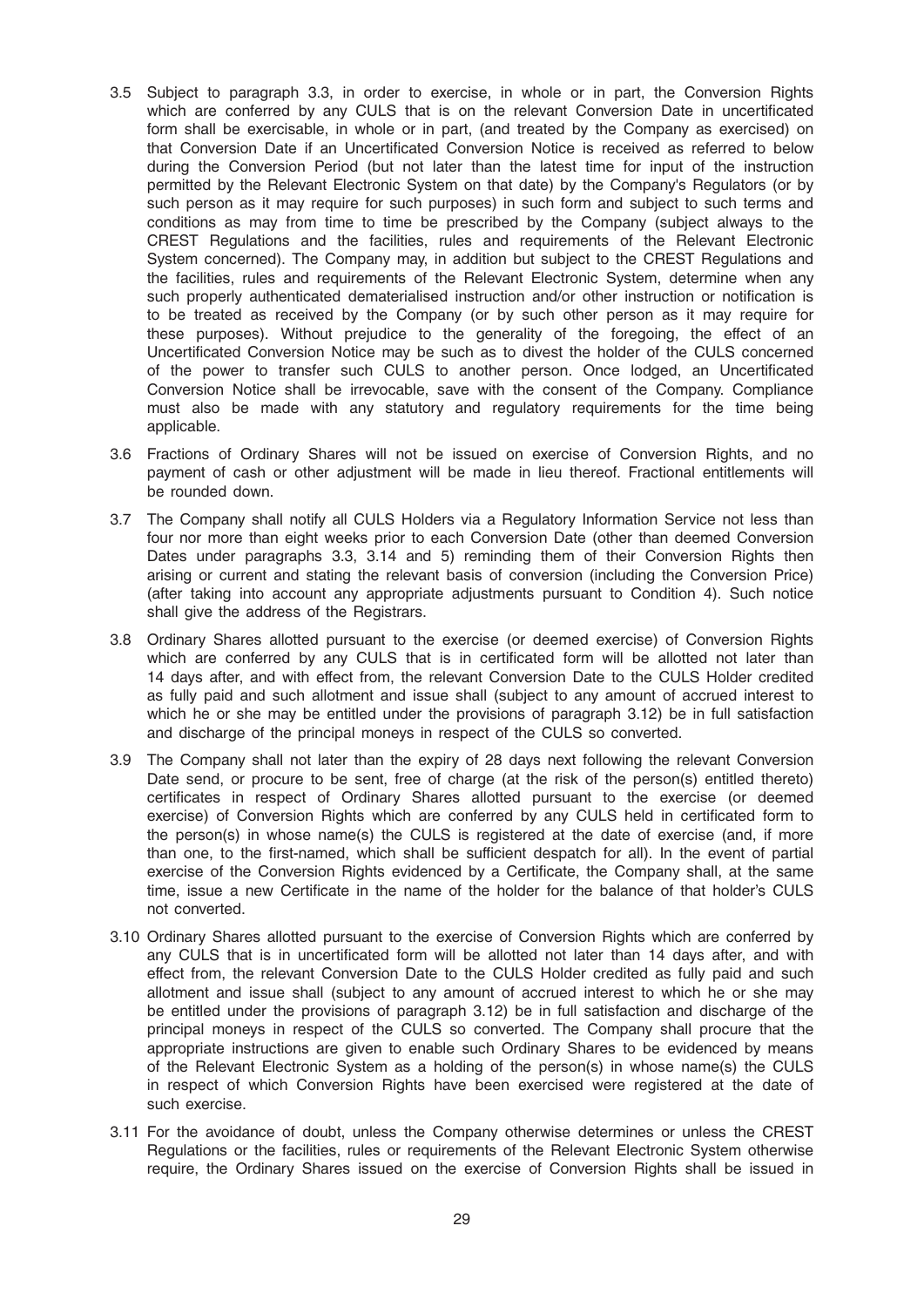3.5 Subject to paragraph 3.3, in order to exercise, in whole or in part, the Conversion Rights which are conferred by any CULS that is on the relevant Conversion Date in uncertificated form shall be exercisable, in whole or in part, (and treated by the Company as exercised) on that Conversion Date if an Uncertificated Conversion Notice is received as referred to below during the Conversion Period (but not later than the latest time for input of the instruction permitted by the Relevant Electronic System on that date) by the Company's Regulators (or by such person as it may require for such purposes) in such form and subject to such terms and conditions as may from time to time be prescribed by the Company (subject always to the CREST Regulations and the facilities, rules and requirements of the Relevant Electronic System concerned). The Company may, in addition but subject to the CREST Regulations and the facilities, rules and requirements of the Relevant Electronic System, determine when any such properly authenticated dematerialised instruction and/or other instruction or notification is to be treated as received by the Company (or by such other person as it may require for these purposes). Without prejudice to the generality of the foregoing, the effect of an Uncertificated Conversion Notice may be such as to divest the holder of the CULS concerned of the power to transfer such CULS to another person. Once lodged, an Uncertificated Conversion Notice shall be irrevocable, save with the consent of the Company. Compliance must also be made with any statutory and regulatory requirements for the time being applicable.

3.6 Fractions of Ordinary Shares will not be issued on exercise of Conversion Rights, and no payment of cash or other adjustment will be made in lieu thereof. Fractional entitlements will be rounded down.

3.7 The Company shall notify all CULS Holders via a Regulatory Information Service not less than four nor more than eight weeks prior to each Conversion Date (other than deemed Conversion Dates under paragraphs 3.3, 3.14 and 5) reminding them of their Conversion Rights then arising or current and stating the relevant basis of conversion (including the Conversion Price) (after taking into account any appropriate adjustments pursuant to Condition 4). Such notice shall give the address of the Registrars.

3.8 Ordinary Shares allotted pursuant to the exercise (or deemed exercise) of Conversion Rights which are conferred by any CULS that is in certificated form will be allotted not later than 14 days after, and with effect from, the relevant Conversion Date to the CULS Holder credited as fully paid and such allotment and issue shall (subject to any amount of accrued interest to which he or she may be entitled under the provisions of paragraph 3.12) be in full satisfaction and discharge of the principal moneys in respect of the CULS so converted.

3.9 The Company shall not later than the expiry of 28 days next following the relevant Conversion Date send, or procure to be sent, free of charge (at the risk of the person(s) entitled thereto) certificates in respect of Ordinary Shares allotted pursuant to the exercise (or deemed exercise) of Conversion Rights which are conferred by any CULS held in certificated form to the person(s) in whose name(s) the CULS is registered at the date of exercise (and, if more than one, to the first-named, which shall be sufficient despatch for all). In the event of partial exercise of the Conversion Rights evidenced by a Certificate, the Company shall, at the same time, issue a new Certificate in the name of the holder for the balance of that holder's CULS not converted.

3.10 Ordinary Shares allotted pursuant to the exercise of Conversion Rights which are conferred by any CULS that is in uncertificated form will be allotted not later than 14 days after, and with effect from, the relevant Conversion Date to the CULS Holder credited as fully paid and such allotment and issue shall (subject to any amount of accrued interest to which he or she may be entitled under the provisions of paragraph 3.12) be in full satisfaction and discharge of the principal moneys in respect of the CULS so converted. The Company shall procure that the appropriate instructions are given to enable such Ordinary Shares to be evidenced by means of the Relevant Electronic System as a holding of the person(s) in whose name(s) the CULS in respect of which Conversion Rights have been exercised were registered at the date of such exercise.

3.11 For the avoidance of doubt, unless the Company otherwise determines or unless the CREST Regulations or the facilities, rules or requirements of the Relevant Electronic System otherwise require, the Ordinary Shares issued on the exercise of Conversion Rights shall be issued in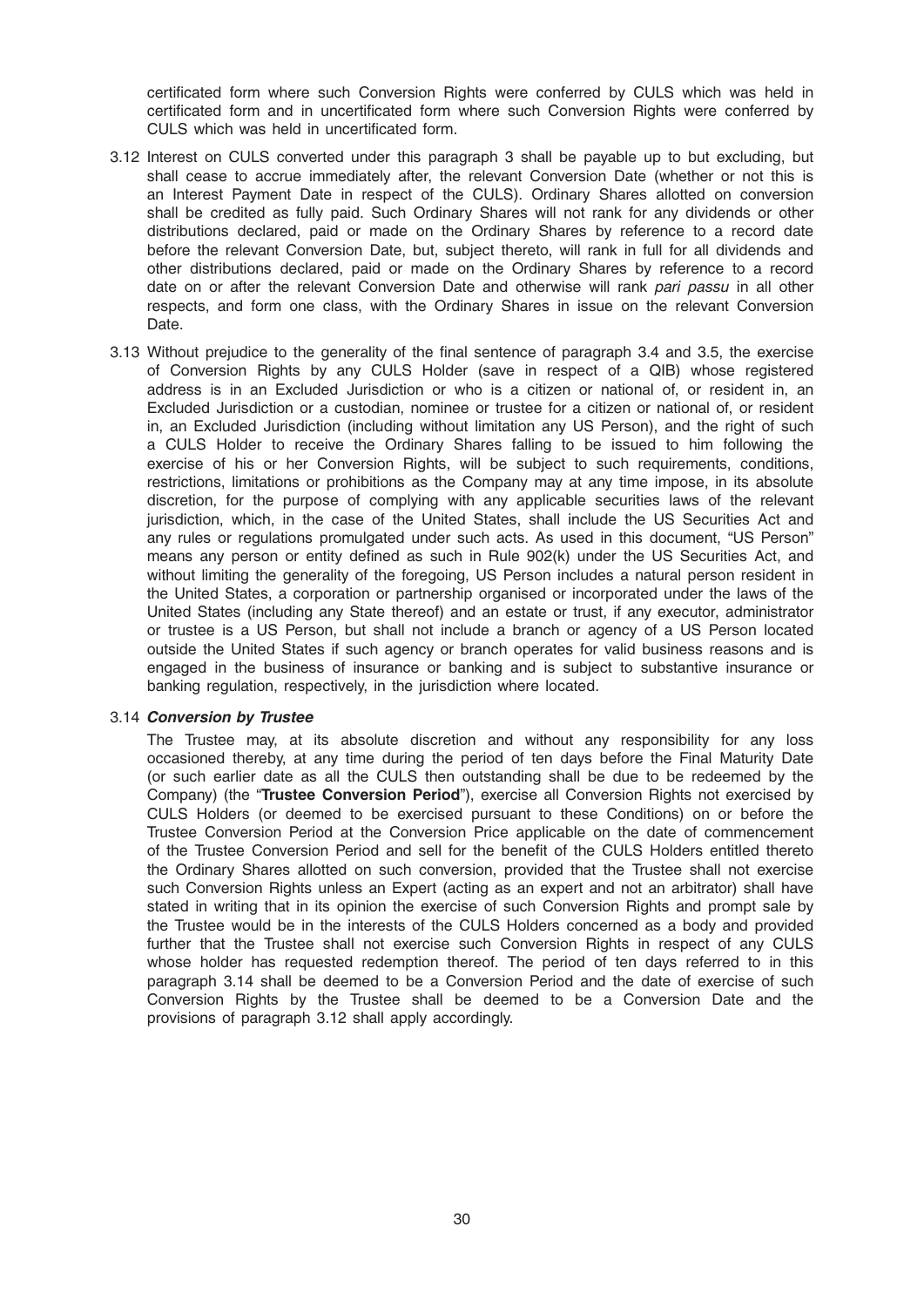certificated form where such Conversion Rights were conferred by CULS which was held in certificated form and in uncertificated form where such Conversion Rights were conferred by CULS which was held in uncertificated form.

3.12 Interest on CULS converted under this paragraph 3 shall be payable up to but excluding, but shall cease to accrue immediately after, the relevant Conversion Date (whether or not this is an Interest Payment Date in respect of the CULS). Ordinary Shares allotted on conversion shall be credited as fully paid. Such Ordinary Shares will not rank for any dividends or other distributions declared, paid or made on the Ordinary Shares by reference to a record date before the relevant Conversion Date, but, subject thereto, will rank in full for all dividends and other distributions declared, paid or made on the Ordinary Shares by reference to a record date on or after the relevant Conversion Date and otherwise will rank *pari passu* in all other respects, and form one class, with the Ordinary Shares in issue on the relevant Conversion Date.

3.13 Without prejudice to the generality of the final sentence of paragraph 3.4 and 3.5, the exercise of Conversion Rights by any CULS Holder (save in respect of a QIB) whose registered address is in an Excluded Jurisdiction or who is a citizen or national of, or resident in, an Excluded Jurisdiction or a custodian, nominee or trustee for a citizen or national of, or resident in, an Excluded Jurisdiction (including without limitation any US Person), and the right of such a CULS Holder to receive the Ordinary Shares falling to be issued to him following the exercise of his or her Conversion Rights, will be subject to such requirements, conditions, restrictions, limitations or prohibitions as the Company may at any time impose, in its absolute discretion, for the purpose of complying with any applicable securities laws of the relevant jurisdiction, which, in the case of the United States, shall include the US Securities Act and any rules or regulations promulgated under such acts. As used in this document, "US Person" means any person or entity defined as such in Rule 902(k) under the US Securities Act, and without limiting the generality of the foregoing, US Person includes a natural person resident in the United States, a corporation or partnership organised or incorporated under the laws of the United States (including any State thereof) and an estate or trust, if any executor, administrator or trustee is a US Person, but shall not include a branch or agency of a US Person located outside the United States if such agency or branch operates for valid business reasons and is engaged in the business of insurance or banking and is subject to substantive insurance or banking regulation, respectively, in the jurisdiction where located.

3.14 ***Conversion by Trustee***

The Trustee may, at its absolute discretion and without any responsibility for any loss occasioned thereby, at any time during the period of ten days before the Final Maturity Date (or such earlier date as all the CULS then outstanding shall be due to be redeemed by the Company) (the "**Trustee Conversion Period**"), exercise all Conversion Rights not exercised by CULS Holders (or deemed to be exercised pursuant to these Conditions) on or before the Trustee Conversion Period at the Conversion Price applicable on the date of commencement of the Trustee Conversion Period and sell for the benefit of the CULS Holders entitled thereto the Ordinary Shares allotted on such conversion, provided that the Trustee shall not exercise such Conversion Rights unless an Expert (acting as an expert and not an arbitrator) shall have stated in writing that in its opinion the exercise of such Conversion Rights and prompt sale by the Trustee would be in the interests of the CULS Holders concerned as a body and provided further that the Trustee shall not exercise such Conversion Rights in respect of any CULS whose holder has requested redemption thereof. The period of ten days referred to in this paragraph 3.14 shall be deemed to be a Conversion Period and the date of exercise of such Conversion Rights by the Trustee shall be deemed to be a Conversion Date and the provisions of paragraph 3.12 shall apply accordingly.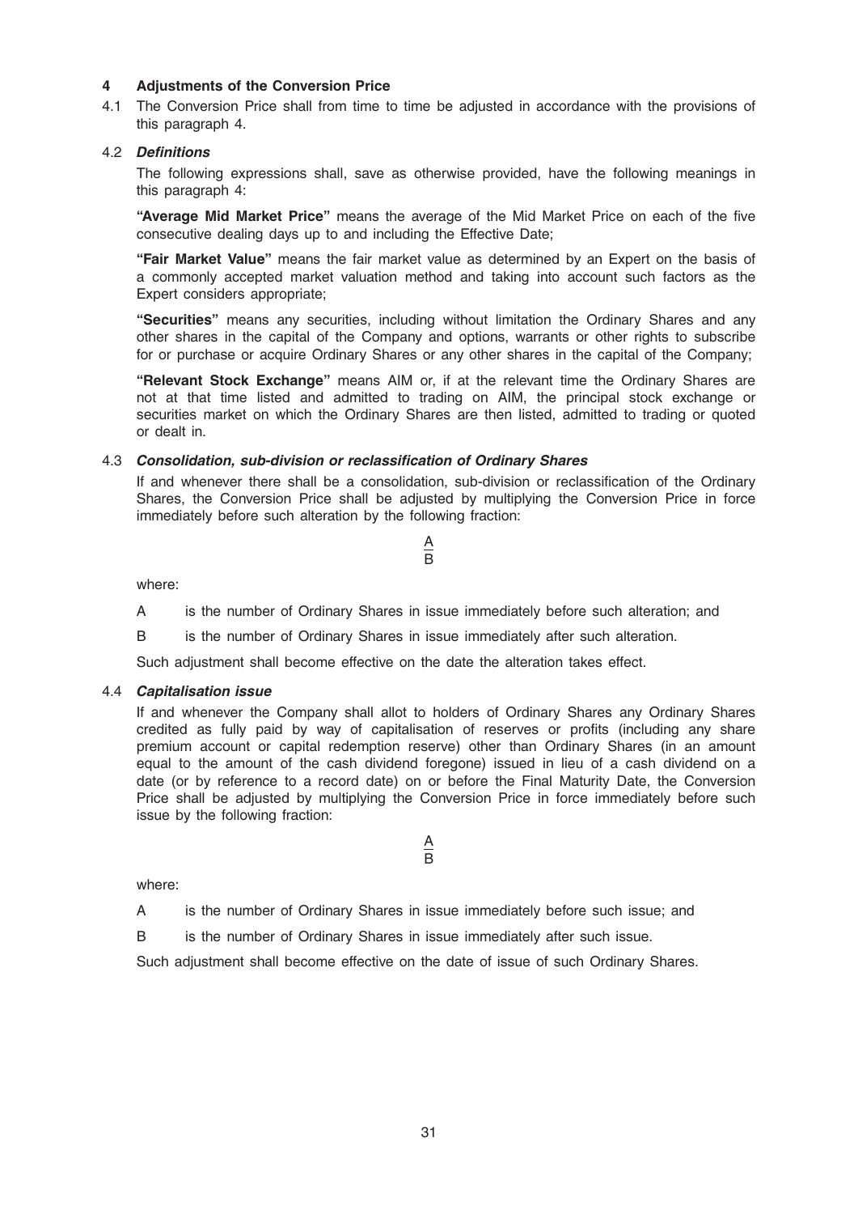## 4 Adjustments of the Conversion Price

4.1 The Conversion Price shall from time to time be adjusted in accordance with the provisions of this paragraph 4.

### 4.2 *Definitions*

The following expressions shall, save as otherwise provided, have the following meanings in this paragraph 4:

**"Average Mid Market Price"** means the average of the Mid Market Price on each of the five consecutive dealing days up to and including the Effective Date;

**"Fair Market Value"** means the fair market value as determined by an Expert on the basis of a commonly accepted market valuation method and taking into account such factors as the Expert considers appropriate;

**"Securities"** means any securities, including without limitation the Ordinary Shares and any other shares in the capital of the Company and options, warrants or other rights to subscribe for or purchase or acquire Ordinary Shares or any other shares in the capital of the Company;

**"Relevant Stock Exchange"** means AIM or, if at the relevant time the Ordinary Shares are not at that time listed and admitted to trading on AIM, the principal stock exchange or securities market on which the Ordinary Shares are then listed, admitted to trading or quoted or dealt in.

### 4.3 *Consolidation, sub-division or reclassification of Ordinary Shares*

If and whenever there shall be a consolidation, sub-division or reclassification of the Ordinary Shares, the Conversion Price shall be adjusted by multiplying the Conversion Price in force immediately before such alteration by the following fraction:

$$\frac{A}{B}$$

where:

A is the number of Ordinary Shares in issue immediately before such alteration; and

B is the number of Ordinary Shares in issue immediately after such alteration.

Such adjustment shall become effective on the date the alteration takes effect.

### 4.4 *Capitalisation issue*

If and whenever the Company shall allot to holders of Ordinary Shares any Ordinary Shares credited as fully paid by way of capitalisation of reserves or profits (including any share premium account or capital redemption reserve) other than Ordinary Shares (in an amount equal to the amount of the cash dividend foregone) issued in lieu of a cash dividend on a date (or by reference to a record date) on or before the Final Maturity Date, the Conversion Price shall be adjusted by multiplying the Conversion Price in force immediately before such issue by the following fraction:

$$\frac{A}{B}$$

where:

A is the number of Ordinary Shares in issue immediately before such issue; and

B is the number of Ordinary Shares in issue immediately after such issue.

Such adjustment shall become effective on the date of issue of such Ordinary Shares.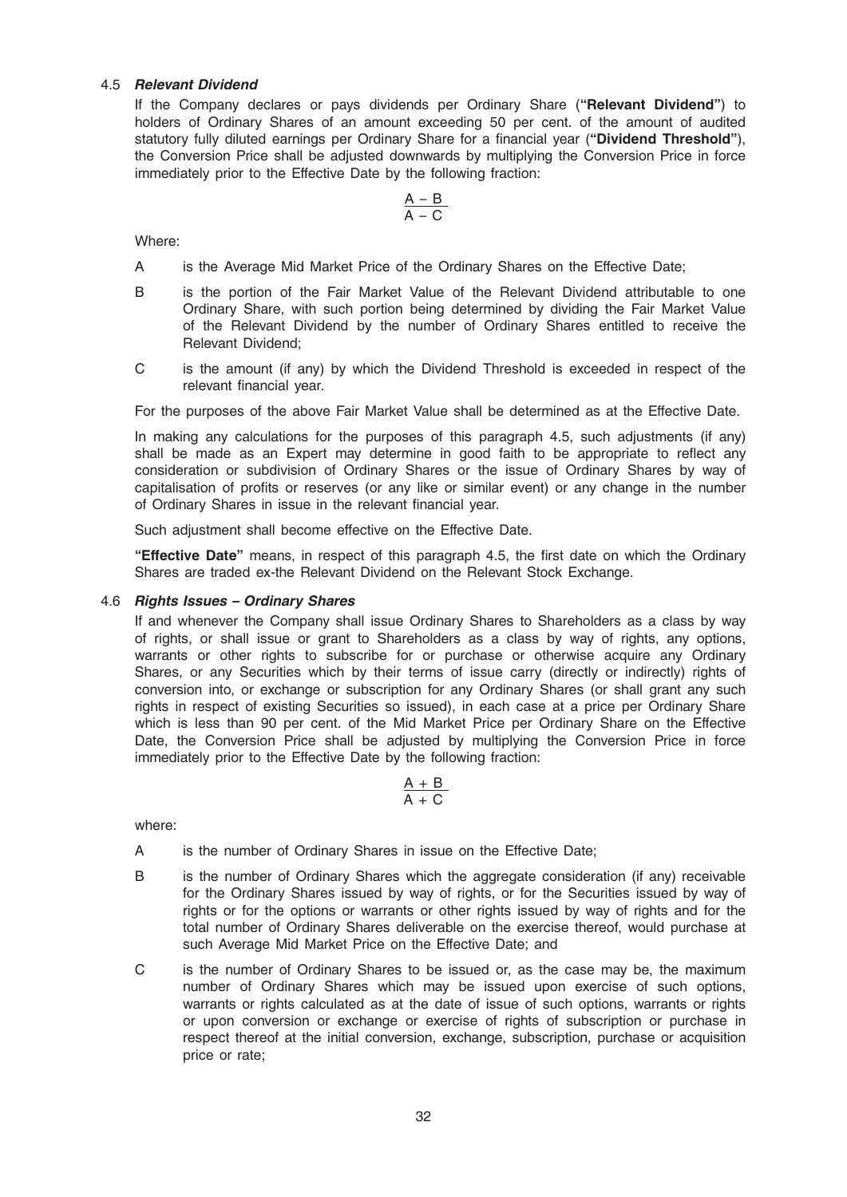#### 4.5 ***Relevant Dividend***

If the Company declares or pays dividends per Ordinary Share (**"Relevant Dividend"**) to holders of Ordinary Shares of an amount exceeding 50 per cent. of the amount of audited statutory fully diluted earnings per Ordinary Share for a financial year (**"Dividend Threshold"**), the Conversion Price shall be adjusted downwards by multiplying the Conversion Price in force immediately prior to the Effective Date by the following fraction:

$$\frac{A - B}{A - C}$$

Where:

A is the Average Mid Market Price of the Ordinary Shares on the Effective Date;

B is the portion of the Fair Market Value of the Relevant Dividend attributable to one Ordinary Share, with such portion being determined by dividing the Fair Market Value of the Relevant Dividend by the number of Ordinary Shares entitled to receive the Relevant Dividend;

C is the amount (if any) by which the Dividend Threshold is exceeded in respect of the relevant financial year.

For the purposes of the above Fair Market Value shall be determined as at the Effective Date.

In making any calculations for the purposes of this paragraph 4.5, such adjustments (if any) shall be made as an Expert may determine in good faith to be appropriate to reflect any consideration or subdivision of Ordinary Shares or the issue of Ordinary Shares by way of capitalisation of profits or reserves (or any like or similar event) or any change in the number of Ordinary Shares in issue in the relevant financial year.

Such adjustment shall become effective on the Effective Date.

**"Effective Date"** means, in respect of this paragraph 4.5, the first date on which the Ordinary Shares are traded ex-the Relevant Dividend on the Relevant Stock Exchange.

#### 4.6 ***Rights Issues – Ordinary Shares***

If and whenever the Company shall issue Ordinary Shares to Shareholders as a class by way of rights, or shall issue or grant to Shareholders as a class by way of rights, any options, warrants or other rights to subscribe for or purchase or otherwise acquire any Ordinary Shares, or any Securities which by their terms of issue carry (directly or indirectly) rights of conversion into, or exchange or subscription for any Ordinary Shares (or shall grant any such rights in respect of existing Securities so issued), in each case at a price per Ordinary Share which is less than 90 per cent. of the Mid Market Price per Ordinary Share on the Effective Date, the Conversion Price shall be adjusted by multiplying the Conversion Price in force immediately prior to the Effective Date by the following fraction:

$$\frac{A + B}{A + C}$$

where:

A is the number of Ordinary Shares in issue on the Effective Date;

B is the number of Ordinary Shares which the aggregate consideration (if any) receivable for the Ordinary Shares issued by way of rights, or for the Securities issued by way of rights or for the options or warrants or other rights issued by way of rights and for the total number of Ordinary Shares deliverable on the exercise thereof, would purchase at such Average Mid Market Price on the Effective Date; and

C is the number of Ordinary Shares to be issued or, as the case may be, the maximum number of Ordinary Shares which may be issued upon exercise of such options, warrants or rights calculated as at the date of issue of such options, warrants or rights or upon conversion or exchange or exercise of rights of subscription or purchase in respect thereof at the initial conversion, exchange, subscription, purchase or acquisition price or rate;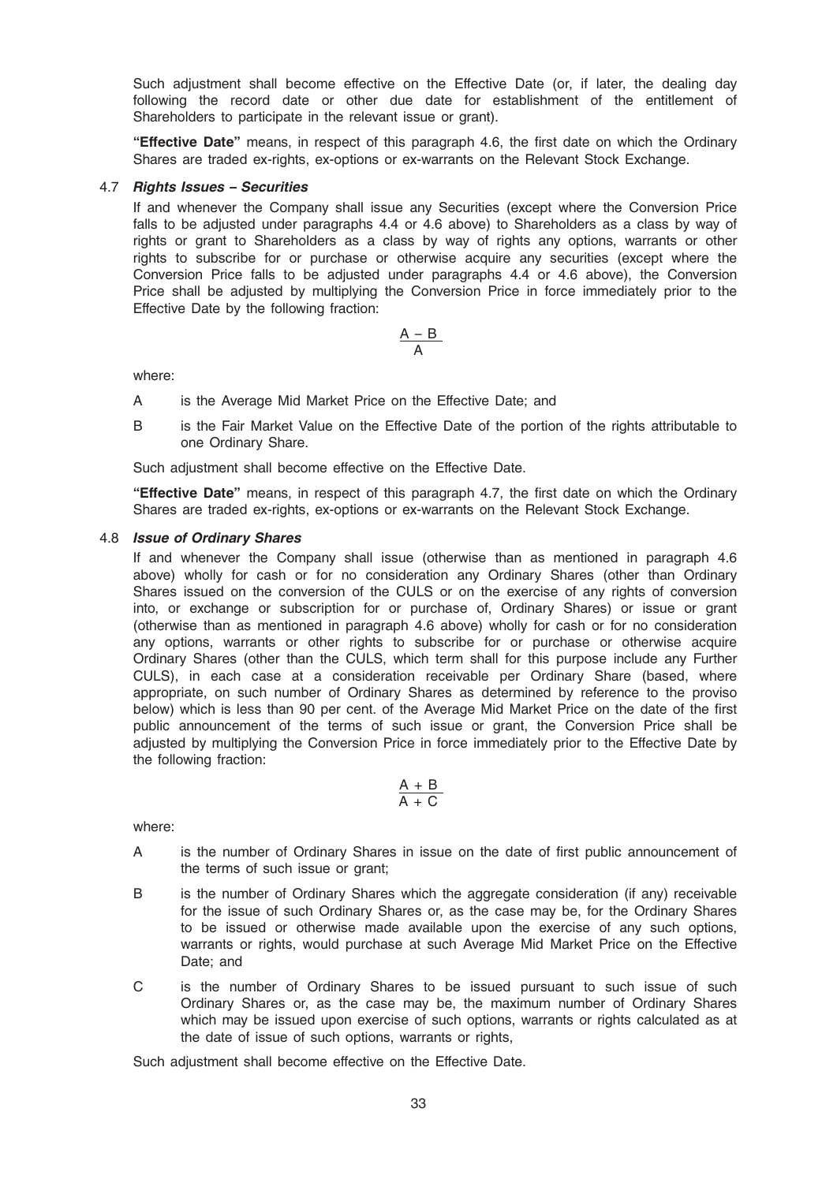Such adjustment shall become effective on the Effective Date (or, if later, the dealing day following the record date or other due date for establishment of the entitlement of Shareholders to participate in the relevant issue or grant).

**"Effective Date"** means, in respect of this paragraph 4.6, the first date on which the Ordinary Shares are traded ex-rights, ex-options or ex-warrants on the Relevant Stock Exchange.

4.7 ***Rights Issues – Securities***

If and whenever the Company shall issue any Securities (except where the Conversion Price falls to be adjusted under paragraphs 4.4 or 4.6 above) to Shareholders as a class by way of rights or grant to Shareholders as a class by way of rights any options, warrants or other rights to subscribe for or purchase or otherwise acquire any securities (except where the Conversion Price falls to be adjusted under paragraphs 4.4 or 4.6 above), the Conversion Price shall be adjusted by multiplying the Conversion Price in force immediately prior to the Effective Date by the following fraction:

$$\frac{A - B}{A}$$

where:

A is the Average Mid Market Price on the Effective Date; and

B is the Fair Market Value on the Effective Date of the portion of the rights attributable to one Ordinary Share.

Such adjustment shall become effective on the Effective Date.

**"Effective Date"** means, in respect of this paragraph 4.7, the first date on which the Ordinary Shares are traded ex-rights, ex-options or ex-warrants on the Relevant Stock Exchange.

4.8 ***Issue of Ordinary Shares***

If and whenever the Company shall issue (otherwise than as mentioned in paragraph 4.6 above) wholly for cash or for no consideration any Ordinary Shares (other than Ordinary Shares issued on the conversion of the CULS or on the exercise of any rights of conversion into, or exchange or subscription for or purchase of, Ordinary Shares) or issue or grant (otherwise than as mentioned in paragraph 4.6 above) wholly for cash or for no consideration any options, warrants or other rights to subscribe for or purchase or otherwise acquire Ordinary Shares (other than the CULS, which term shall for this purpose include any Further CULS), in each case at a consideration receivable per Ordinary Share (based, where appropriate, on such number of Ordinary Shares as determined by reference to the proviso below) which is less than 90 per cent. of the Average Mid Market Price on the date of the first public announcement of the terms of such issue or grant, the Conversion Price shall be adjusted by multiplying the Conversion Price in force immediately prior to the Effective Date by the following fraction:

$$\frac{A + B}{A + C}$$

where:

A is the number of Ordinary Shares in issue on the date of first public announcement of the terms of such issue or grant;

B is the number of Ordinary Shares which the aggregate consideration (if any) receivable for the issue of such Ordinary Shares or, as the case may be, for the Ordinary Shares to be issued or otherwise made available upon the exercise of any such options, warrants or rights, would purchase at such Average Mid Market Price on the Effective Date; and

C is the number of Ordinary Shares to be issued pursuant to such issue of such Ordinary Shares or, as the case may be, the maximum number of Ordinary Shares which may be issued upon exercise of such options, warrants or rights calculated as at the date of issue of such options, warrants or rights,

Such adjustment shall become effective on the Effective Date.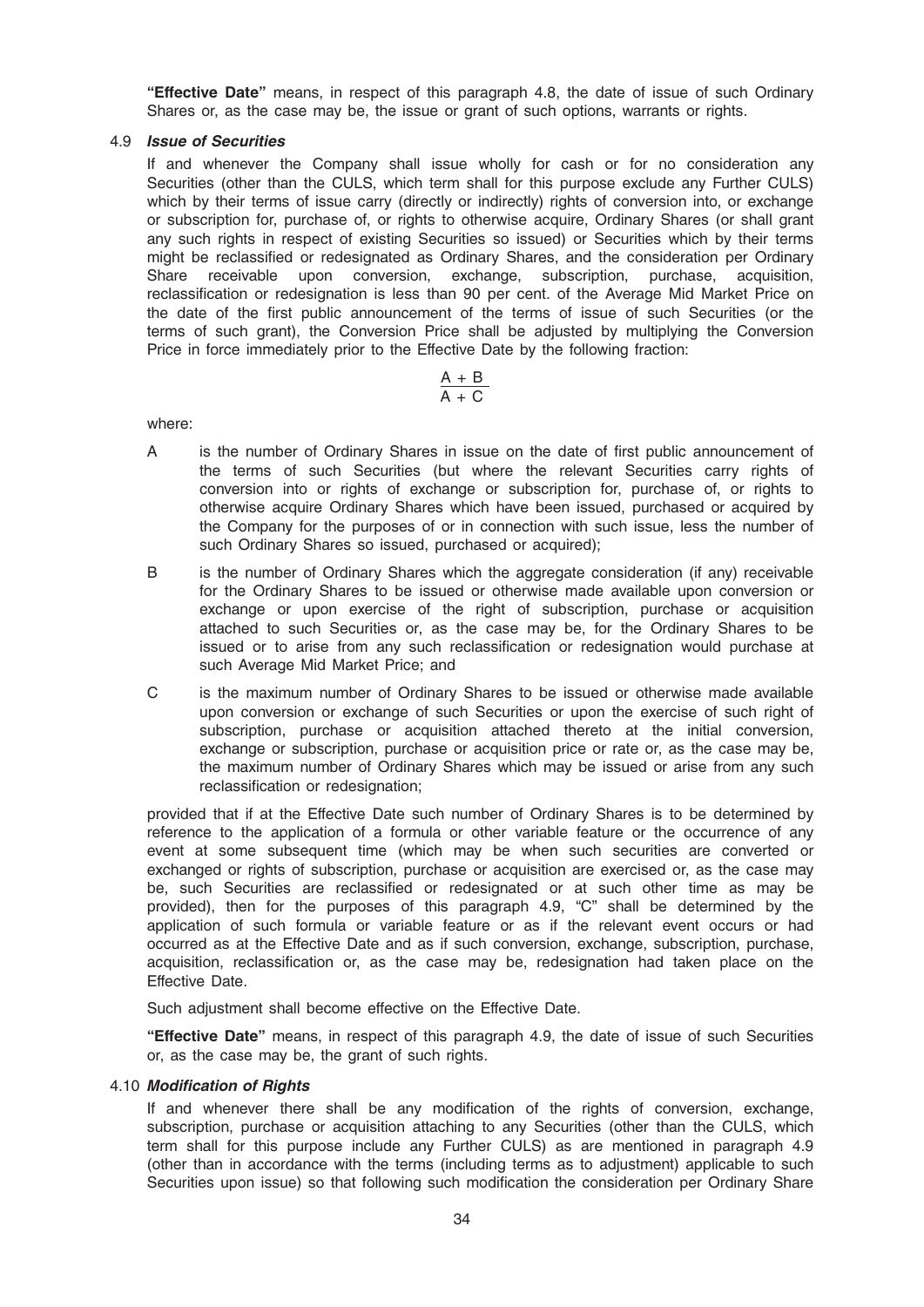**"Effective Date"** means, in respect of this paragraph 4.8, the date of issue of such Ordinary Shares or, as the case may be, the issue or grant of such options, warrants or rights.

4.9 ***Issue of Securities***

If and whenever the Company shall issue wholly for cash or for no consideration any Securities (other than the CULS, which term shall for this purpose exclude any Further CULS) which by their terms of issue carry (directly or indirectly) rights of conversion into, or exchange or subscription for, purchase of, or rights to otherwise acquire, Ordinary Shares (or shall grant any such rights in respect of existing Securities so issued) or Securities which by their terms might be reclassified or redesignated as Ordinary Shares, and the consideration per Ordinary Share receivable upon conversion, exchange, subscription, purchase, acquisition, reclassification or redesignation is less than 90 per cent. of the Average Mid Market Price on the date of the first public announcement of the terms of issue of such Securities (or the terms of such grant), the Conversion Price shall be adjusted by multiplying the Conversion Price in force immediately prior to the Effective Date by the following fraction:

$$\frac{A + B}{A + C}$$

where:

A is the number of Ordinary Shares in issue on the date of first public announcement of the terms of such Securities (but where the relevant Securities carry rights of conversion into or rights of exchange or subscription for, purchase of, or rights to otherwise acquire Ordinary Shares which have been issued, purchased or acquired by the Company for the purposes of or in connection with such issue, less the number of such Ordinary Shares so issued, purchased or acquired);

B is the number of Ordinary Shares which the aggregate consideration (if any) receivable for the Ordinary Shares to be issued or otherwise made available upon conversion or exchange or upon exercise of the right of subscription, purchase or acquisition attached to such Securities or, as the case may be, for the Ordinary Shares to be issued or to arise from any such reclassification or redesignation would purchase at such Average Mid Market Price; and

C is the maximum number of Ordinary Shares to be issued or otherwise made available upon conversion or exchange of such Securities or upon the exercise of such right of subscription, purchase or acquisition attached thereto at the initial conversion, exchange or subscription, purchase or acquisition price or rate or, as the case may be, the maximum number of Ordinary Shares which may be issued or arise from any such reclassification or redesignation;

provided that if at the Effective Date such number of Ordinary Shares is to be determined by reference to the application of a formula or other variable feature or the occurrence of any event at some subsequent time (which may be when such securities are converted or exchanged or rights of subscription, purchase or acquisition are exercised or, as the case may be, such Securities are reclassified or redesignated or at such other time as may be provided), then for the purposes of this paragraph 4.9, "C" shall be determined by the application of such formula or variable feature or as if the relevant event occurs or had occurred as at the Effective Date and as if such conversion, exchange, subscription, purchase, acquisition, reclassification or, as the case may be, redesignation had taken place on the Effective Date.

Such adjustment shall become effective on the Effective Date.

**"Effective Date"** means, in respect of this paragraph 4.9, the date of issue of such Securities or, as the case may be, the grant of such rights.

4.10 ***Modification of Rights***

If and whenever there shall be any modification of the rights of conversion, exchange, subscription, purchase or acquisition attaching to any Securities (other than the CULS, which term shall for this purpose include any Further CULS) as are mentioned in paragraph 4.9 (other than in accordance with the terms (including terms as to adjustment) applicable to such Securities upon issue) so that following such modification the consideration per Ordinary Share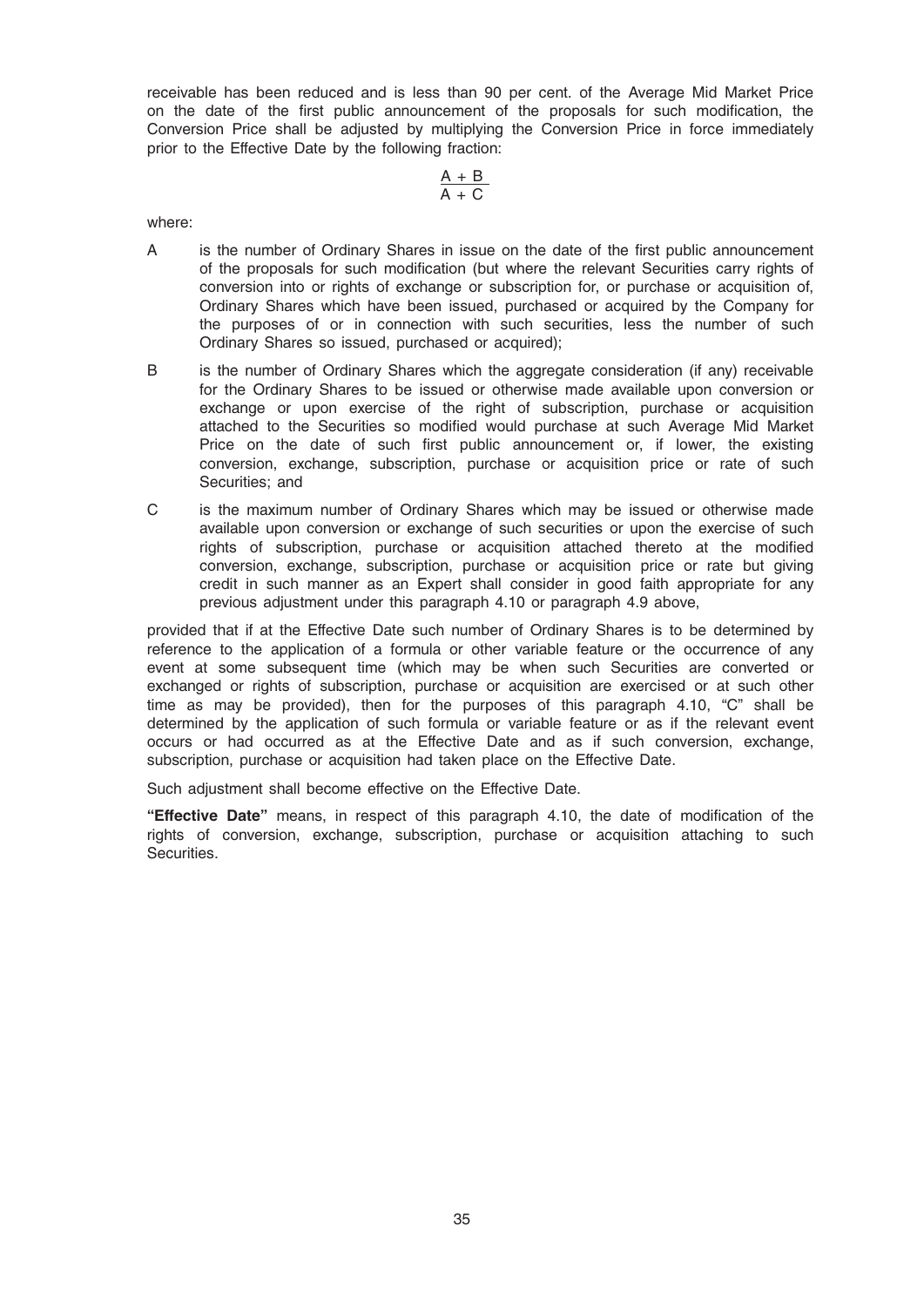receivable has been reduced and is less than 90 per cent. of the Average Mid Market Price on the date of the first public announcement of the proposals for such modification, the Conversion Price shall be adjusted by multiplying the Conversion Price in force immediately prior to the Effective Date by the following fraction:

$$\frac{A + B}{A + C}$$

where:

A is the number of Ordinary Shares in issue on the date of the first public announcement of the proposals for such modification (but where the relevant Securities carry rights of conversion into or rights of exchange or subscription for, or purchase or acquisition of, Ordinary Shares which have been issued, purchased or acquired by the Company for the purposes of or in connection with such securities, less the number of such Ordinary Shares so issued, purchased or acquired);

B is the number of Ordinary Shares which the aggregate consideration (if any) receivable for the Ordinary Shares to be issued or otherwise made available upon conversion or exchange or upon exercise of the right of subscription, purchase or acquisition attached to the Securities so modified would purchase at such Average Mid Market Price on the date of such first public announcement or, if lower, the existing conversion, exchange, subscription, purchase or acquisition price or rate of such Securities; and

C is the maximum number of Ordinary Shares which may be issued or otherwise made available upon conversion or exchange of such securities or upon the exercise of such rights of subscription, purchase or acquisition attached thereto at the modified conversion, exchange, subscription, purchase or acquisition price or rate but giving credit in such manner as an Expert shall consider in good faith appropriate for any previous adjustment under this paragraph 4.10 or paragraph 4.9 above,

provided that if at the Effective Date such number of Ordinary Shares is to be determined by reference to the application of a formula or other variable feature or the occurrence of any event at some subsequent time (which may be when such Securities are converted or exchanged or rights of subscription, purchase or acquisition are exercised or at such other time as may be provided), then for the purposes of this paragraph 4.10, "C" shall be determined by the application of such formula or variable feature or as if the relevant event occurs or had occurred as at the Effective Date and as if such conversion, exchange, subscription, purchase or acquisition had taken place on the Effective Date.

Such adjustment shall become effective on the Effective Date.

**"Effective Date"** means, in respect of this paragraph 4.10, the date of modification of the rights of conversion, exchange, subscription, purchase or acquisition attaching to such Securities.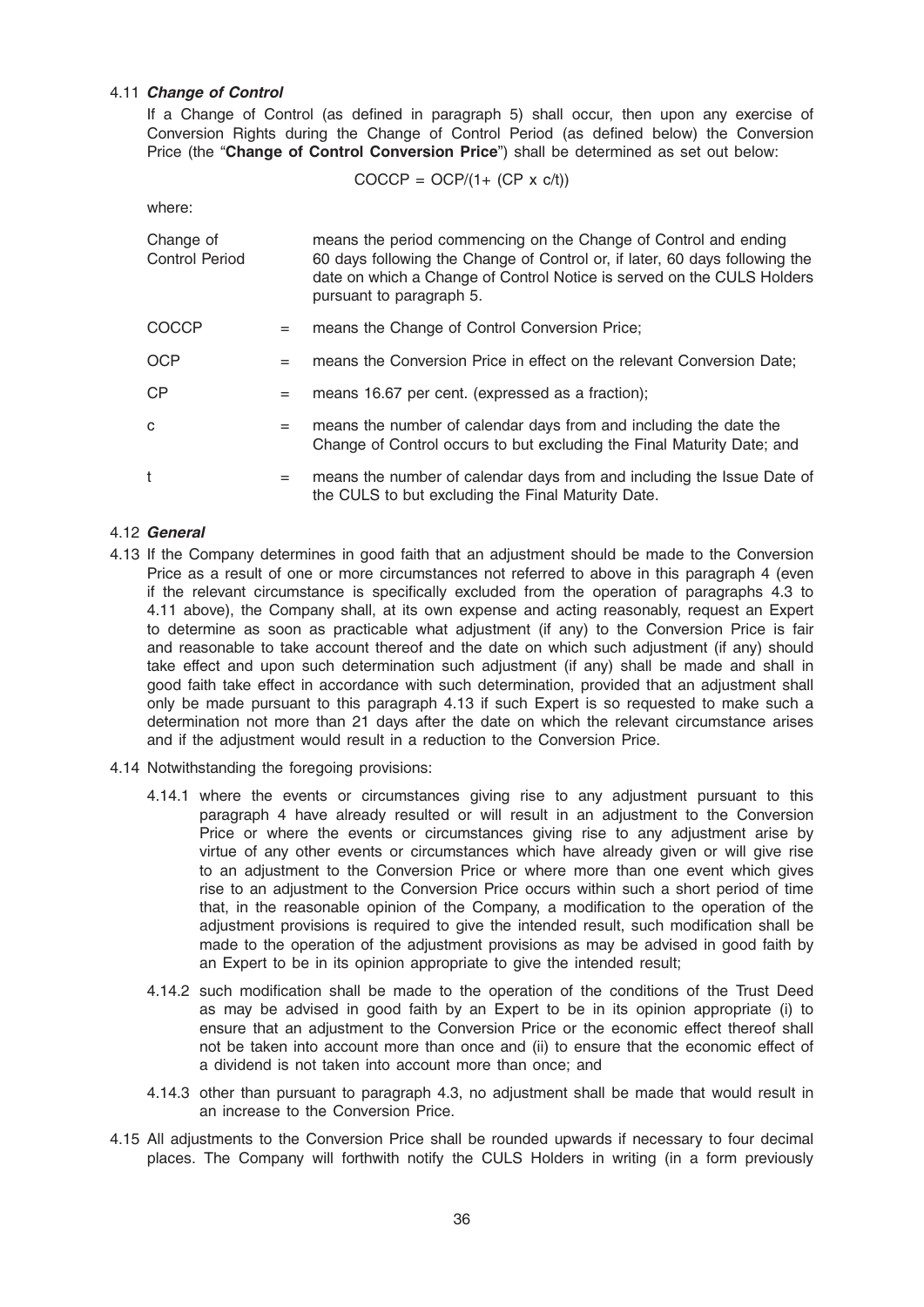4.11 ***Change of Control***

If a Change of Control (as defined in paragraph 5) shall occur, then upon any exercise of Conversion Rights during the Change of Control Period (as defined below) the Conversion Price (the "**Change of Control Conversion Price**") shall be determined as set out below:

$$COCCP = OCP/(1+ (CP \times c/t))$$

where:

| | | |
|---|---|---|
| Change of Control Period | | means the period commencing on the Change of Control and ending 60 days following the Change of Control or, if later, 60 days following the date on which a Change of Control Notice is served on the CULS Holders pursuant to paragraph 5. |
| COCCP | = | means the Change of Control Conversion Price; |
| OCP | = | means the Conversion Price in effect on the relevant Conversion Date; |
| CP | = | means 16.67 per cent. (expressed as a fraction); |
| c | = | means the number of calendar days from and including the date the Change of Control occurs to but excluding the Final Maturity Date; and |
| t | = | means the number of calendar days from and including the Issue Date of the CULS to but excluding the Final Maturity Date. |

4.12 ***General***

4.13 If the Company determines in good faith that an adjustment should be made to the Conversion Price as a result of one or more circumstances not referred to above in this paragraph 4 (even if the relevant circumstance is specifically excluded from the operation of paragraphs 4.3 to 4.11 above), the Company shall, at its own expense and acting reasonably, request an Expert to determine as soon as practicable what adjustment (if any) to the Conversion Price is fair and reasonable to take account thereof and the date on which such adjustment (if any) should take effect and upon such determination such adjustment (if any) shall be made and shall in good faith take effect in accordance with such determination, provided that an adjustment shall only be made pursuant to this paragraph 4.13 if such Expert is so requested to make such a determination not more than 21 days after the date on which the relevant circumstance arises and if the adjustment would result in a reduction to the Conversion Price.

4.14 Notwithstanding the foregoing provisions:

4.14.1 where the events or circumstances giving rise to any adjustment pursuant to this paragraph 4 have already resulted or will result in an adjustment to the Conversion Price or where the events or circumstances giving rise to any adjustment arise by virtue of any other events or circumstances which have already given or will give rise to an adjustment to the Conversion Price or where more than one event which gives rise to an adjustment to the Conversion Price occurs within such a short period of time that, in the reasonable opinion of the Company, a modification to the operation of the adjustment provisions is required to give the intended result, such modification shall be made to the operation of the adjustment provisions as may be advised in good faith by an Expert to be in its opinion appropriate to give the intended result;

4.14.2 such modification shall be made to the operation of the conditions of the Trust Deed as may be advised in good faith by an Expert to be in its opinion appropriate (i) to ensure that an adjustment to the Conversion Price or the economic effect thereof shall not be taken into account more than once and (ii) to ensure that the economic effect of a dividend is not taken into account more than once; and

4.14.3 other than pursuant to paragraph 4.3, no adjustment shall be made that would result in an increase to the Conversion Price.

4.15 All adjustments to the Conversion Price shall be rounded upwards if necessary to four decimal places. The Company will forthwith notify the CULS Holders in writing (in a form previously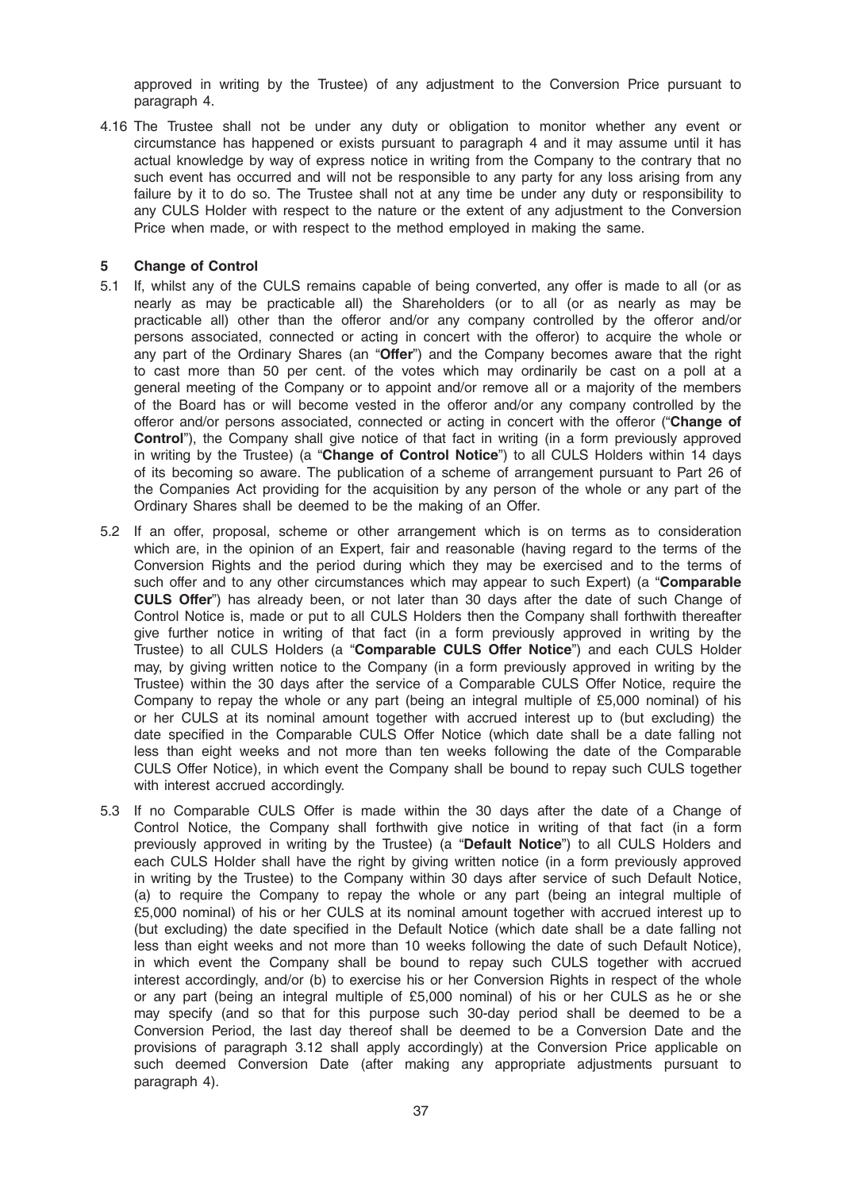approved in writing by the Trustee) of any adjustment to the Conversion Price pursuant to paragraph 4.

4.16 The Trustee shall not be under any duty or obligation to monitor whether any event or circumstance has happened or exists pursuant to paragraph 4 and it may assume until it has actual knowledge by way of express notice in writing from the Company to the contrary that no such event has occurred and will not be responsible to any party for any loss arising from any failure by it to do so. The Trustee shall not at any time be under any duty or responsibility to any CULS Holder with respect to the nature or the extent of any adjustment to the Conversion Price when made, or with respect to the method employed in making the same.

## 5 Change of Control

5.1 If, whilst any of the CULS remains capable of being converted, any offer is made to all (or as nearly as may be practicable all) the Shareholders (or to all (or as nearly as may be practicable all) other than the offeror and/or any company controlled by the offeror and/or persons associated, connected or acting in concert with the offeror) to acquire the whole or any part of the Ordinary Shares (an "**Offer**") and the Company becomes aware that the right to cast more than 50 per cent. of the votes which may ordinarily be cast on a poll at a general meeting of the Company or to appoint and/or remove all or a majority of the members of the Board has or will become vested in the offeror and/or any company controlled by the offeror and/or persons associated, connected or acting in concert with the offeror ("**Change of Control**"), the Company shall give notice of that fact in writing (in a form previously approved in writing by the Trustee) (a "**Change of Control Notice**") to all CULS Holders within 14 days of its becoming so aware. The publication of a scheme of arrangement pursuant to Part 26 of the Companies Act providing for the acquisition by any person of the whole or any part of the Ordinary Shares shall be deemed to be the making of an Offer.

5.2 If an offer, proposal, scheme or other arrangement which is on terms as to consideration which are, in the opinion of an Expert, fair and reasonable (having regard to the terms of the Conversion Rights and the period during which they may be exercised and to the terms of such offer and to any other circumstances which may appear to such Expert) (a "**Comparable CULS Offer**") has already been, or not later than 30 days after the date of such Change of Control Notice is, made or put to all CULS Holders then the Company shall forthwith thereafter give further notice in writing of that fact (in a form previously approved in writing by the Trustee) to all CULS Holders (a "**Comparable CULS Offer Notice**") and each CULS Holder may, by giving written notice to the Company (in a form previously approved in writing by the Trustee) within the 30 days after the service of a Comparable CULS Offer Notice, require the Company to repay the whole or any part (being an integral multiple of £5,000 nominal) of his or her CULS at its nominal amount together with accrued interest up to (but excluding) the date specified in the Comparable CULS Offer Notice (which date shall be a date falling not less than eight weeks and not more than ten weeks following the date of the Comparable CULS Offer Notice), in which event the Company shall be bound to repay such CULS together with interest accrued accordingly.

5.3 If no Comparable CULS Offer is made within the 30 days after the date of a Change of Control Notice, the Company shall forthwith give notice in writing of that fact (in a form previously approved in writing by the Trustee) (a "**Default Notice**") to all CULS Holders and each CULS Holder shall have the right by giving written notice (in a form previously approved in writing by the Trustee) to the Company within 30 days after service of such Default Notice, (a) to require the Company to repay the whole or any part (being an integral multiple of £5,000 nominal) of his or her CULS at its nominal amount together with accrued interest up to (but excluding) the date specified in the Default Notice (which date shall be a date falling not less than eight weeks and not more than 10 weeks following the date of such Default Notice), in which event the Company shall be bound to repay such CULS together with accrued interest accordingly, and/or (b) to exercise his or her Conversion Rights in respect of the whole or any part (being an integral multiple of £5,000 nominal) of his or her CULS as he or she may specify (and so that for this purpose such 30-day period shall be deemed to be a Conversion Period, the last day thereof shall be deemed to be a Conversion Date and the provisions of paragraph 3.12 shall apply accordingly) at the Conversion Price applicable on such deemed Conversion Date (after making any appropriate adjustments pursuant to paragraph 4).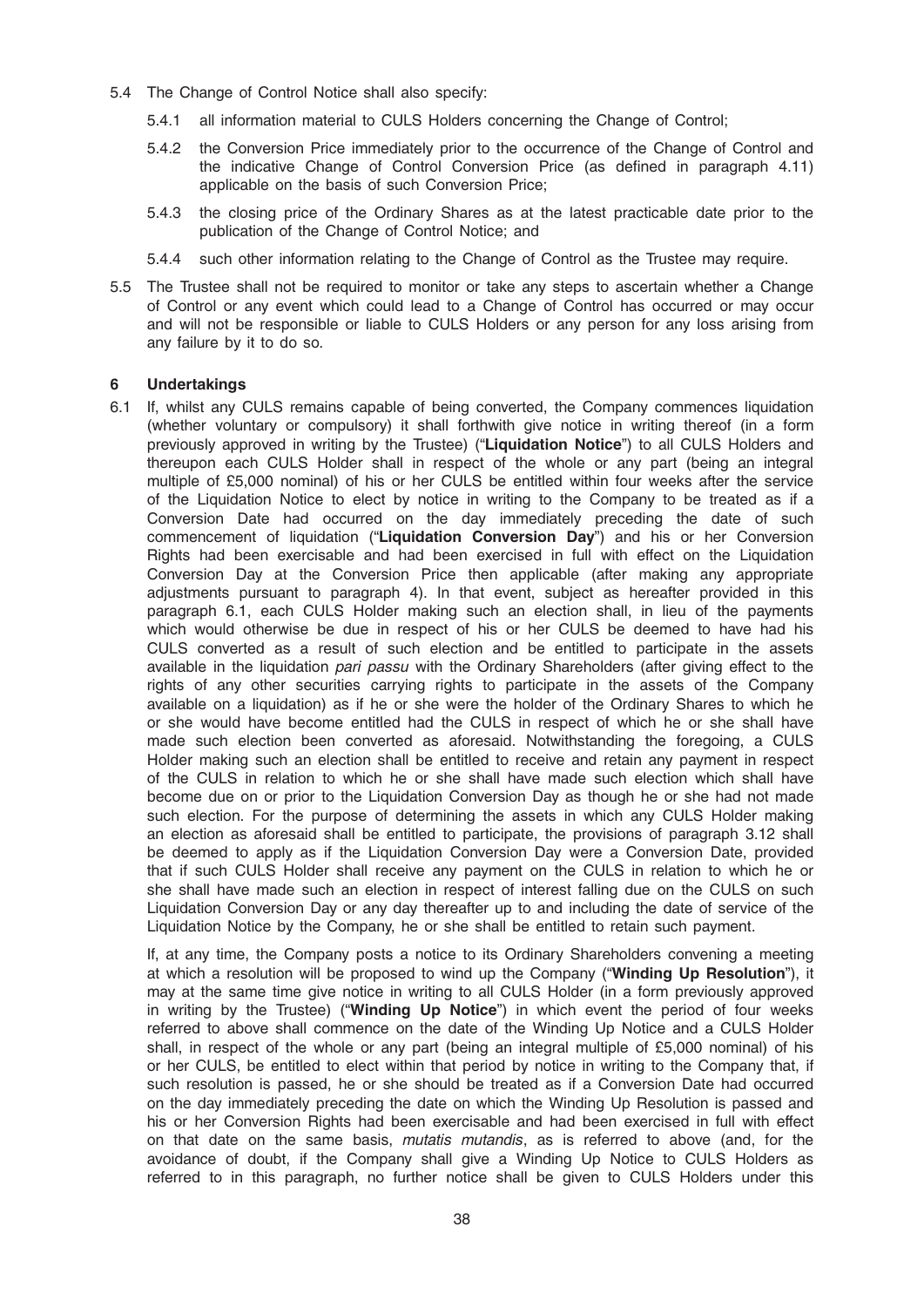5.4 The Change of Control Notice shall also specify:

5.4.1 all information material to CULS Holders concerning the Change of Control;

5.4.2 the Conversion Price immediately prior to the occurrence of the Change of Control and the indicative Change of Control Conversion Price (as defined in paragraph 4.11) applicable on the basis of such Conversion Price;

5.4.3 the closing price of the Ordinary Shares as at the latest practicable date prior to the publication of the Change of Control Notice; and

5.4.4 such other information relating to the Change of Control as the Trustee may require.

5.5 The Trustee shall not be required to monitor or take any steps to ascertain whether a Change of Control or any event which could lead to a Change of Control has occurred or may occur and will not be responsible or liable to CULS Holders or any person for any loss arising from any failure by it to do so.

### 6 Undertakings

6.1 If, whilst any CULS remains capable of being converted, the Company commences liquidation (whether voluntary or compulsory) it shall forthwith give notice in writing thereof (in a form previously approved in writing by the Trustee) ("**Liquidation Notice**") to all CULS Holders and thereupon each CULS Holder shall in respect of the whole or any part (being an integral multiple of £5,000 nominal) of his or her CULS be entitled within four weeks after the service of the Liquidation Notice to elect by notice in writing to the Company to be treated as if a Conversion Date had occurred on the day immediately preceding the date of such commencement of liquidation ("**Liquidation Conversion Day**") and his or her Conversion Rights had been exercisable and had been exercised in full with effect on the Liquidation Conversion Day at the Conversion Price then applicable (after making any appropriate adjustments pursuant to paragraph 4). In that event, subject as hereafter provided in this paragraph 6.1, each CULS Holder making such an election shall, in lieu of the payments which would otherwise be due in respect of his or her CULS be deemed to have had his CULS converted as a result of such election and be entitled to participate in the assets available in the liquidation *pari passu* with the Ordinary Shareholders (after giving effect to the rights of any other securities carrying rights to participate in the assets of the Company available on a liquidation) as if he or she were the holder of the Ordinary Shares to which he or she would have become entitled had the CULS in respect of which he or she shall have made such election been converted as aforesaid. Notwithstanding the foregoing, a CULS Holder making such an election shall be entitled to receive and retain any payment in respect of the CULS in relation to which he or she shall have made such election which shall have become due on or prior to the Liquidation Conversion Day as though he or she had not made such election. For the purpose of determining the assets in which any CULS Holder making an election as aforesaid shall be entitled to participate, the provisions of paragraph 3.12 shall be deemed to apply as if the Liquidation Conversion Day were a Conversion Date, provided that if such CULS Holder shall receive any payment on the CULS in relation to which he or she shall have made such an election in respect of interest falling due on the CULS on such Liquidation Conversion Day or any day thereafter up to and including the date of service of the Liquidation Notice by the Company, he or she shall be entitled to retain such payment.

If, at any time, the Company posts a notice to its Ordinary Shareholders convening a meeting at which a resolution will be proposed to wind up the Company ("**Winding Up Resolution**"), it may at the same time give notice in writing to all CULS Holder (in a form previously approved in writing by the Trustee) ("**Winding Up Notice**") in which event the period of four weeks referred to above shall commence on the date of the Winding Up Notice and a CULS Holder shall, in respect of the whole or any part (being an integral multiple of £5,000 nominal) of his or her CULS, be entitled to elect within that period by notice in writing to the Company that, if such resolution is passed, he or she should be treated as if a Conversion Date had occurred on the day immediately preceding the date on which the Winding Up Resolution is passed and his or her Conversion Rights had been exercisable and had been exercised in full with effect on that date on the same basis, *mutatis mutandis*, as is referred to above (and, for the avoidance of doubt, if the Company shall give a Winding Up Notice to CULS Holders as referred to in this paragraph, no further notice shall be given to CULS Holders under this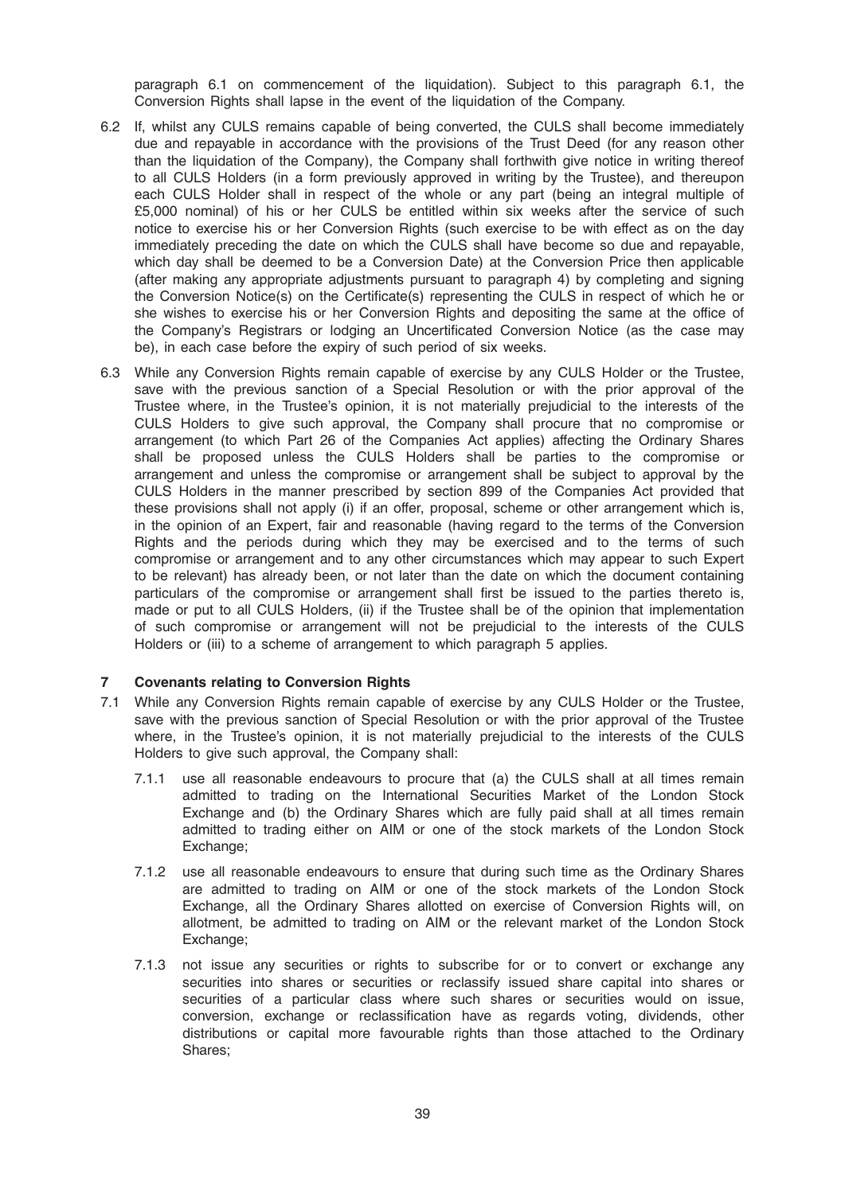paragraph 6.1 on commencement of the liquidation). Subject to this paragraph 6.1, the Conversion Rights shall lapse in the event of the liquidation of the Company.

6.2 If, whilst any CULS remains capable of being converted, the CULS shall become immediately due and repayable in accordance with the provisions of the Trust Deed (for any reason other than the liquidation of the Company), the Company shall forthwith give notice in writing thereof to all CULS Holders (in a form previously approved in writing by the Trustee), and thereupon each CULS Holder shall in respect of the whole or any part (being an integral multiple of £5,000 nominal) of his or her CULS be entitled within six weeks after the service of such notice to exercise his or her Conversion Rights (such exercise to be with effect as on the day immediately preceding the date on which the CULS shall have become so due and repayable, which day shall be deemed to be a Conversion Date) at the Conversion Price then applicable (after making any appropriate adjustments pursuant to paragraph 4) by completing and signing the Conversion Notice(s) on the Certificate(s) representing the CULS in respect of which he or she wishes to exercise his or her Conversion Rights and depositing the same at the office of the Company's Registrars or lodging an Uncertificated Conversion Notice (as the case may be), in each case before the expiry of such period of six weeks.

6.3 While any Conversion Rights remain capable of exercise by any CULS Holder or the Trustee, save with the previous sanction of a Special Resolution or with the prior approval of the Trustee where, in the Trustee's opinion, it is not materially prejudicial to the interests of the CULS Holders to give such approval, the Company shall procure that no compromise or arrangement (to which Part 26 of the Companies Act applies) affecting the Ordinary Shares shall be proposed unless the CULS Holders shall be parties to the compromise or arrangement and unless the compromise or arrangement shall be subject to approval by the CULS Holders in the manner prescribed by section 899 of the Companies Act provided that these provisions shall not apply (i) if an offer, proposal, scheme or other arrangement which is, in the opinion of an Expert, fair and reasonable (having regard to the terms of the Conversion Rights and the periods during which they may be exercised and to the terms of such compromise or arrangement and to any other circumstances which may appear to such Expert to be relevant) has already been, or not later than the date on which the document containing particulars of the compromise or arrangement shall first be issued to the parties thereto is, made or put to all CULS Holders, (ii) if the Trustee shall be of the opinion that implementation of such compromise or arrangement will not be prejudicial to the interests of the CULS Holders or (iii) to a scheme of arrangement to which paragraph 5 applies.

## 7 Covenants relating to Conversion Rights

7.1 While any Conversion Rights remain capable of exercise by any CULS Holder or the Trustee, save with the previous sanction of Special Resolution or with the prior approval of the Trustee where, in the Trustee's opinion, it is not materially prejudicial to the interests of the CULS Holders to give such approval, the Company shall:

7.1.1 use all reasonable endeavours to procure that (a) the CULS shall at all times remain admitted to trading on the International Securities Market of the London Stock Exchange and (b) the Ordinary Shares which are fully paid shall at all times remain admitted to trading either on AIM or one of the stock markets of the London Stock Exchange;

7.1.2 use all reasonable endeavours to ensure that during such time as the Ordinary Shares are admitted to trading on AIM or one of the stock markets of the London Stock Exchange, all the Ordinary Shares allotted on exercise of Conversion Rights will, on allotment, be admitted to trading on AIM or the relevant market of the London Stock Exchange;

7.1.3 not issue any securities or rights to subscribe for or to convert or exchange any securities into shares or securities or reclassify issued share capital into shares or securities of a particular class where such shares or securities would on issue, conversion, exchange or reclassification have as regards voting, dividends, other distributions or capital more favourable rights than those attached to the Ordinary Shares;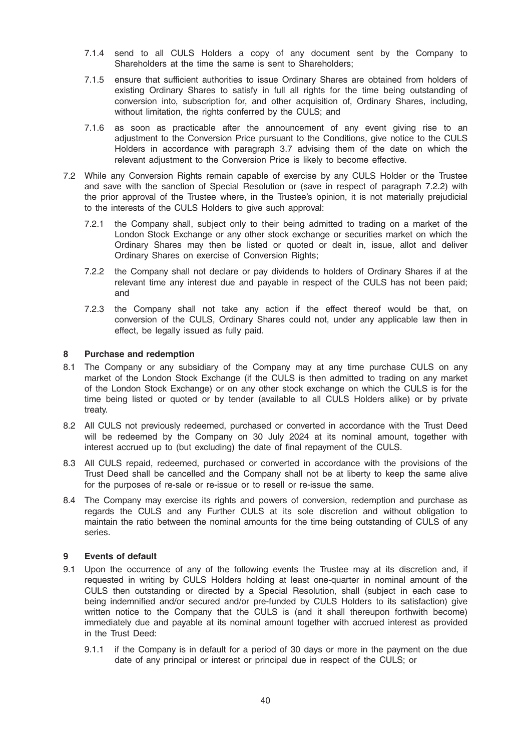7.1.4 send to all CULS Holders a copy of any document sent by the Company to Shareholders at the time the same is sent to Shareholders;

7.1.5 ensure that sufficient authorities to issue Ordinary Shares are obtained from holders of existing Ordinary Shares to satisfy in full all rights for the time being outstanding of conversion into, subscription for, and other acquisition of, Ordinary Shares, including, without limitation, the rights conferred by the CULS; and

7.1.6 as soon as practicable after the announcement of any event giving rise to an adjustment to the Conversion Price pursuant to the Conditions, give notice to the CULS Holders in accordance with paragraph 3.7 advising them of the date on which the relevant adjustment to the Conversion Price is likely to become effective.

7.2 While any Conversion Rights remain capable of exercise by any CULS Holder or the Trustee and save with the sanction of Special Resolution or (save in respect of paragraph 7.2.2) with the prior approval of the Trustee where, in the Trustee's opinion, it is not materially prejudicial to the interests of the CULS Holders to give such approval:

7.2.1 the Company shall, subject only to their being admitted to trading on a market of the London Stock Exchange or any other stock exchange or securities market on which the Ordinary Shares may then be listed or quoted or dealt in, issue, allot and deliver Ordinary Shares on exercise of Conversion Rights;

7.2.2 the Company shall not declare or pay dividends to holders of Ordinary Shares if at the relevant time any interest due and payable in respect of the CULS has not been paid; and

7.2.3 the Company shall not take any action if the effect thereof would be that, on conversion of the CULS, Ordinary Shares could not, under any applicable law then in effect, be legally issued as fully paid.

**8 Purchase and redemption**

8.1 The Company or any subsidiary of the Company may at any time purchase CULS on any market of the London Stock Exchange (if the CULS is then admitted to trading on any market of the London Stock Exchange) or on any other stock exchange on which the CULS is for the time being listed or quoted or by tender (available to all CULS Holders alike) or by private treaty.

8.2 All CULS not previously redeemed, purchased or converted in accordance with the Trust Deed will be redeemed by the Company on 30 July 2024 at its nominal amount, together with interest accrued up to (but excluding) the date of final repayment of the CULS.

8.3 All CULS repaid, redeemed, purchased or converted in accordance with the provisions of the Trust Deed shall be cancelled and the Company shall not be at liberty to keep the same alive for the purposes of re-sale or re-issue or to resell or re-issue the same.

8.4 The Company may exercise its rights and powers of conversion, redemption and purchase as regards the CULS and any Further CULS at its sole discretion and without obligation to maintain the ratio between the nominal amounts for the time being outstanding of CULS of any series.

**9 Events of default**

9.1 Upon the occurrence of any of the following events the Trustee may at its discretion and, if requested in writing by CULS Holders holding at least one-quarter in nominal amount of the CULS then outstanding or directed by a Special Resolution, shall (subject in each case to being indemnified and/or secured and/or pre-funded by CULS Holders to its satisfaction) give written notice to the Company that the CULS is (and it shall thereupon forthwith become) immediately due and payable at its nominal amount together with accrued interest as provided in the Trust Deed:

9.1.1 if the Company is in default for a period of 30 days or more in the payment on the due date of any principal or interest or principal due in respect of the CULS; or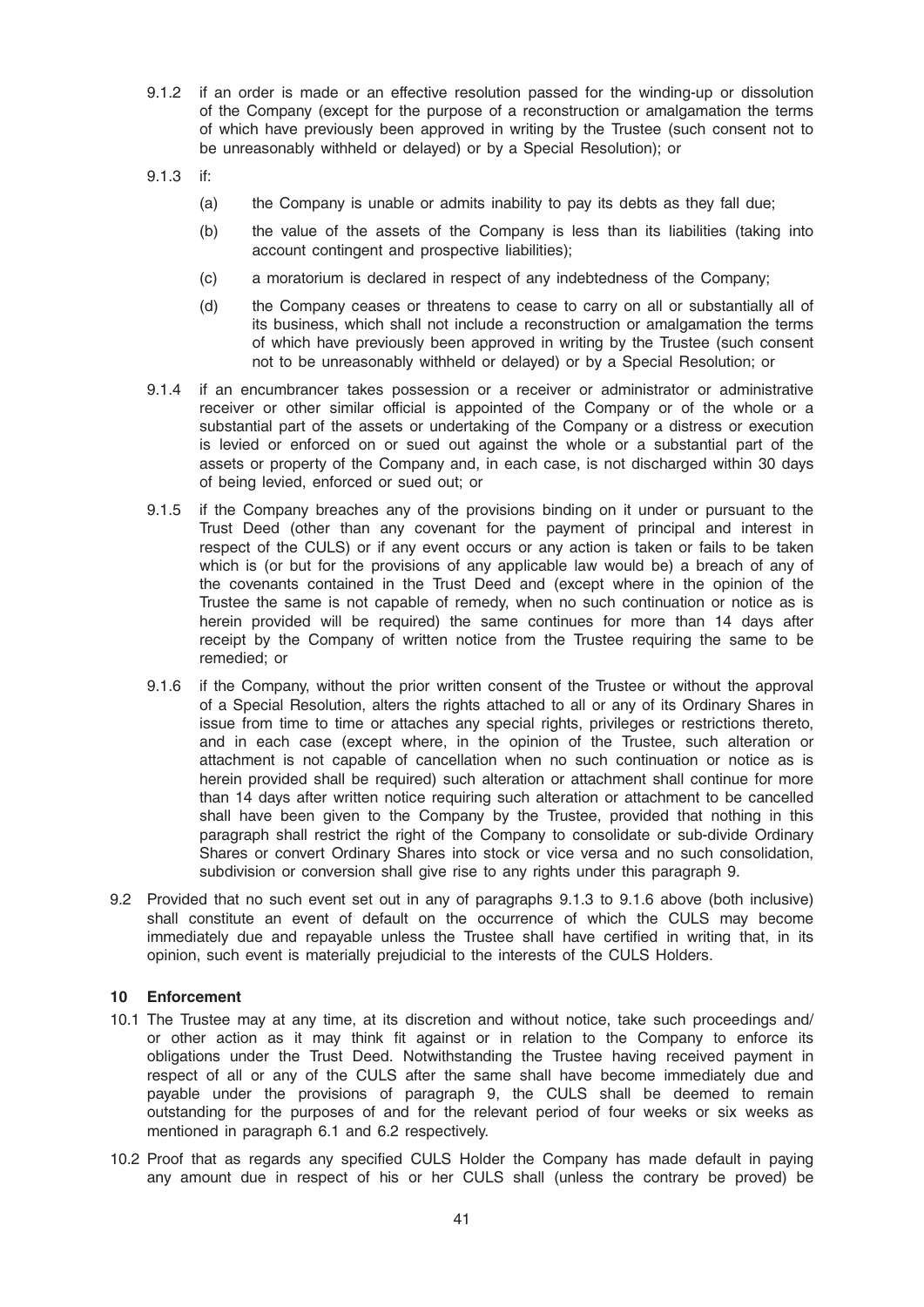9.1.2 if an order is made or an effective resolution passed for the winding-up or dissolution of the Company (except for the purpose of a reconstruction or amalgamation the terms of which have previously been approved in writing by the Trustee (such consent not to be unreasonably withheld or delayed) or by a Special Resolution); or

9.1.3 if:

(a) the Company is unable or admits inability to pay its debts as they fall due;

(b) the value of the assets of the Company is less than its liabilities (taking into account contingent and prospective liabilities);

(c) a moratorium is declared in respect of any indebtedness of the Company;

(d) the Company ceases or threatens to cease to carry on all or substantially all of its business, which shall not include a reconstruction or amalgamation the terms of which have previously been approved in writing by the Trustee (such consent not to be unreasonably withheld or delayed) or by a Special Resolution; or

9.1.4 if an encumbrancer takes possession or a receiver or administrator or administrative receiver or other similar official is appointed of the Company or of the whole or a substantial part of the assets or undertaking of the Company or a distress or execution is levied or enforced on or sued out against the whole or a substantial part of the assets or property of the Company and, in each case, is not discharged within 30 days of being levied, enforced or sued out; or

9.1.5 if the Company breaches any of the provisions binding on it under or pursuant to the Trust Deed (other than any covenant for the payment of principal and interest in respect of the CULS) or if any event occurs or any action is taken or fails to be taken which is (or but for the provisions of any applicable law would be) a breach of any of the covenants contained in the Trust Deed and (except where in the opinion of the Trustee the same is not capable of remedy, when no such continuation or notice as is herein provided will be required) the same continues for more than 14 days after receipt by the Company of written notice from the Trustee requiring the same to be remedied; or

9.1.6 if the Company, without the prior written consent of the Trustee or without the approval of a Special Resolution, alters the rights attached to all or any of its Ordinary Shares in issue from time to time or attaches any special rights, privileges or restrictions thereto, and in each case (except where, in the opinion of the Trustee, such alteration or attachment is not capable of cancellation when no such continuation or notice as is herein provided shall be required) such alteration or attachment shall continue for more than 14 days after written notice requiring such alteration or attachment to be cancelled shall have been given to the Company by the Trustee, provided that nothing in this paragraph shall restrict the right of the Company to consolidate or sub-divide Ordinary Shares or convert Ordinary Shares into stock or vice versa and no such consolidation, subdivision or conversion shall give rise to any rights under this paragraph 9.

9.2 Provided that no such event set out in any of paragraphs 9.1.3 to 9.1.6 above (both inclusive) shall constitute an event of default on the occurrence of which the CULS may become immediately due and repayable unless the Trustee shall have certified in writing that, in its opinion, such event is materially prejudicial to the interests of the CULS Holders.

**10 Enforcement**

10.1 The Trustee may at any time, at its discretion and without notice, take such proceedings and/or other action as it may think fit against or in relation to the Company to enforce its obligations under the Trust Deed. Notwithstanding the Trustee having received payment in respect of all or any of the CULS after the same shall have become immediately due and payable under the provisions of paragraph 9, the CULS shall be deemed to remain outstanding for the purposes of and for the relevant period of four weeks or six weeks as mentioned in paragraph 6.1 and 6.2 respectively.

10.2 Proof that as regards any specified CULS Holder the Company has made default in paying any amount due in respect of his or her CULS shall (unless the contrary be proved) be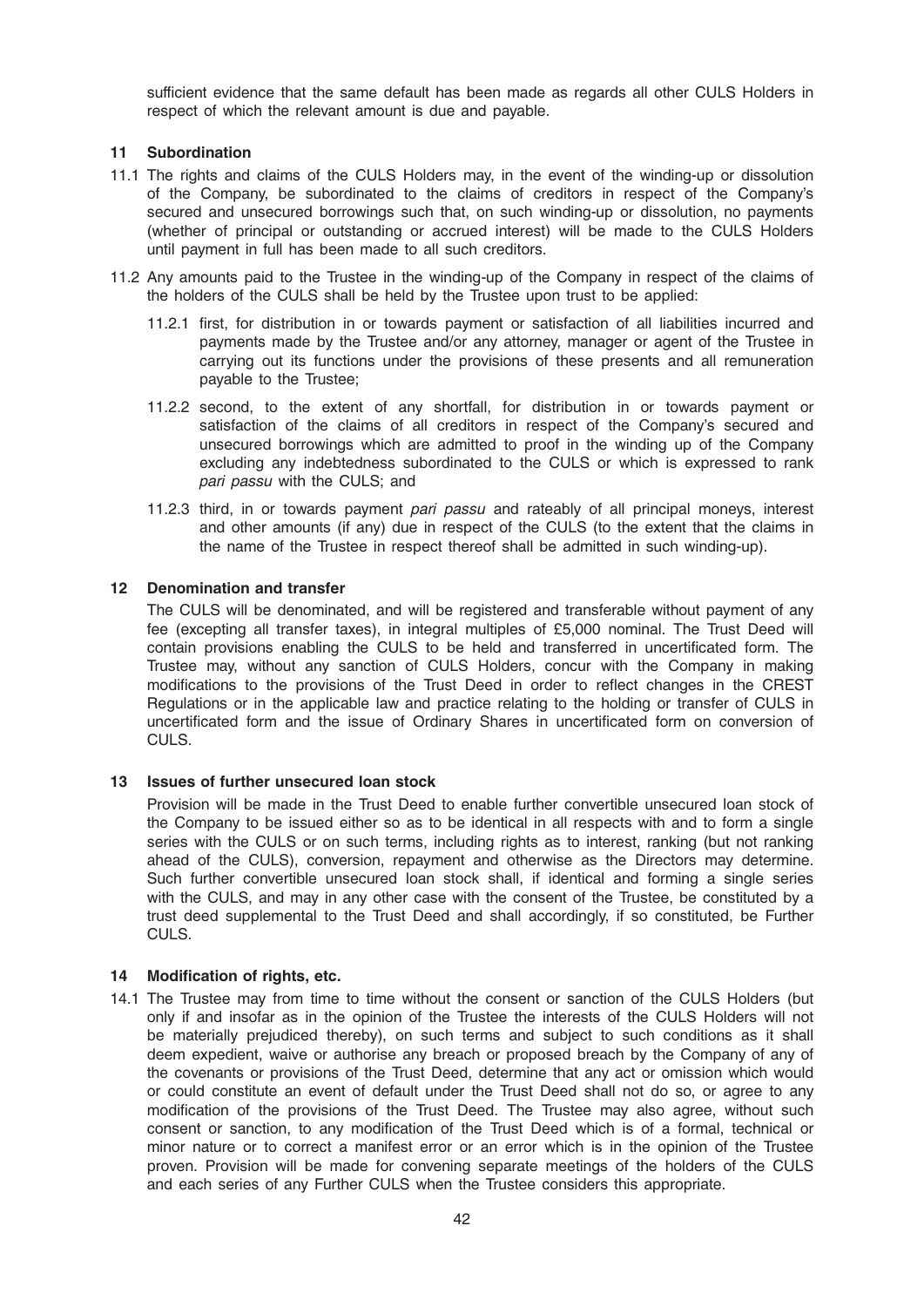sufficient evidence that the same default has been made as regards all other CULS Holders in respect of which the relevant amount is due and payable.

## 11 Subordination

11.1 The rights and claims of the CULS Holders may, in the event of the winding-up or dissolution of the Company, be subordinated to the claims of creditors in respect of the Company's secured and unsecured borrowings such that, on such winding-up or dissolution, no payments (whether of principal or outstanding or accrued interest) will be made to the CULS Holders until payment in full has been made to all such creditors.

11.2 Any amounts paid to the Trustee in the winding-up of the Company in respect of the claims of the holders of the CULS shall be held by the Trustee upon trust to be applied:

11.2.1 first, for distribution in or towards payment or satisfaction of all liabilities incurred and payments made by the Trustee and/or any attorney, manager or agent of the Trustee in carrying out its functions under the provisions of these presents and all remuneration payable to the Trustee;

11.2.2 second, to the extent of any shortfall, for distribution in or towards payment or satisfaction of the claims of all creditors in respect of the Company's secured and unsecured borrowings which are admitted to proof in the winding up of the Company excluding any indebtedness subordinated to the CULS or which is expressed to rank *pari passu* with the CULS; and

11.2.3 third, in or towards payment *pari passu* and rateably of all principal moneys, interest and other amounts (if any) due in respect of the CULS (to the extent that the claims in the name of the Trustee in respect thereof shall be admitted in such winding-up).

## 12 Denomination and transfer

The CULS will be denominated, and will be registered and transferable without payment of any fee (excepting all transfer taxes), in integral multiples of £5,000 nominal. The Trust Deed will contain provisions enabling the CULS to be held and transferred in uncertificated form. The Trustee may, without any sanction of CULS Holders, concur with the Company in making modifications to the provisions of the Trust Deed in order to reflect changes in the CREST Regulations or in the applicable law and practice relating to the holding or transfer of CULS in uncertificated form and the issue of Ordinary Shares in uncertificated form on conversion of CULS.

## 13 Issues of further unsecured loan stock

Provision will be made in the Trust Deed to enable further convertible unsecured loan stock of the Company to be issued either so as to be identical in all respects with and to form a single series with the CULS or on such terms, including rights as to interest, ranking (but not ranking ahead of the CULS), conversion, repayment and otherwise as the Directors may determine. Such further convertible unsecured loan stock shall, if identical and forming a single series with the CULS, and may in any other case with the consent of the Trustee, be constituted by a trust deed supplemental to the Trust Deed and shall accordingly, if so constituted, be Further CULS.

## 14 Modification of rights, etc.

14.1 The Trustee may from time to time without the consent or sanction of the CULS Holders (but only if and insofar as in the opinion of the Trustee the interests of the CULS Holders will not be materially prejudiced thereby), on such terms and subject to such conditions as it shall deem expedient, waive or authorise any breach or proposed breach by the Company of any of the covenants or provisions of the Trust Deed, determine that any act or omission which would or could constitute an event of default under the Trust Deed shall not do so, or agree to any modification of the provisions of the Trust Deed. The Trustee may also agree, without such consent or sanction, to any modification of the Trust Deed which is of a formal, technical or minor nature or to correct a manifest error or an error which is in the opinion of the Trustee proven. Provision will be made for convening separate meetings of the holders of the CULS and each series of any Further CULS when the Trustee considers this appropriate.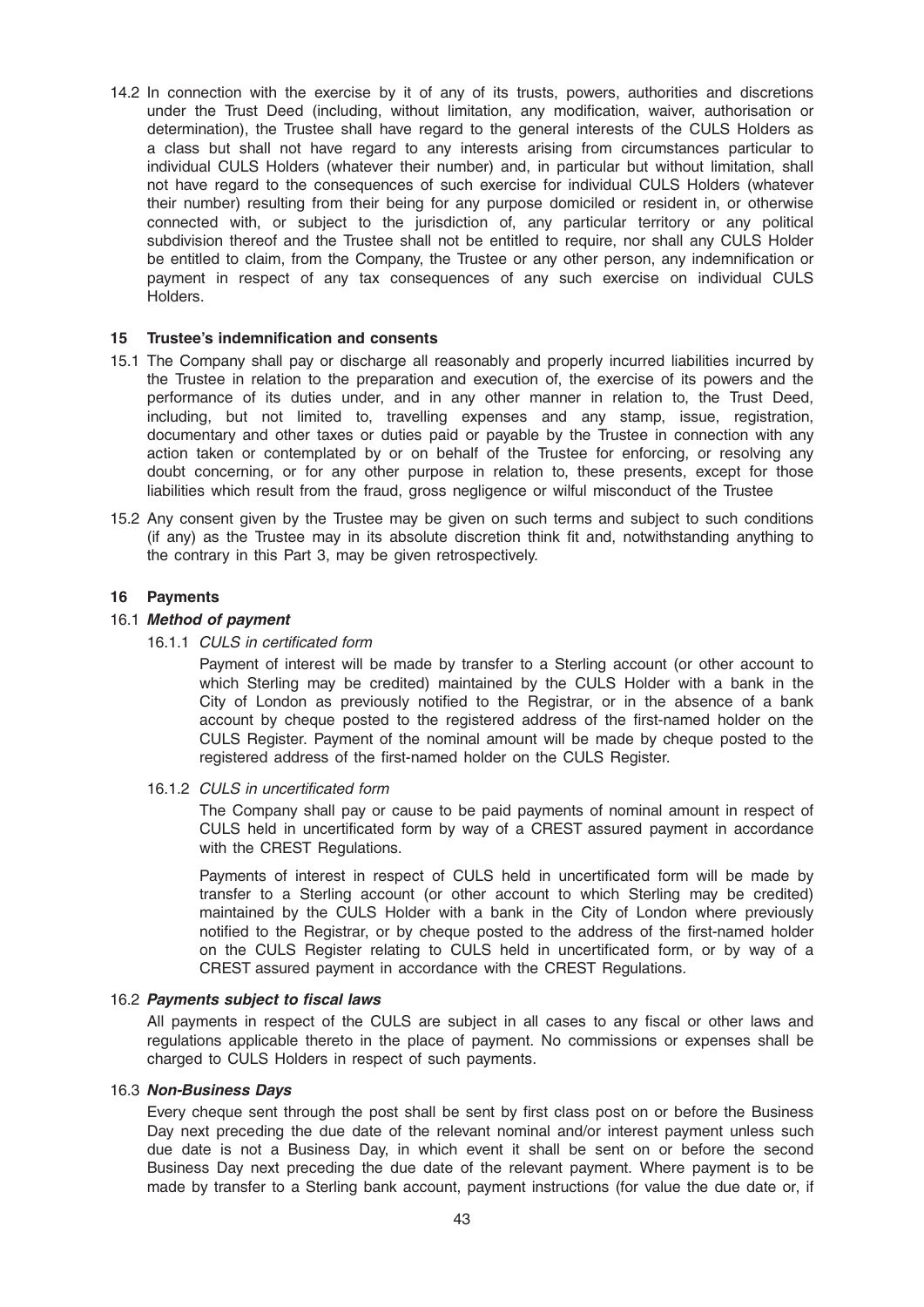14.2 In connection with the exercise by it of any of its trusts, powers, authorities and discretions under the Trust Deed (including, without limitation, any modification, waiver, authorisation or determination), the Trustee shall have regard to the general interests of the CULS Holders as a class but shall not have regard to any interests arising from circumstances particular to individual CULS Holders (whatever their number) and, in particular but without limitation, shall not have regard to the consequences of such exercise for individual CULS Holders (whatever their number) resulting from their being for any purpose domiciled or resident in, or otherwise connected with, or subject to the jurisdiction of, any particular territory or any political subdivision thereof and the Trustee shall not be entitled to require, nor shall any CULS Holder be entitled to claim, from the Company, the Trustee or any other person, any indemnification or payment in respect of any tax consequences of any such exercise on individual CULS Holders.

**15 Trustee's indemnification and consents**

15.1 The Company shall pay or discharge all reasonably and properly incurred liabilities incurred by the Trustee in relation to the preparation and execution of, the exercise of its powers and the performance of its duties under, and in any other manner in relation to, the Trust Deed, including, but not limited to, travelling expenses and any stamp, issue, registration, documentary and other taxes or duties paid or payable by the Trustee in connection with any action taken or contemplated by or on behalf of the Trustee for enforcing, or resolving any doubt concerning, or for any other purpose in relation to, these presents, except for those liabilities which result from the fraud, gross negligence or wilful misconduct of the Trustee

15.2 Any consent given by the Trustee may be given on such terms and subject to such conditions (if any) as the Trustee may in its absolute discretion think fit and, notwithstanding anything to the contrary in this Part 3, may be given retrospectively.

**16 Payments**

16.1 ***Method of payment***

16.1.1 *CULS in certificated form*

Payment of interest will be made by transfer to a Sterling account (or other account to which Sterling may be credited) maintained by the CULS Holder with a bank in the City of London as previously notified to the Registrar, or in the absence of a bank account by cheque posted to the registered address of the first-named holder on the CULS Register. Payment of the nominal amount will be made by cheque posted to the registered address of the first-named holder on the CULS Register.

16.1.2 *CULS in uncertificated form*

The Company shall pay or cause to be paid payments of nominal amount in respect of CULS held in uncertificated form by way of a CREST assured payment in accordance with the CREST Regulations.

Payments of interest in respect of CULS held in uncertificated form will be made by transfer to a Sterling account (or other account to which Sterling may be credited) maintained by the CULS Holder with a bank in the City of London where previously notified to the Registrar, or by cheque posted to the address of the first-named holder on the CULS Register relating to CULS held in uncertificated form, or by way of a CREST assured payment in accordance with the CREST Regulations.

16.2 ***Payments subject to fiscal laws***

All payments in respect of the CULS are subject in all cases to any fiscal or other laws and regulations applicable thereto in the place of payment. No commissions or expenses shall be charged to CULS Holders in respect of such payments.

16.3 ***Non-Business Days***

Every cheque sent through the post shall be sent by first class post on or before the Business Day next preceding the due date of the relevant nominal and/or interest payment unless such due date is not a Business Day, in which event it shall be sent on or before the second Business Day next preceding the due date of the relevant payment. Where payment is to be made by transfer to a Sterling bank account, payment instructions (for value the due date or, if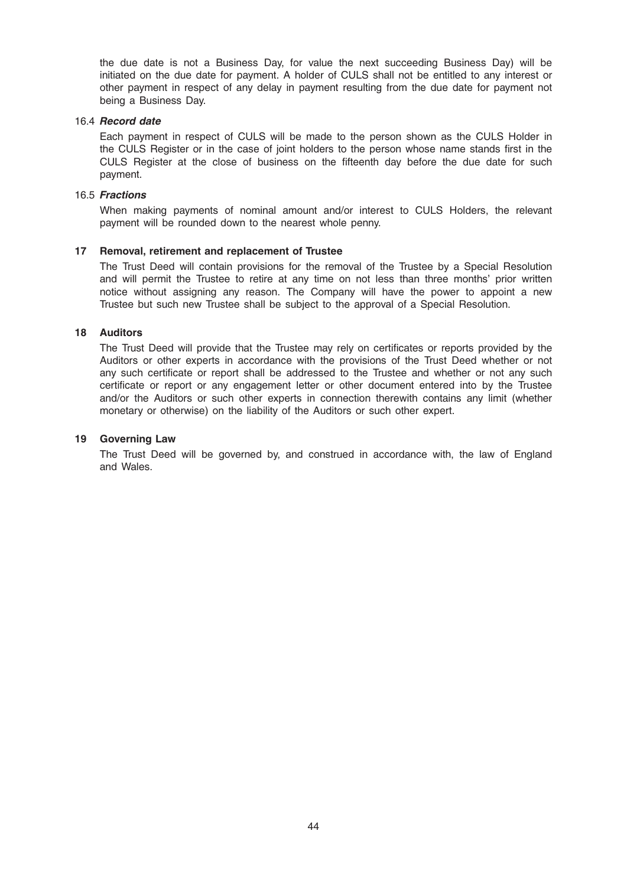the due date is not a Business Day, for value the next succeeding Business Day) will be initiated on the due date for payment. A holder of CULS shall not be entitled to any interest or other payment in respect of any delay in payment resulting from the due date for payment not being a Business Day.

16.4 ***Record date***

Each payment in respect of CULS will be made to the person shown as the CULS Holder in the CULS Register or in the case of joint holders to the person whose name stands first in the CULS Register at the close of business on the fifteenth day before the due date for such payment.

16.5 ***Fractions***

When making payments of nominal amount and/or interest to CULS Holders, the relevant payment will be rounded down to the nearest whole penny.

**17 Removal, retirement and replacement of Trustee**

The Trust Deed will contain provisions for the removal of the Trustee by a Special Resolution and will permit the Trustee to retire at any time on not less than three months' prior written notice without assigning any reason. The Company will have the power to appoint a new Trustee but such new Trustee shall be subject to the approval of a Special Resolution.

**18 Auditors**

The Trust Deed will provide that the Trustee may rely on certificates or reports provided by the Auditors or other experts in accordance with the provisions of the Trust Deed whether or not any such certificate or report shall be addressed to the Trustee and whether or not any such certificate or report or any engagement letter or other document entered into by the Trustee and/or the Auditors or such other experts in connection therewith contains any limit (whether monetary or otherwise) on the liability of the Auditors or such other expert.

**19 Governing Law**

The Trust Deed will be governed by, and construed in accordance with, the law of England and Wales.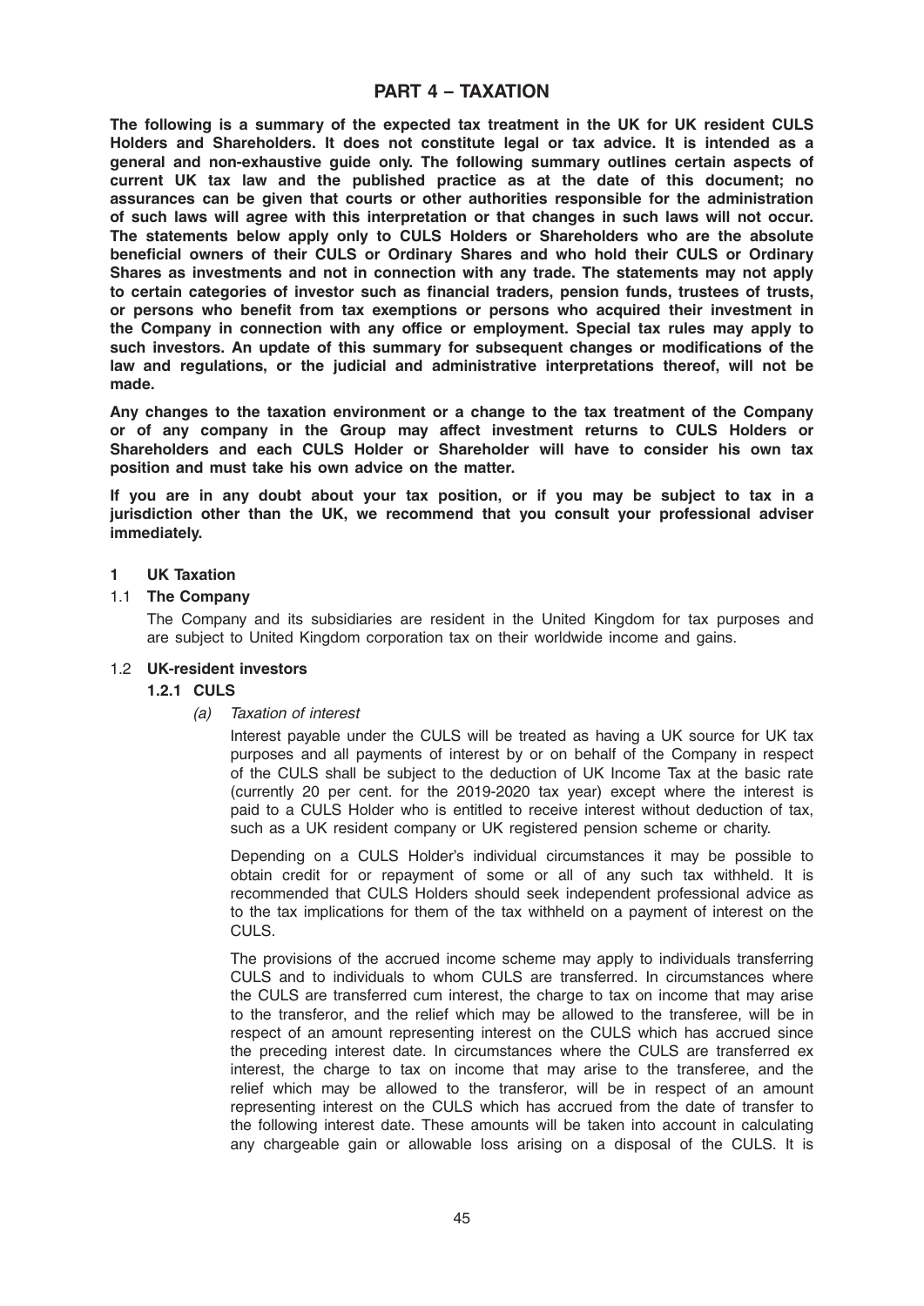# PART 4 – TAXATION

**The following is a summary of the expected tax treatment in the UK for UK resident CULS Holders and Shareholders. It does not constitute legal or tax advice. It is intended as a general and non-exhaustive guide only. The following summary outlines certain aspects of current UK tax law and the published practice as at the date of this document; no assurances can be given that courts or other authorities responsible for the administration of such laws will agree with this interpretation or that changes in such laws will not occur. The statements below apply only to CULS Holders or Shareholders who are the absolute beneficial owners of their CULS or Ordinary Shares and who hold their CULS or Ordinary Shares as investments and not in connection with any trade. The statements may not apply to certain categories of investor such as financial traders, pension funds, trustees of trusts, or persons who benefit from tax exemptions or persons who acquired their investment in the Company in connection with any office or employment. Special tax rules may apply to such investors. An update of this summary for subsequent changes or modifications of the law and regulations, or the judicial and administrative interpretations thereof, will not be made.**

**Any changes to the taxation environment or a change to the tax treatment of the Company or of any company in the Group may affect investment returns to CULS Holders or Shareholders and each CULS Holder or Shareholder will have to consider his own tax position and must take his own advice on the matter.**

**If you are in any doubt about your tax position, or if you may be subject to tax in a jurisdiction other than the UK, we recommend that you consult your professional adviser immediately.**

## 1 UK Taxation

### 1.1 The Company

The Company and its subsidiaries are resident in the United Kingdom for tax purposes and are subject to United Kingdom corporation tax on their worldwide income and gains.

### 1.2 UK-resident investors

#### 1.2.1 CULS

*(a) Taxation of interest*

Interest payable under the CULS will be treated as having a UK source for UK tax purposes and all payments of interest by or on behalf of the Company in respect of the CULS shall be subject to the deduction of UK Income Tax at the basic rate (currently 20 per cent. for the 2019-2020 tax year) except where the interest is paid to a CULS Holder who is entitled to receive interest without deduction of tax, such as a UK resident company or UK registered pension scheme or charity.

Depending on a CULS Holder's individual circumstances it may be possible to obtain credit for or repayment of some or all of any such tax withheld. It is recommended that CULS Holders should seek independent professional advice as to the tax implications for them of the tax withheld on a payment of interest on the CULS.

The provisions of the accrued income scheme may apply to individuals transferring CULS and to individuals to whom CULS are transferred. In circumstances where the CULS are transferred cum interest, the charge to tax on income that may arise to the transferor, and the relief which may be allowed to the transferee, will be in respect of an amount representing interest on the CULS which has accrued since the preceding interest date. In circumstances where the CULS are transferred ex interest, the charge to tax on income that may arise to the transferee, and the relief which may be allowed to the transferor, will be in respect of an amount representing interest on the CULS which has accrued from the date of transfer to the following interest date. These amounts will be taken into account in calculating any chargeable gain or allowable loss arising on a disposal of the CULS. It is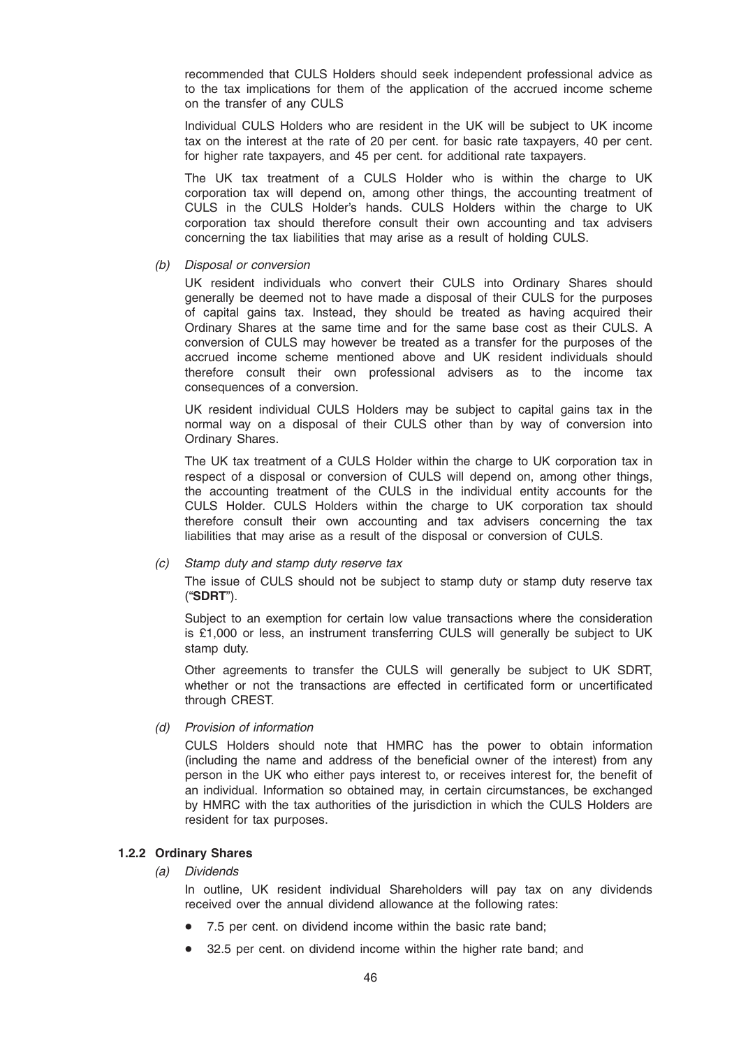recommended that CULS Holders should seek independent professional advice as to the tax implications for them of the application of the accrued income scheme on the transfer of any CULS

Individual CULS Holders who are resident in the UK will be subject to UK income tax on the interest at the rate of 20 per cent. for basic rate taxpayers, 40 per cent. for higher rate taxpayers, and 45 per cent. for additional rate taxpayers.

The UK tax treatment of a CULS Holder who is within the charge to UK corporation tax will depend on, among other things, the accounting treatment of CULS in the CULS Holder's hands. CULS Holders within the charge to UK corporation tax should therefore consult their own accounting and tax advisers concerning the tax liabilities that may arise as a result of holding CULS.

*(b) Disposal or conversion*

UK resident individuals who convert their CULS into Ordinary Shares should generally be deemed not to have made a disposal of their CULS for the purposes of capital gains tax. Instead, they should be treated as having acquired their Ordinary Shares at the same time and for the same base cost as their CULS. A conversion of CULS may however be treated as a transfer for the purposes of the accrued income scheme mentioned above and UK resident individuals should therefore consult their own professional advisers as to the income tax consequences of a conversion.

UK resident individual CULS Holders may be subject to capital gains tax in the normal way on a disposal of their CULS other than by way of conversion into Ordinary Shares.

The UK tax treatment of a CULS Holder within the charge to UK corporation tax in respect of a disposal or conversion of CULS will depend on, among other things, the accounting treatment of the CULS in the individual entity accounts for the CULS Holder. CULS Holders within the charge to UK corporation tax should therefore consult their own accounting and tax advisers concerning the tax liabilities that may arise as a result of the disposal or conversion of CULS.

*(c) Stamp duty and stamp duty reserve tax*

The issue of CULS should not be subject to stamp duty or stamp duty reserve tax ("**SDRT**").

Subject to an exemption for certain low value transactions where the consideration is £1,000 or less, an instrument transferring CULS will generally be subject to UK stamp duty.

Other agreements to transfer the CULS will generally be subject to UK SDRT, whether or not the transactions are effected in certificated form or uncertificated through CREST.

*(d) Provision of information*

CULS Holders should note that HMRC has the power to obtain information (including the name and address of the beneficial owner of the interest) from any person in the UK who either pays interest to, or receives interest for, the benefit of an individual. Information so obtained may, in certain circumstances, be exchanged by HMRC with the tax authorities of the jurisdiction in which the CULS Holders are resident for tax purposes.

#### 1.2.2 Ordinary Shares

*(a) Dividends*

In outline, UK resident individual Shareholders will pay tax on any dividends received over the annual dividend allowance at the following rates:

- 7.5 per cent. on dividend income within the basic rate band;
- 32.5 per cent. on dividend income within the higher rate band; and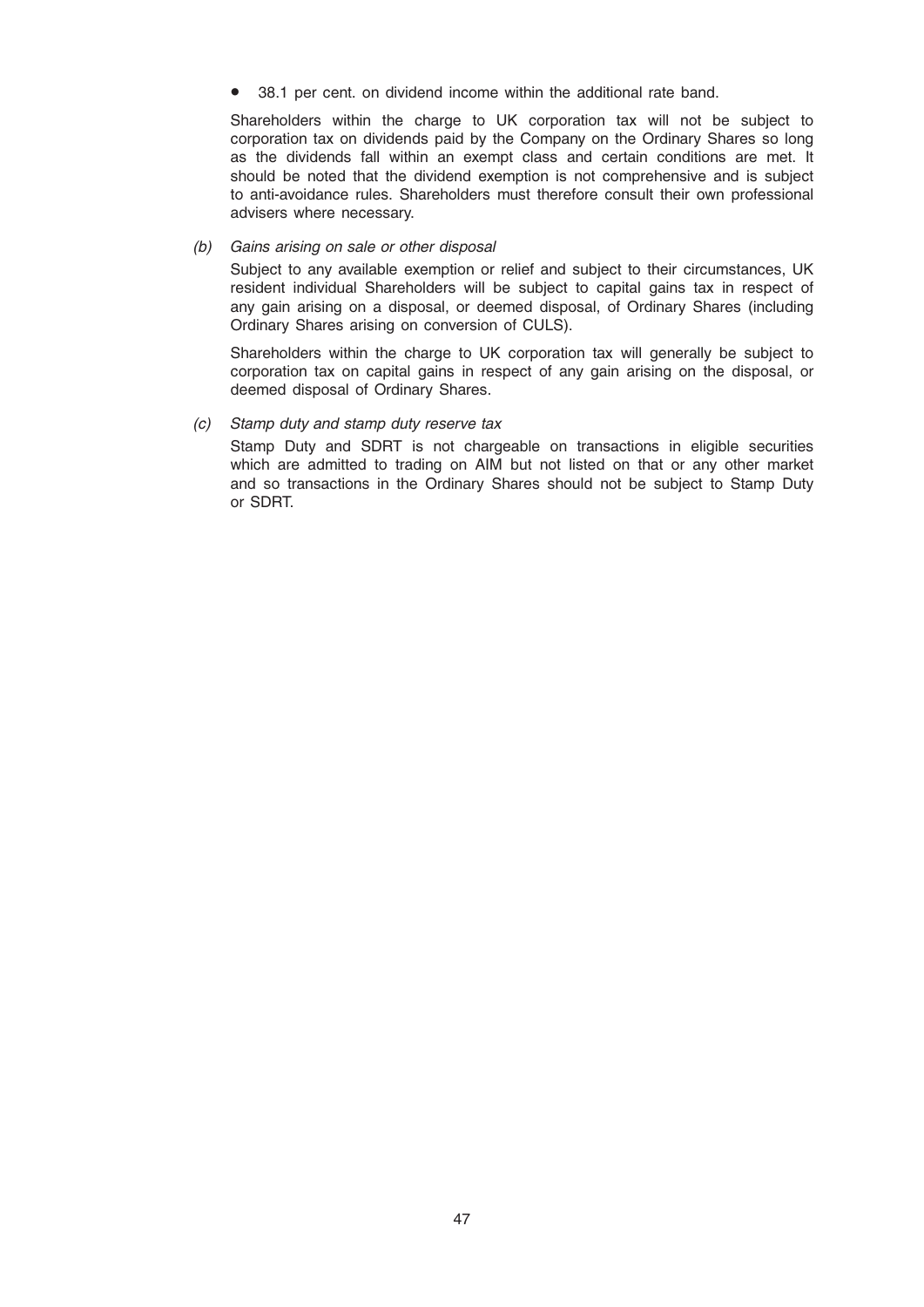- 38.1 per cent. on dividend income within the additional rate band.

Shareholders within the charge to UK corporation tax will not be subject to corporation tax on dividends paid by the Company on the Ordinary Shares so long as the dividends fall within an exempt class and certain conditions are met. It should be noted that the dividend exemption is not comprehensive and is subject to anti-avoidance rules. Shareholders must therefore consult their own professional advisers where necessary.

*(b) Gains arising on sale or other disposal*

Subject to any available exemption or relief and subject to their circumstances, UK resident individual Shareholders will be subject to capital gains tax in respect of any gain arising on a disposal, or deemed disposal, of Ordinary Shares (including Ordinary Shares arising on conversion of CULS).

Shareholders within the charge to UK corporation tax will generally be subject to corporation tax on capital gains in respect of any gain arising on the disposal, or deemed disposal of Ordinary Shares.

*(c) Stamp duty and stamp duty reserve tax*

Stamp Duty and SDRT is not chargeable on transactions in eligible securities which are admitted to trading on AIM but not listed on that or any other market and so transactions in the Ordinary Shares should not be subject to Stamp Duty or SDRT.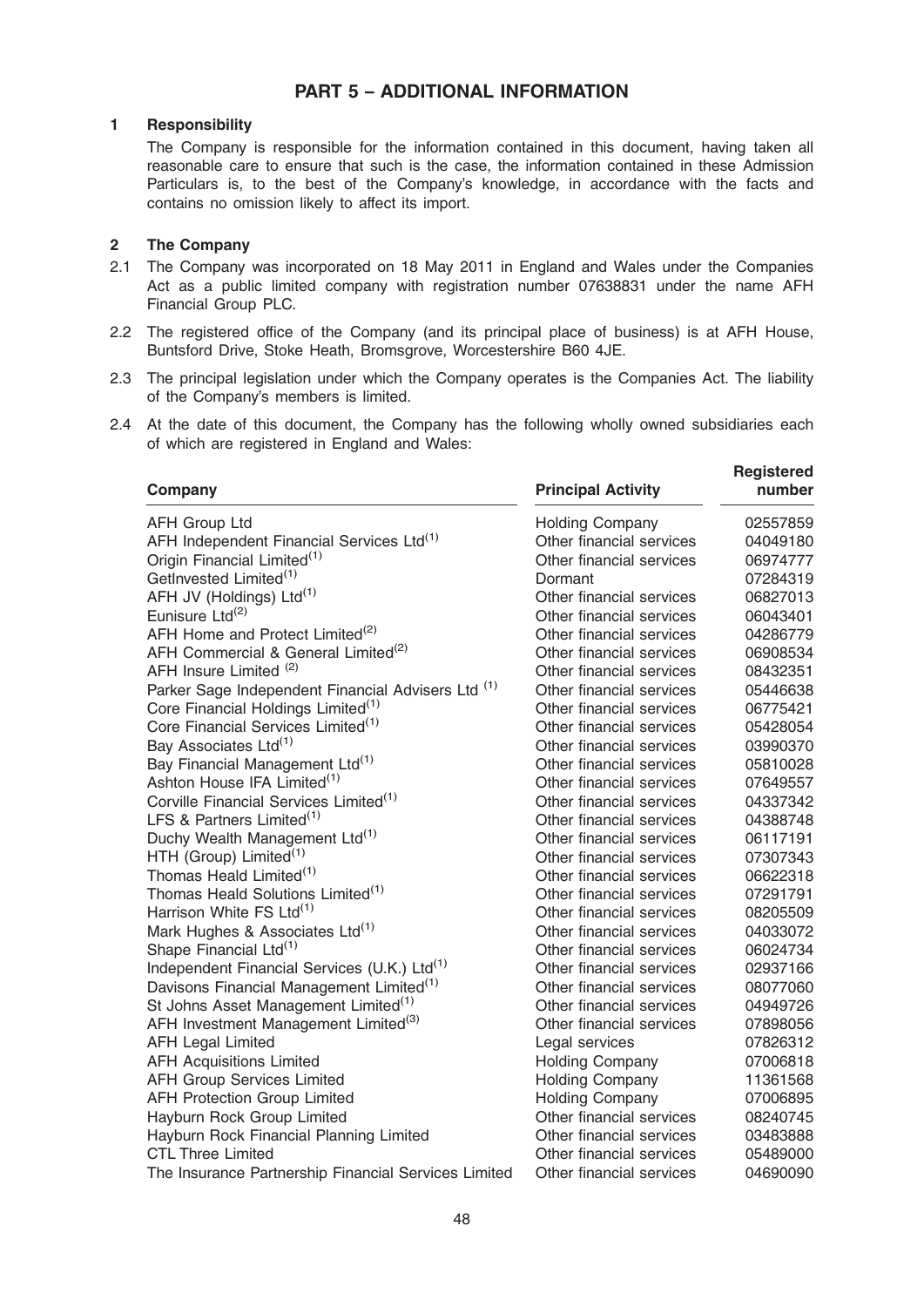# PART 5 – ADDITIONAL INFORMATION

## 1 Responsibility

The Company is responsible for the information contained in this document, having taken all reasonable care to ensure that such is the case, the information contained in these Admission Particulars is, to the best of the Company's knowledge, in accordance with the facts and contains no omission likely to affect its import.

## 2 The Company

2.1 The Company was incorporated on 18 May 2011 in England and Wales under the Companies Act as a public limited company with registration number 07638831 under the name AFH Financial Group PLC.

2.2 The registered office of the Company (and its principal place of business) is at AFH House, Buntsford Drive, Stoke Heath, Bromsgrove, Worcestershire B60 4JE.

2.3 The principal legislation under which the Company operates is the Companies Act. The liability of the Company's members is limited.

2.4 At the date of this document, the Company has the following wholly owned subsidiaries each of which are registered in England and Wales:

| Company | Principal Activity | Registered number |
|---|---|---|
| AFH Group Ltd | Holding Company | 02557859 |
| AFH Independent Financial Services Ltd[1] | Other financial services | 04049180 |
| Origin Financial Limited[1] | Other financial services | 06974777 |
| GetInvested Limited[1] | Dormant | 07284319 |
| AFH JV (Holdings) Ltd[1] | Other financial services | 06827013 |
| Eunisure Ltd[2] | Other financial services | 06043401 |
| AFH Home and Protect Limited[2] | Other financial services | 04286779 |
| AFH Commercial & General Limited[2] | Other financial services | 06908534 |
| AFH Insure Limited [2] | Other financial services | 08432351 |
| Parker Sage Independent Financial Advisers Ltd [1] | Other financial services | 05446638 |
| Core Financial Holdings Limited[1] | Other financial services | 06775421 |
| Core Financial Services Limited[1] | Other financial services | 05428054 |
| Bay Associates Ltd[1] | Other financial services | 03990370 |
| Bay Financial Management Ltd[1] | Other financial services | 05810028 |
| Ashton House IFA Limited[1] | Other financial services | 07649557 |
| Corville Financial Services Limited[1] | Other financial services | 04337342 |
| LFS & Partners Limited[1] | Other financial services | 04388748 |
| Duchy Wealth Management Ltd[1] | Other financial services | 06117191 |
| HTH (Group) Limited[1] | Other financial services | 07307343 |
| Thomas Heald Limited[1] | Other financial services | 06622318 |
| Thomas Heald Solutions Limited[1] | Other financial services | 07291791 |
| Harrison White FS Ltd[1] | Other financial services | 08205509 |
| Mark Hughes & Associates Ltd[1] | Other financial services | 04033072 |
| Shape Financial Ltd[1] | Other financial services | 06024734 |
| Independent Financial Services (U.K.) Ltd[1] | Other financial services | 02937166 |
| Davisons Financial Management Limited[1] | Other financial services | 08077060 |
| St Johns Asset Management Limited[1] | Other financial services | 04949726 |
| AFH Investment Management Limited[3] | Other financial services | 07898056 |
| AFH Legal Limited | Legal services | 07826312 |
| AFH Acquisitions Limited | Holding Company | 07006818 |
| AFH Group Services Limited | Holding Company | 11361568 |
| AFH Protection Group Limited | Holding Company | 07006895 |
| Hayburn Rock Group Limited | Other financial services | 08240745 |
| Hayburn Rock Financial Planning Limited | Other financial services | 03483888 |
| CTL Three Limited | Other financial services | 05489000 |
| The Insurance Partnership Financial Services Limited | Other financial services | 04690090 |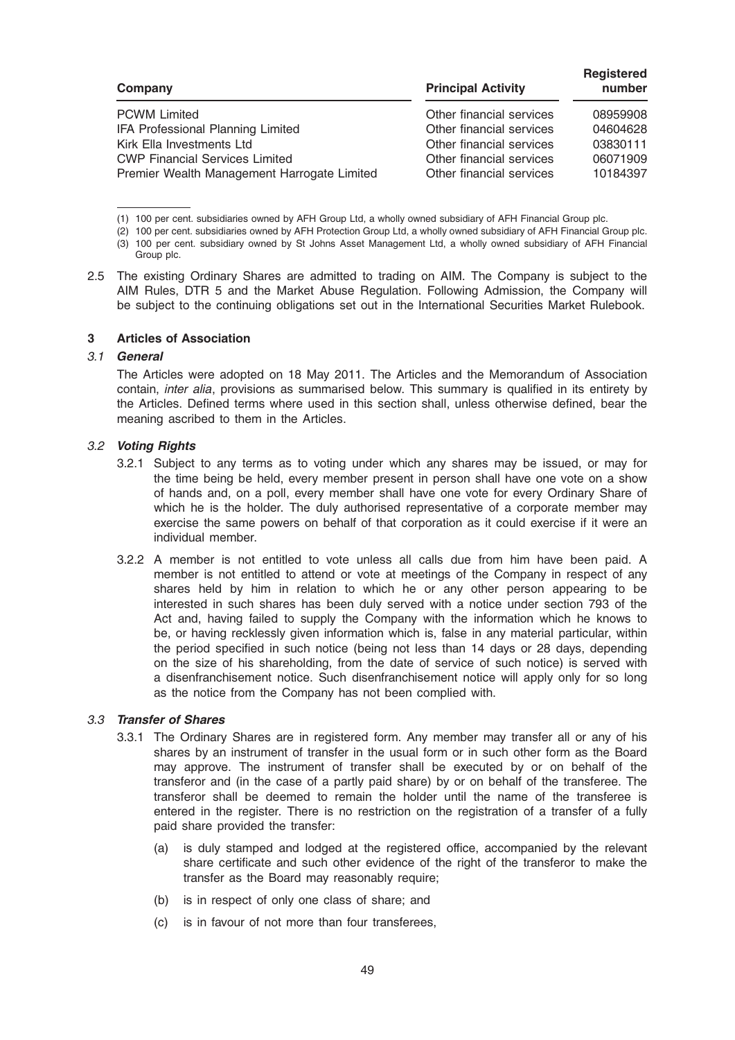| Company | Principal Activity | Registered number |
|---|---|---|
| PCWM Limited | Other financial services | 08959908 |
| IFA Professional Planning Limited | Other financial services | 04604628 |
| Kirk Ella Investments Ltd | Other financial services | 03830111 |
| CWP Financial Services Limited | Other financial services | 06071909 |
| Premier Wealth Management Harrogate Limited | Other financial services | 10184397 |

(1) 100 per cent. subsidiaries owned by AFH Group Ltd, a wholly owned subsidiary of AFH Financial Group plc.

(2) 100 per cent. subsidiaries owned by AFH Protection Group Ltd, a wholly owned subsidiary of AFH Financial Group plc.

(3) 100 per cent. subsidiary owned by St Johns Asset Management Ltd, a wholly owned subsidiary of AFH Financial Group plc.

2.5 The existing Ordinary Shares are admitted to trading on AIM. The Company is subject to the AIM Rules, DTR 5 and the Market Abuse Regulation. Following Admission, the Company will be subject to the continuing obligations set out in the International Securities Market Rulebook.

## 3 Articles of Association

### 3.1 *General*

The Articles were adopted on 18 May 2011. The Articles and the Memorandum of Association contain, *inter alia*, provisions as summarised below. This summary is qualified in its entirety by the Articles. Defined terms where used in this section shall, unless otherwise defined, bear the meaning ascribed to them in the Articles.

### 3.2 *Voting Rights*

3.2.1 Subject to any terms as to voting under which any shares may be issued, or may for the time being be held, every member present in person shall have one vote on a show of hands and, on a poll, every member shall have one vote for every Ordinary Share of which he is the holder. The duly authorised representative of a corporate member may exercise the same powers on behalf of that corporation as it could exercise if it were an individual member.

3.2.2 A member is not entitled to vote unless all calls due from him have been paid. A member is not entitled to attend or vote at meetings of the Company in respect of any shares held by him in relation to which he or any other person appearing to be interested in such shares has been duly served with a notice under section 793 of the Act and, having failed to supply the Company with the information which he knows to be, or having recklessly given information which is, false in any material particular, within the period specified in such notice (being not less than 14 days or 28 days, depending on the size of his shareholding, from the date of service of such notice) is served with a disenfranchisement notice. Such disenfranchisement notice will apply only for so long as the notice from the Company has not been complied with.

### 3.3 *Transfer of Shares*

3.3.1 The Ordinary Shares are in registered form. Any member may transfer all or any of his shares by an instrument of transfer in the usual form or in such other form as the Board may approve. The instrument of transfer shall be executed by or on behalf of the transferor and (in the case of a partly paid share) by or on behalf of the transferee. The transferor shall be deemed to remain the holder until the name of the transferee is entered in the register. There is no restriction on the registration of a transfer of a fully paid share provided the transfer:

(a) is duly stamped and lodged at the registered office, accompanied by the relevant share certificate and such other evidence of the right of the transferor to make the transfer as the Board may reasonably require;

(b) is in respect of only one class of share; and

(c) is in favour of not more than four transferees,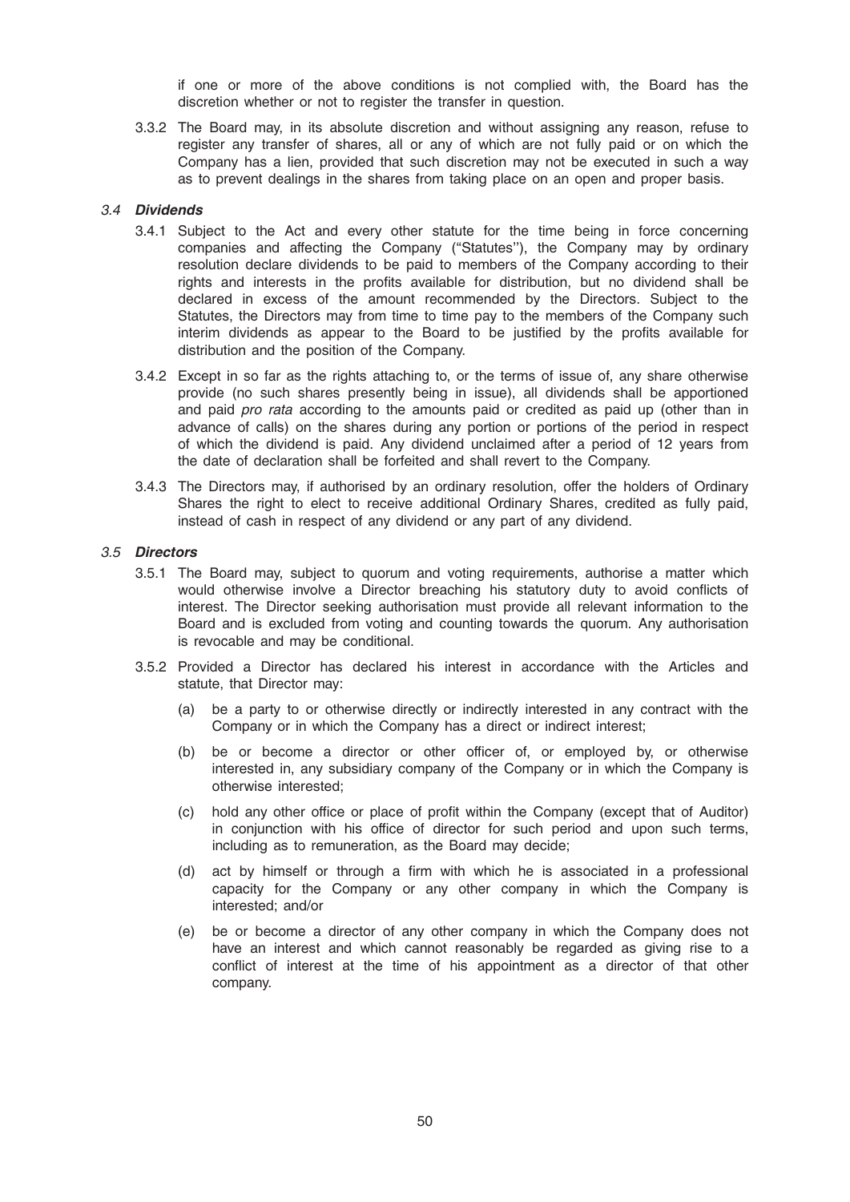if one or more of the above conditions is not complied with, the Board has the discretion whether or not to register the transfer in question.

3.3.2 The Board may, in its absolute discretion and without assigning any reason, refuse to register any transfer of shares, all or any of which are not fully paid or on which the Company has a lien, provided that such discretion may not be executed in such a way as to prevent dealings in the shares from taking place on an open and proper basis.

### *3.4 Dividends*

3.4.1 Subject to the Act and every other statute for the time being in force concerning companies and affecting the Company ("Statutes''), the Company may by ordinary resolution declare dividends to be paid to members of the Company according to their rights and interests in the profits available for distribution, but no dividend shall be declared in excess of the amount recommended by the Directors. Subject to the Statutes, the Directors may from time to time pay to the members of the Company such interim dividends as appear to the Board to be justified by the profits available for distribution and the position of the Company.

3.4.2 Except in so far as the rights attaching to, or the terms of issue of, any share otherwise provide (no such shares presently being in issue), all dividends shall be apportioned and paid *pro rata* according to the amounts paid or credited as paid up (other than in advance of calls) on the shares during any portion or portions of the period in respect of which the dividend is paid. Any dividend unclaimed after a period of 12 years from the date of declaration shall be forfeited and shall revert to the Company.

3.4.3 The Directors may, if authorised by an ordinary resolution, offer the holders of Ordinary Shares the right to elect to receive additional Ordinary Shares, credited as fully paid, instead of cash in respect of any dividend or any part of any dividend.

### *3.5 Directors*

3.5.1 The Board may, subject to quorum and voting requirements, authorise a matter which would otherwise involve a Director breaching his statutory duty to avoid conflicts of interest. The Director seeking authorisation must provide all relevant information to the Board and is excluded from voting and counting towards the quorum. Any authorisation is revocable and may be conditional.

3.5.2 Provided a Director has declared his interest in accordance with the Articles and statute, that Director may:

(a) be a party to or otherwise directly or indirectly interested in any contract with the Company or in which the Company has a direct or indirect interest;

(b) be or become a director or other officer of, or employed by, or otherwise interested in, any subsidiary company of the Company or in which the Company is otherwise interested;

(c) hold any other office or place of profit within the Company (except that of Auditor) in conjunction with his office of director for such period and upon such terms, including as to remuneration, as the Board may decide;

(d) act by himself or through a firm with which he is associated in a professional capacity for the Company or any other company in which the Company is interested; and/or

(e) be or become a director of any other company in which the Company does not have an interest and which cannot reasonably be regarded as giving rise to a conflict of interest at the time of his appointment as a director of that other company.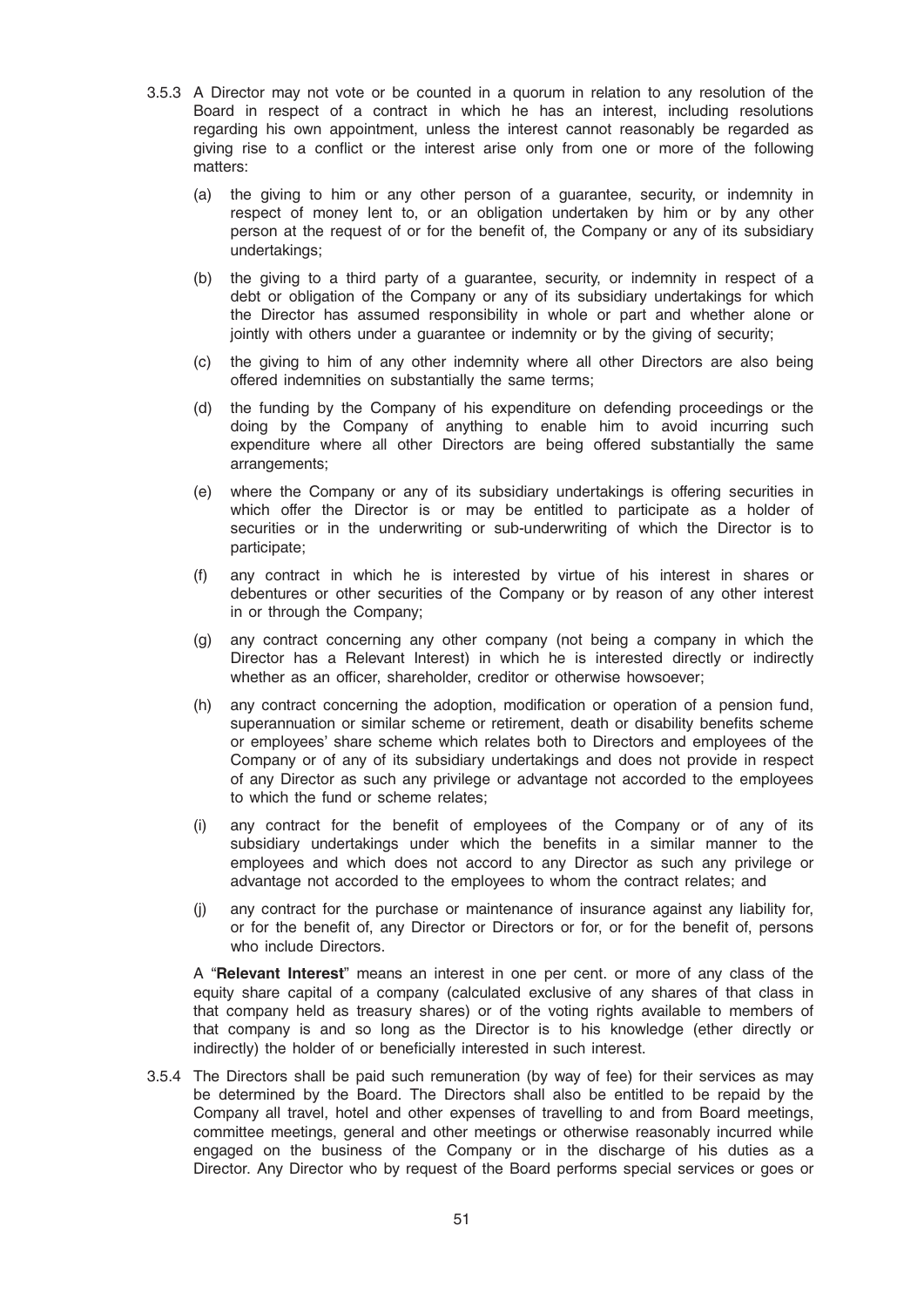3.5.3 A Director may not vote or be counted in a quorum in relation to any resolution of the Board in respect of a contract in which he has an interest, including resolutions regarding his own appointment, unless the interest cannot reasonably be regarded as giving rise to a conflict or the interest arise only from one or more of the following matters:

(a) the giving to him or any other person of a guarantee, security, or indemnity in respect of money lent to, or an obligation undertaken by him or by any other person at the request of or for the benefit of, the Company or any of its subsidiary undertakings;

(b) the giving to a third party of a guarantee, security, or indemnity in respect of a debt or obligation of the Company or any of its subsidiary undertakings for which the Director has assumed responsibility in whole or part and whether alone or jointly with others under a guarantee or indemnity or by the giving of security;

(c) the giving to him of any other indemnity where all other Directors are also being offered indemnities on substantially the same terms;

(d) the funding by the Company of his expenditure on defending proceedings or the doing by the Company of anything to enable him to avoid incurring such expenditure where all other Directors are being offered substantially the same arrangements;

(e) where the Company or any of its subsidiary undertakings is offering securities in which offer the Director is or may be entitled to participate as a holder of securities or in the underwriting or sub-underwriting of which the Director is to participate;

(f) any contract in which he is interested by virtue of his interest in shares or debentures or other securities of the Company or by reason of any other interest in or through the Company;

(g) any contract concerning any other company (not being a company in which the Director has a Relevant Interest) in which he is interested directly or indirectly whether as an officer, shareholder, creditor or otherwise howsoever;

(h) any contract concerning the adoption, modification or operation of a pension fund, superannuation or similar scheme or retirement, death or disability benefits scheme or employees' share scheme which relates both to Directors and employees of the Company or of any of its subsidiary undertakings and does not provide in respect of any Director as such any privilege or advantage not accorded to the employees to which the fund or scheme relates;

(i) any contract for the benefit of employees of the Company or of any of its subsidiary undertakings under which the benefits in a similar manner to the employees and which does not accord to any Director as such any privilege or advantage not accorded to the employees to whom the contract relates; and

(j) any contract for the purchase or maintenance of insurance against any liability for, or for the benefit of, any Director or Directors or for, or for the benefit of, persons who include Directors.

A "**Relevant Interest**" means an interest in one per cent. or more of any class of the equity share capital of a company (calculated exclusive of any shares of that class in that company held as treasury shares) or of the voting rights available to members of that company is and so long as the Director is to his knowledge (ether directly or indirectly) the holder of or beneficially interested in such interest.

3.5.4 The Directors shall be paid such remuneration (by way of fee) for their services as may be determined by the Board. The Directors shall also be entitled to be repaid by the Company all travel, hotel and other expenses of travelling to and from Board meetings, committee meetings, general and other meetings or otherwise reasonably incurred while engaged on the business of the Company or in the discharge of his duties as a Director. Any Director who by request of the Board performs special services or goes or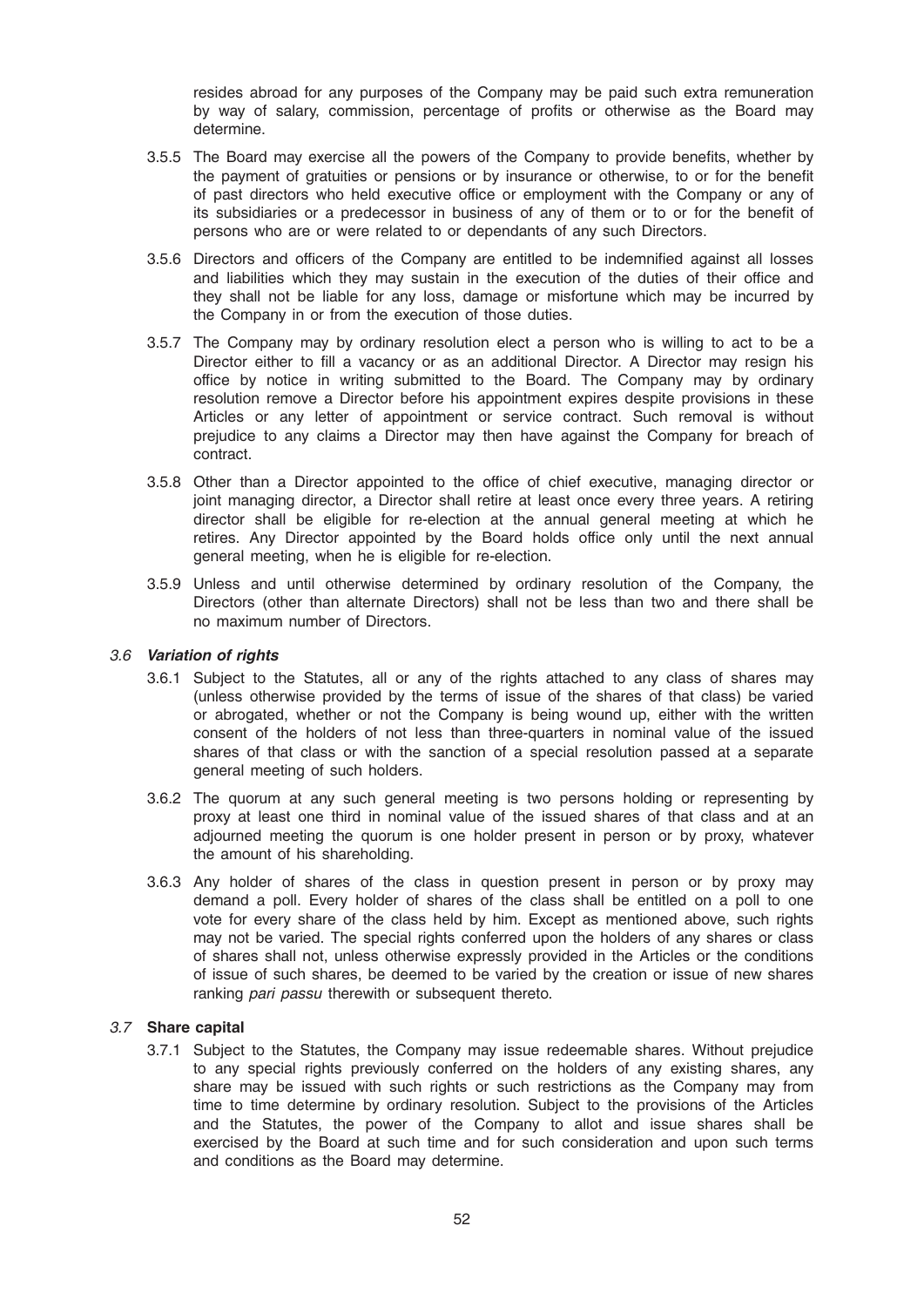resides abroad for any purposes of the Company may be paid such extra remuneration by way of salary, commission, percentage of profits or otherwise as the Board may determine.

3.5.5 The Board may exercise all the powers of the Company to provide benefits, whether by the payment of gratuities or pensions or by insurance or otherwise, to or for the benefit of past directors who held executive office or employment with the Company or any of its subsidiaries or a predecessor in business of any of them or to or for the benefit of persons who are or were related to or dependants of any such Directors.

3.5.6 Directors and officers of the Company are entitled to be indemnified against all losses and liabilities which they may sustain in the execution of the duties of their office and they shall not be liable for any loss, damage or misfortune which may be incurred by the Company in or from the execution of those duties.

3.5.7 The Company may by ordinary resolution elect a person who is willing to act to be a Director either to fill a vacancy or as an additional Director. A Director may resign his office by notice in writing submitted to the Board. The Company may by ordinary resolution remove a Director before his appointment expires despite provisions in these Articles or any letter of appointment or service contract. Such removal is without prejudice to any claims a Director may then have against the Company for breach of contract.

3.5.8 Other than a Director appointed to the office of chief executive, managing director or joint managing director, a Director shall retire at least once every three years. A retiring director shall be eligible for re-election at the annual general meeting at which he retires. Any Director appointed by the Board holds office only until the next annual general meeting, when he is eligible for re-election.

3.5.9 Unless and until otherwise determined by ordinary resolution of the Company, the Directors (other than alternate Directors) shall not be less than two and there shall be no maximum number of Directors.

### *3.6 Variation of rights*

3.6.1 Subject to the Statutes, all or any of the rights attached to any class of shares may (unless otherwise provided by the terms of issue of the shares of that class) be varied or abrogated, whether or not the Company is being wound up, either with the written consent of the holders of not less than three-quarters in nominal value of the issued shares of that class or with the sanction of a special resolution passed at a separate general meeting of such holders.

3.6.2 The quorum at any such general meeting is two persons holding or representing by proxy at least one third in nominal value of the issued shares of that class and at an adjourned meeting the quorum is one holder present in person or by proxy, whatever the amount of his shareholding.

3.6.3 Any holder of shares of the class in question present in person or by proxy may demand a poll. Every holder of shares of the class shall be entitled on a poll to one vote for every share of the class held by him. Except as mentioned above, such rights may not be varied. The special rights conferred upon the holders of any shares or class of shares shall not, unless otherwise expressly provided in the Articles or the conditions of issue of such shares, be deemed to be varied by the creation or issue of new shares ranking *pari passu* therewith or subsequent thereto.

### *3.7* **Share capital**

3.7.1 Subject to the Statutes, the Company may issue redeemable shares. Without prejudice to any special rights previously conferred on the holders of any existing shares, any share may be issued with such rights or such restrictions as the Company may from time to time determine by ordinary resolution. Subject to the provisions of the Articles and the Statutes, the power of the Company to allot and issue shares shall be exercised by the Board at such time and for such consideration and upon such terms and conditions as the Board may determine.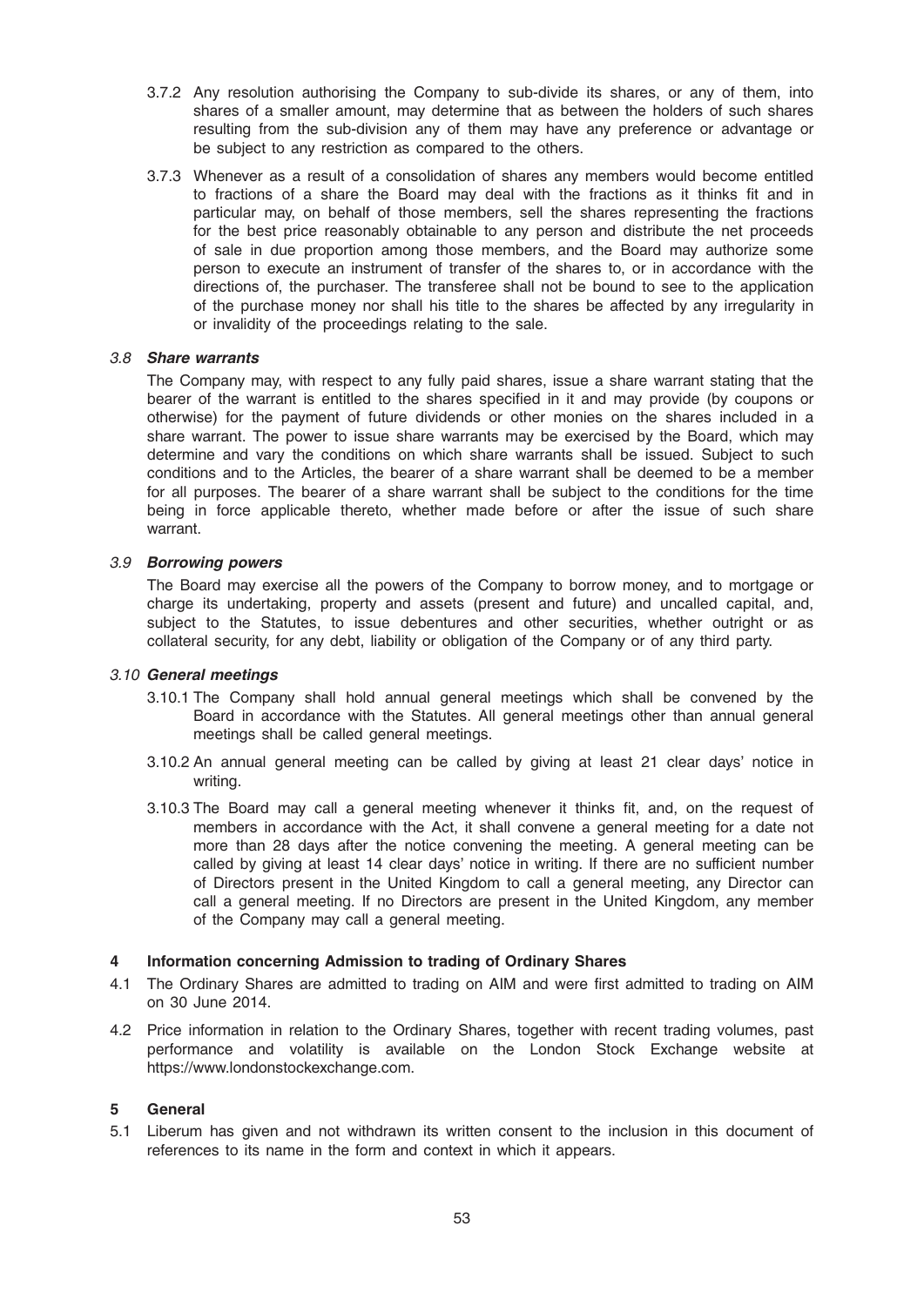3.7.2 Any resolution authorising the Company to sub-divide its shares, or any of them, into shares of a smaller amount, may determine that as between the holders of such shares resulting from the sub-division any of them may have any preference or advantage or be subject to any restriction as compared to the others.

3.7.3 Whenever as a result of a consolidation of shares any members would become entitled to fractions of a share the Board may deal with the fractions as it thinks fit and in particular may, on behalf of those members, sell the shares representing the fractions for the best price reasonably obtainable to any person and distribute the net proceeds of sale in due proportion among those members, and the Board may authorize some person to execute an instrument of transfer of the shares to, or in accordance with the directions of, the purchaser. The transferee shall not be bound to see to the application of the purchase money nor shall his title to the shares be affected by any irregularity in or invalidity of the proceedings relating to the sale.

*3.8* ***Share warrants***

The Company may, with respect to any fully paid shares, issue a share warrant stating that the bearer of the warrant is entitled to the shares specified in it and may provide (by coupons or otherwise) for the payment of future dividends or other monies on the shares included in a share warrant. The power to issue share warrants may be exercised by the Board, which may determine and vary the conditions on which share warrants shall be issued. Subject to such conditions and to the Articles, the bearer of a share warrant shall be deemed to be a member for all purposes. The bearer of a share warrant shall be subject to the conditions for the time being in force applicable thereto, whether made before or after the issue of such share warrant.

*3.9* ***Borrowing powers***

The Board may exercise all the powers of the Company to borrow money, and to mortgage or charge its undertaking, property and assets (present and future) and uncalled capital, and, subject to the Statutes, to issue debentures and other securities, whether outright or as collateral security, for any debt, liability or obligation of the Company or of any third party.

*3.10* ***General meetings***

3.10.1 The Company shall hold annual general meetings which shall be convened by the Board in accordance with the Statutes. All general meetings other than annual general meetings shall be called general meetings.

3.10.2 An annual general meeting can be called by giving at least 21 clear days' notice in writing.

3.10.3 The Board may call a general meeting whenever it thinks fit, and, on the request of members in accordance with the Act, it shall convene a general meeting for a date not more than 28 days after the notice convening the meeting. A general meeting can be called by giving at least 14 clear days' notice in writing. If there are no sufficient number of Directors present in the United Kingdom to call a general meeting, any Director can call a general meeting. If no Directors are present in the United Kingdom, any member of the Company may call a general meeting.

## 4 Information concerning Admission to trading of Ordinary Shares

4.1 The Ordinary Shares are admitted to trading on AIM and were first admitted to trading on AIM on 30 June 2014.

4.2 Price information in relation to the Ordinary Shares, together with recent trading volumes, past performance and volatility is available on the London Stock Exchange website at https://www.londonstockexchange.com.

## 5 General

5.1 Liberum has given and not withdrawn its written consent to the inclusion in this document of references to its name in the form and context in which it appears.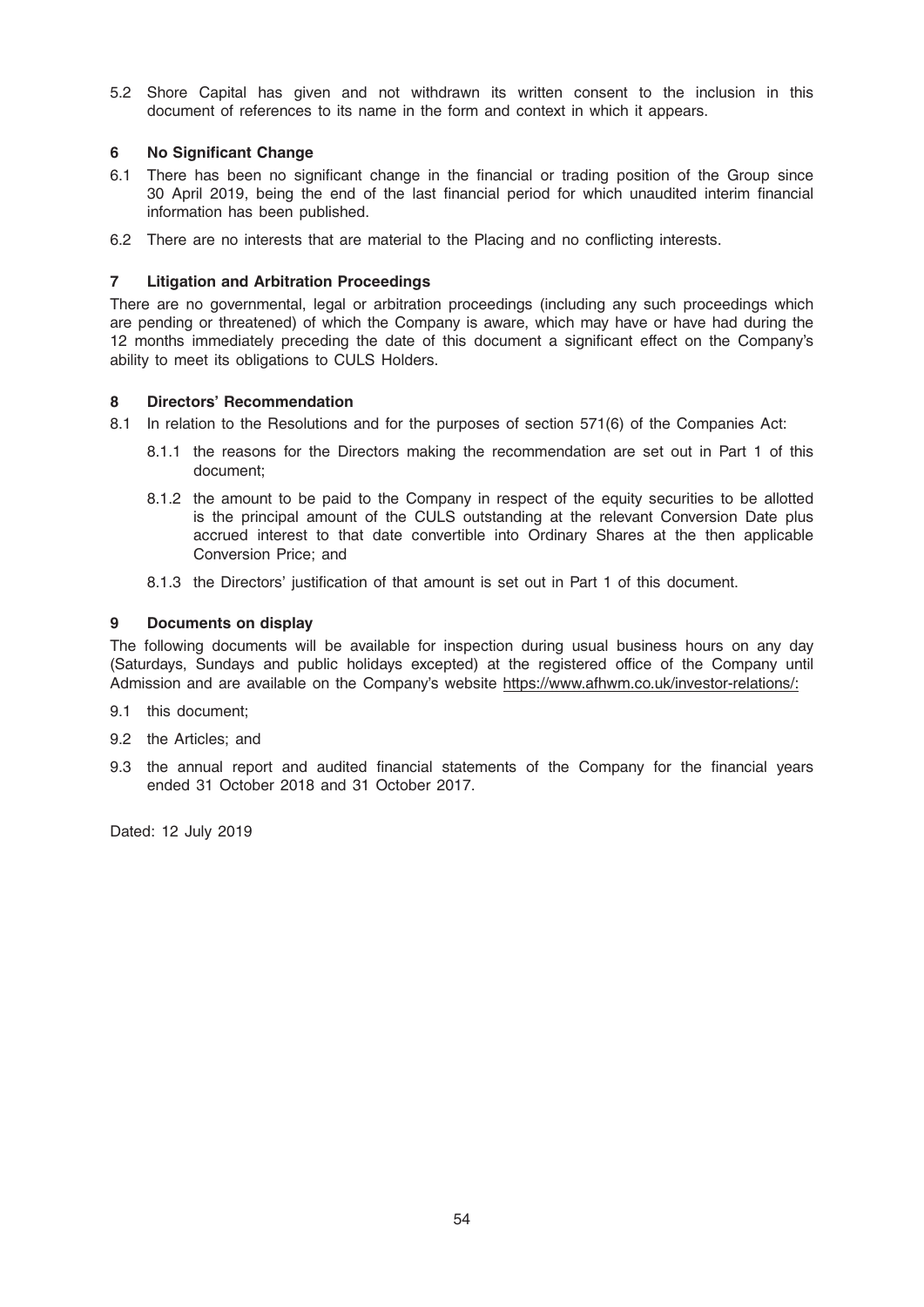5.2 Shore Capital has given and not withdrawn its written consent to the inclusion in this document of references to its name in the form and context in which it appears.

## 6 No Significant Change

6.1 There has been no significant change in the financial or trading position of the Group since 30 April 2019, being the end of the last financial period for which unaudited interim financial information has been published.

6.2 There are no interests that are material to the Placing and no conflicting interests.

## 7 Litigation and Arbitration Proceedings

There are no governmental, legal or arbitration proceedings (including any such proceedings which are pending or threatened) of which the Company is aware, which may have or have had during the 12 months immediately preceding the date of this document a significant effect on the Company's ability to meet its obligations to CULS Holders.

## 8 Directors' Recommendation

8.1 In relation to the Resolutions and for the purposes of section 571(6) of the Companies Act:

8.1.1 the reasons for the Directors making the recommendation are set out in Part 1 of this document;

8.1.2 the amount to be paid to the Company in respect of the equity securities to be allotted is the principal amount of the CULS outstanding at the relevant Conversion Date plus accrued interest to that date convertible into Ordinary Shares at the then applicable Conversion Price; and

8.1.3 the Directors' justification of that amount is set out in Part 1 of this document.

## 9 Documents on display

The following documents will be available for inspection during usual business hours on any day (Saturdays, Sundays and public holidays excepted) at the registered office of the Company until Admission and are available on the Company's website https://www.afhwm.co.uk/investor-relations/:

9.1 this document;

9.2 the Articles; and

9.3 the annual report and audited financial statements of the Company for the financial years ended 31 October 2018 and 31 October 2017.

Dated: 12 July 2019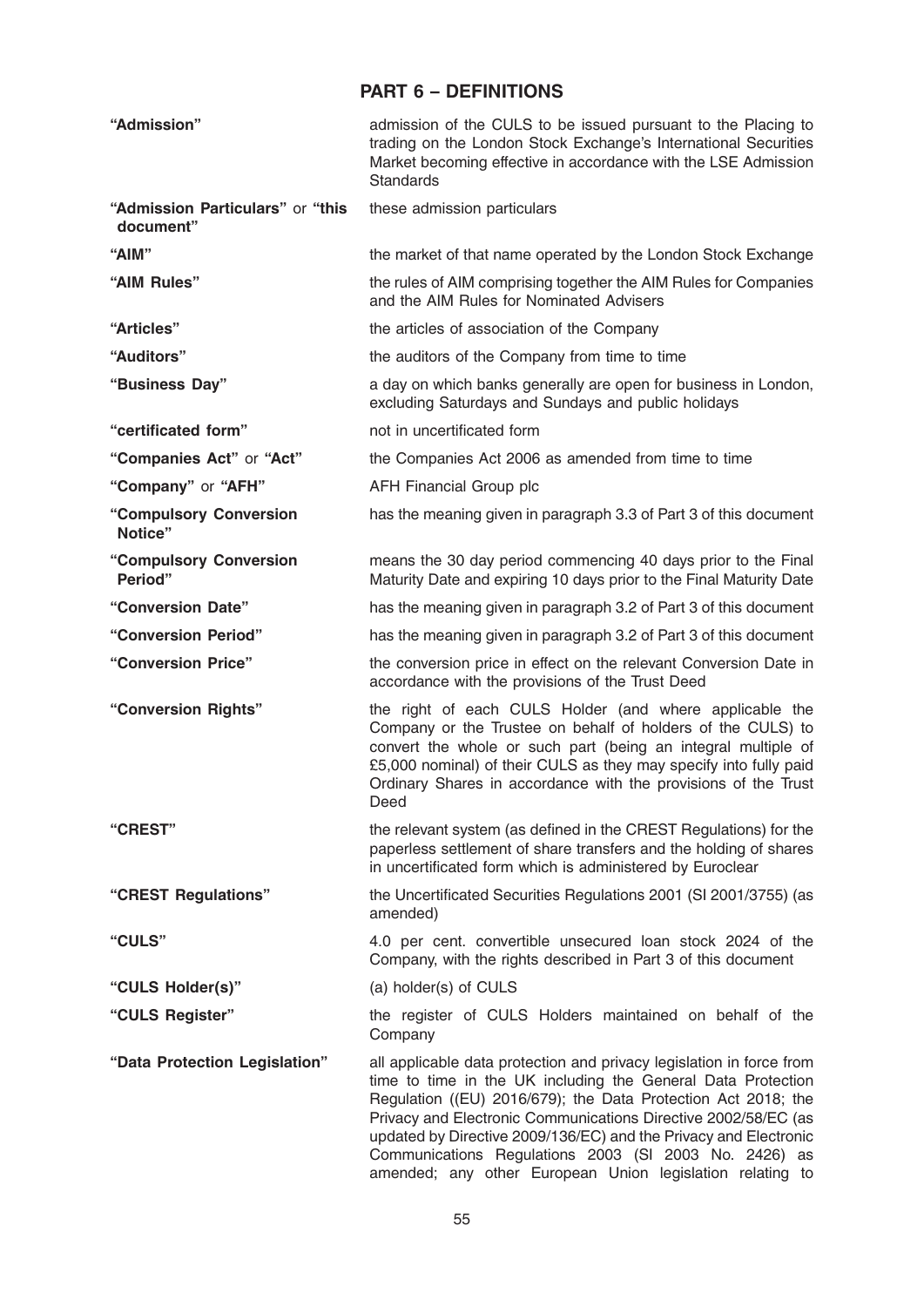## PART 6 – DEFINITIONS

| | |
|---|---|
| **"Admission"** | admission of the CULS to be issued pursuant to the Placing to trading on the London Stock Exchange's International Securities Market becoming effective in accordance with the LSE Admission Standards |
| **"Admission Particulars"** or **"this document"** | these admission particulars |
| **"AIM"** | the market of that name operated by the London Stock Exchange |
| **"AIM Rules"** | the rules of AIM comprising together the AIM Rules for Companies and the AIM Rules for Nominated Advisers |
| **"Articles"** | the articles of association of the Company |
| **"Auditors"** | the auditors of the Company from time to time |
| **"Business Day"** | a day on which banks generally are open for business in London, excluding Saturdays and Sundays and public holidays |
| **"certificated form"** | not in uncertificated form |
| **"Companies Act"** or **"Act"** | the Companies Act 2006 as amended from time to time |
| **"Company"** or **"AFH"** | AFH Financial Group plc |
| **"Compulsory Conversion Notice"** | has the meaning given in paragraph 3.3 of Part 3 of this document |
| **"Compulsory Conversion Period"** | means the 30 day period commencing 40 days prior to the Final Maturity Date and expiring 10 days prior to the Final Maturity Date |
| **"Conversion Date"** | has the meaning given in paragraph 3.2 of Part 3 of this document |
| **"Conversion Period"** | has the meaning given in paragraph 3.2 of Part 3 of this document |
| **"Conversion Price"** | the conversion price in effect on the relevant Conversion Date in accordance with the provisions of the Trust Deed |
| **"Conversion Rights"** | the right of each CULS Holder (and where applicable the Company or the Trustee on behalf of holders of the CULS) to convert the whole or such part (being an integral multiple of £5,000 nominal) of their CULS as they may specify into fully paid Ordinary Shares in accordance with the provisions of the Trust Deed |
| **"CREST"** | the relevant system (as defined in the CREST Regulations) for the paperless settlement of share transfers and the holding of shares in uncertificated form which is administered by Euroclear |
| **"CREST Regulations"** | the Uncertificated Securities Regulations 2001 (SI 2001/3755) (as amended) |
| **"CULS"** | 4.0 per cent. convertible unsecured loan stock 2024 of the Company, with the rights described in Part 3 of this document |
| **"CULS Holder(s)"** | (a) holder(s) of CULS |
| **"CULS Register"** | the register of CULS Holders maintained on behalf of the Company |
| **"Data Protection Legislation"** | all applicable data protection and privacy legislation in force from time to time in the UK including the General Data Protection Regulation ((EU) 2016/679); the Data Protection Act 2018; the Privacy and Electronic Communications Directive 2002/58/EC (as updated by Directive 2009/136/EC) and the Privacy and Electronic Communications Regulations 2003 (SI 2003 No. 2426) as amended; any other European Union legislation relating to |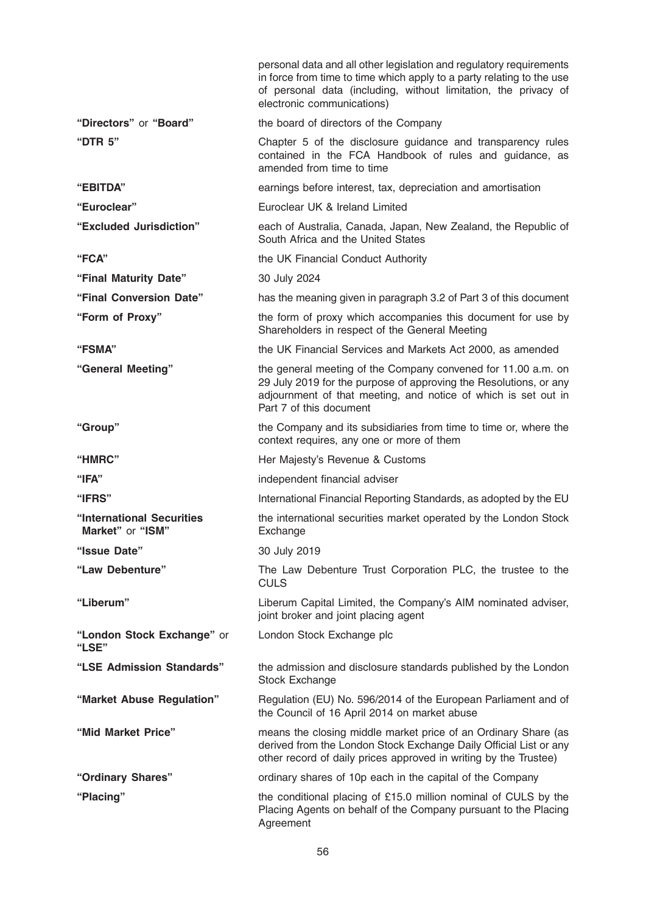| | |
|---|---|
| | personal data and all other legislation and regulatory requirements in force from time to time which apply to a party relating to the use of personal data (including, without limitation, the privacy of electronic communications) |
| **"Directors"** or **"Board"** | the board of directors of the Company |
| **"DTR 5"** | Chapter 5 of the disclosure guidance and transparency rules contained in the FCA Handbook of rules and guidance, as amended from time to time |
| **"EBITDA"** | earnings before interest, tax, depreciation and amortisation |
| **"Euroclear"** | Euroclear UK & Ireland Limited |
| **"Excluded Jurisdiction"** | each of Australia, Canada, Japan, New Zealand, the Republic of South Africa and the United States |
| **"FCA"** | the UK Financial Conduct Authority |
| **"Final Maturity Date"** | 30 July 2024 |
| **"Final Conversion Date"** | has the meaning given in paragraph 3.2 of Part 3 of this document |
| **"Form of Proxy"** | the form of proxy which accompanies this document for use by Shareholders in respect of the General Meeting |
| **"FSMA"** | the UK Financial Services and Markets Act 2000, as amended |
| **"General Meeting"** | the general meeting of the Company convened for 11.00 a.m. on 29 July 2019 for the purpose of approving the Resolutions, or any adjournment of that meeting, and notice of which is set out in Part 7 of this document |
| **"Group"** | the Company and its subsidiaries from time to time or, where the context requires, any one or more of them |
| **"HMRC"** | Her Majesty's Revenue & Customs |
| **"IFA"** | independent financial adviser |
| **"IFRS"** | International Financial Reporting Standards, as adopted by the EU |
| **"International Securities Market"** or **"ISM"** | the international securities market operated by the London Stock Exchange |
| **"Issue Date"** | 30 July 2019 |
| **"Law Debenture"** | The Law Debenture Trust Corporation PLC, the trustee to the CULS |
| **"Liberum"** | Liberum Capital Limited, the Company's AIM nominated adviser, joint broker and joint placing agent |
| **"London Stock Exchange"** or **"LSE"** | London Stock Exchange plc |
| **"LSE Admission Standards"** | the admission and disclosure standards published by the London Stock Exchange |
| **"Market Abuse Regulation"** | Regulation (EU) No. 596/2014 of the European Parliament and of the Council of 16 April 2014 on market abuse |
| **"Mid Market Price"** | means the closing middle market price of an Ordinary Share (as derived from the London Stock Exchange Daily Official List or any other record of daily prices approved in writing by the Trustee) |
| **"Ordinary Shares"** | ordinary shares of 10p each in the capital of the Company |
| **"Placing"** | the conditional placing of £15.0 million nominal of CULS by the Placing Agents on behalf of the Company pursuant to the Placing Agreement |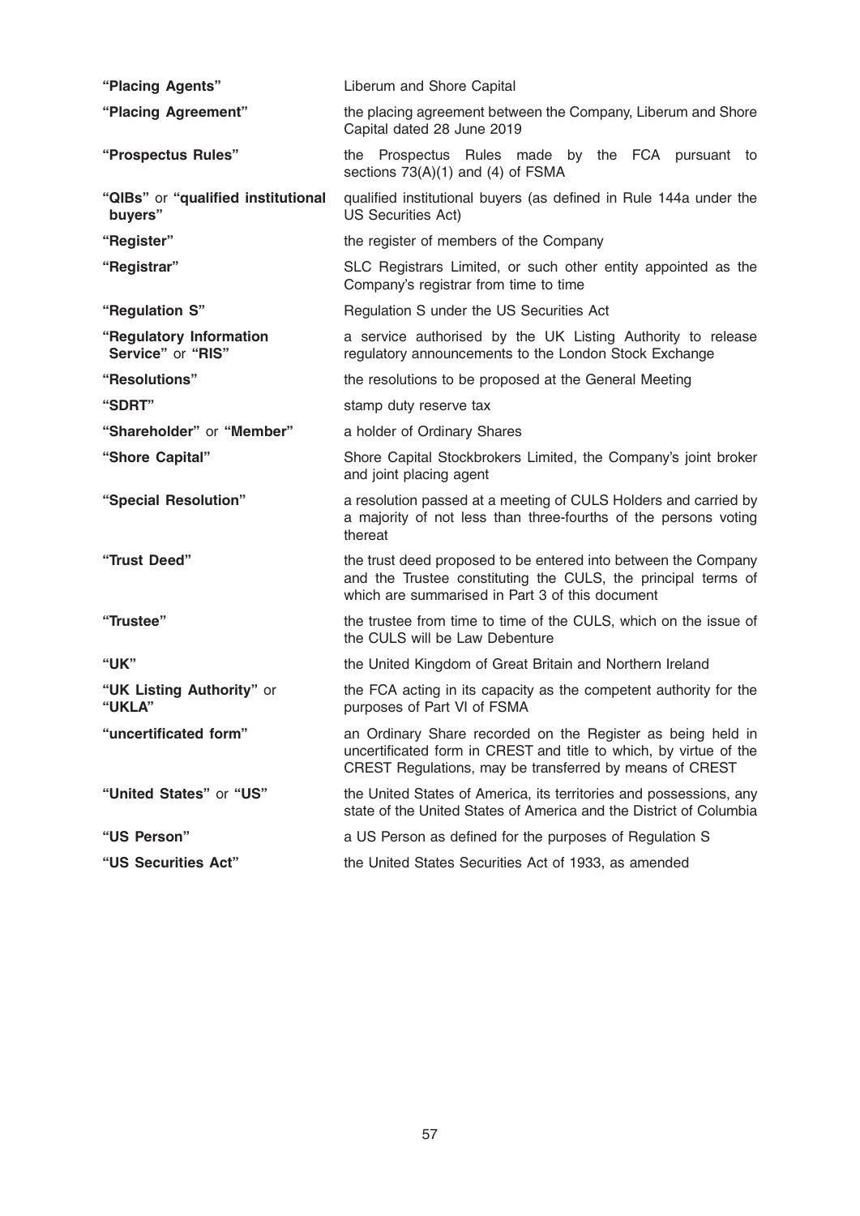| | |
|---|---|
| **"Placing Agents"** | Liberum and Shore Capital |
| **"Placing Agreement"** | the placing agreement between the Company, Liberum and Shore Capital dated 28 June 2019 |
| **"Prospectus Rules"** | the Prospectus Rules made by the FCA pursuant to sections 73(A)(1) and (4) of FSMA |
| **"QIBs"** or **"qualified institutional buyers"** | qualified institutional buyers (as defined in Rule 144a under the US Securities Act) |
| **"Register"** | the register of members of the Company |
| **"Registrar"** | SLC Registrars Limited, or such other entity appointed as the Company's registrar from time to time |
| **"Regulation S"** | Regulation S under the US Securities Act |
| **"Regulatory Information Service"** or **"RIS"** | a service authorised by the UK Listing Authority to release regulatory announcements to the London Stock Exchange |
| **"Resolutions"** | the resolutions to be proposed at the General Meeting |
| **"SDRT"** | stamp duty reserve tax |
| **"Shareholder"** or **"Member"** | a holder of Ordinary Shares |
| **"Shore Capital"** | Shore Capital Stockbrokers Limited, the Company's joint broker and joint placing agent |
| **"Special Resolution"** | a resolution passed at a meeting of CULS Holders and carried by a majority of not less than three-fourths of the persons voting thereat |
| **"Trust Deed"** | the trust deed proposed to be entered into between the Company and the Trustee constituting the CULS, the principal terms of which are summarised in Part 3 of this document |
| **"Trustee"** | the trustee from time to time of the CULS, which on the issue of the CULS will be Law Debenture |
| **"UK"** | the United Kingdom of Great Britain and Northern Ireland |
| **"UK Listing Authority"** or **"UKLA"** | the FCA acting in its capacity as the competent authority for the purposes of Part VI of FSMA |
| **"uncertificated form"** | an Ordinary Share recorded on the Register as being held in uncertificated form in CREST and title to which, by virtue of the CREST Regulations, may be transferred by means of CREST |
| **"United States"** or **"US"** | the United States of America, its territories and possessions, any state of the United States of America and the District of Columbia |
| **"US Person"** | a US Person as defined for the purposes of Regulation S |
| **"US Securities Act"** | the United States Securities Act of 1933, as amended |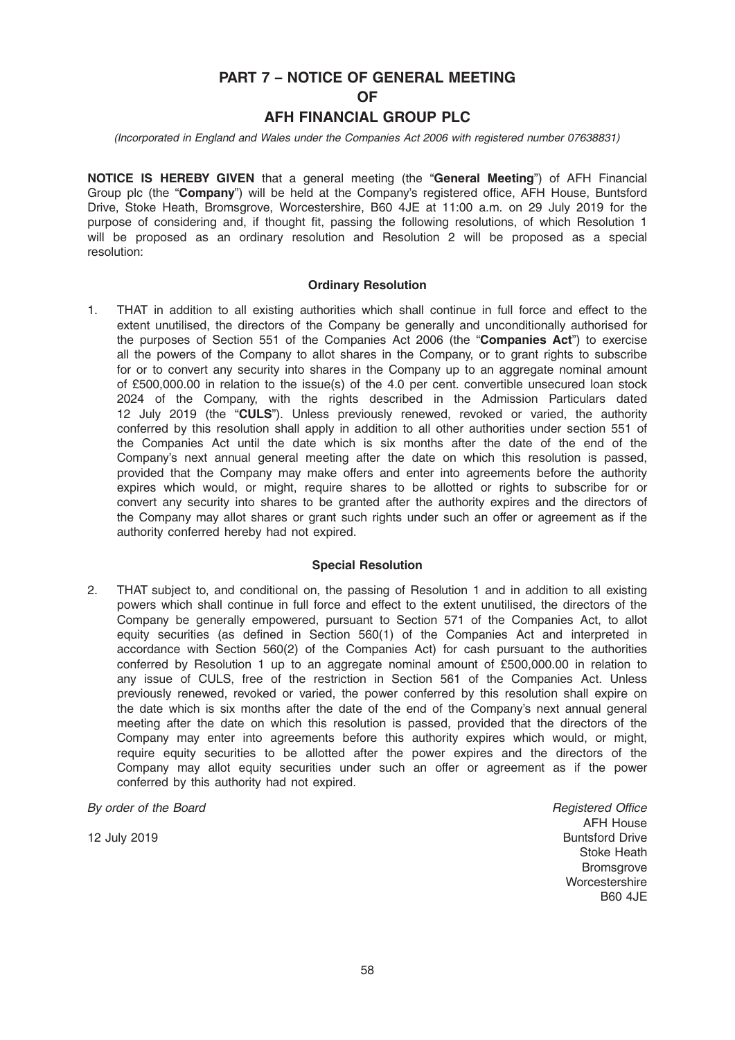# PART 7 – NOTICE OF GENERAL MEETING OF AFH FINANCIAL GROUP PLC

*(Incorporated in England and Wales under the Companies Act 2006 with registered number 07638831)*

**NOTICE IS HEREBY GIVEN** that a general meeting (the "**General Meeting**") of AFH Financial Group plc (the "**Company**") will be held at the Company's registered office, AFH House, Buntsford Drive, Stoke Heath, Bromsgrove, Worcestershire, B60 4JE at 11:00 a.m. on 29 July 2019 for the purpose of considering and, if thought fit, passing the following resolutions, of which Resolution 1 will be proposed as an ordinary resolution and Resolution 2 will be proposed as a special resolution:

### Ordinary Resolution

1. THAT in addition to all existing authorities which shall continue in full force and effect to the extent unutilised, the directors of the Company be generally and unconditionally authorised for the purposes of Section 551 of the Companies Act 2006 (the "**Companies Act**") to exercise all the powers of the Company to allot shares in the Company, or to grant rights to subscribe for or to convert any security into shares in the Company up to an aggregate nominal amount of £500,000.00 in relation to the issue(s) of the 4.0 per cent. convertible unsecured loan stock 2024 of the Company, with the rights described in the Admission Particulars dated 12 July 2019 (the "**CULS**"). Unless previously renewed, revoked or varied, the authority conferred by this resolution shall apply in addition to all other authorities under section 551 of the Companies Act until the date which is six months after the date of the end of the Company's next annual general meeting after the date on which this resolution is passed, provided that the Company may make offers and enter into agreements before the authority expires which would, or might, require shares to be allotted or rights to subscribe for or convert any security into shares to be granted after the authority expires and the directors of the Company may allot shares or grant such rights under such an offer or agreement as if the authority conferred hereby had not expired.

### Special Resolution

2. THAT subject to, and conditional on, the passing of Resolution 1 and in addition to all existing powers which shall continue in full force and effect to the extent unutilised, the directors of the Company be generally empowered, pursuant to Section 571 of the Companies Act, to allot equity securities (as defined in Section 560(1) of the Companies Act and interpreted in accordance with Section 560(2) of the Companies Act) for cash pursuant to the authorities conferred by Resolution 1 up to an aggregate nominal amount of £500,000.00 in relation to any issue of CULS, free of the restriction in Section 561 of the Companies Act. Unless previously renewed, revoked or varied, the power conferred by this resolution shall expire on the date which is six months after the date of the end of the Company's next annual general meeting after the date on which this resolution is passed, provided that the directors of the Company may enter into agreements before this authority expires which would, or might, require equity securities to be allotted after the power expires and the directors of the Company may allot equity securities under such an offer or agreement as if the power conferred by this authority had not expired.

*By order of the Board*

12 July 2019

*Registered Office*
AFH House
Buntsford Drive
Stoke Heath
Bromsgrove
Worcestershire
B60 4JE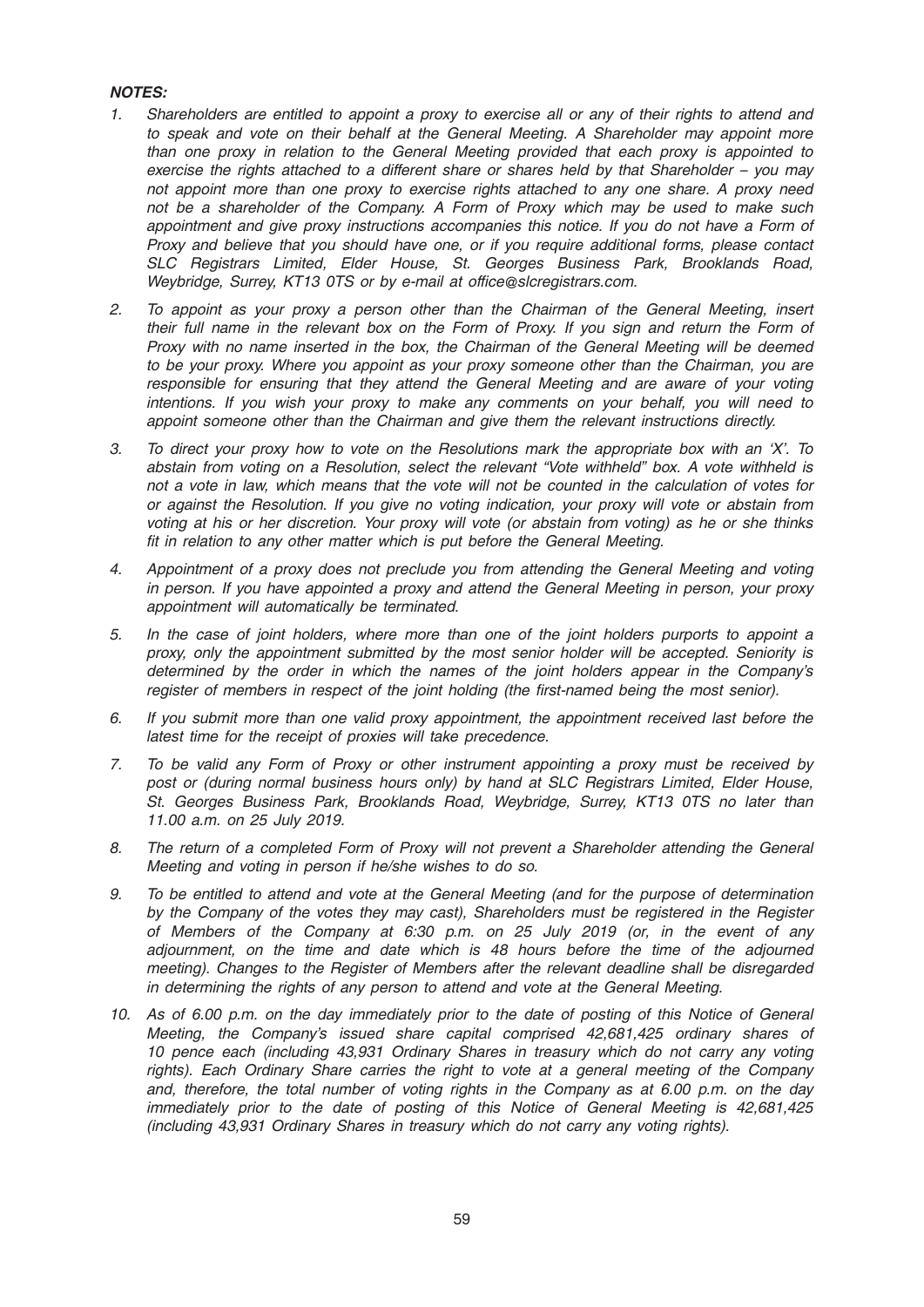***NOTES:***

1. *Shareholders are entitled to appoint a proxy to exercise all or any of their rights to attend and to speak and vote on their behalf at the General Meeting. A Shareholder may appoint more than one proxy in relation to the General Meeting provided that each proxy is appointed to exercise the rights attached to a different share or shares held by that Shareholder – you may not appoint more than one proxy to exercise rights attached to any one share. A proxy need not be a shareholder of the Company. A Form of Proxy which may be used to make such appointment and give proxy instructions accompanies this notice. If you do not have a Form of Proxy and believe that you should have one, or if you require additional forms, please contact SLC Registrars Limited, Elder House, St. Georges Business Park, Brooklands Road, Weybridge, Surrey, KT13 0TS or by e-mail at office@slcregistrars.com.*

2. *To appoint as your proxy a person other than the Chairman of the General Meeting, insert their full name in the relevant box on the Form of Proxy. If you sign and return the Form of Proxy with no name inserted in the box, the Chairman of the General Meeting will be deemed to be your proxy. Where you appoint as your proxy someone other than the Chairman, you are responsible for ensuring that they attend the General Meeting and are aware of your voting intentions. If you wish your proxy to make any comments on your behalf, you will need to appoint someone other than the Chairman and give them the relevant instructions directly.*

3. *To direct your proxy how to vote on the Resolutions mark the appropriate box with an 'X'. To abstain from voting on a Resolution, select the relevant "Vote withheld" box. A vote withheld is not a vote in law, which means that the vote will not be counted in the calculation of votes for or against the Resolution. If you give no voting indication, your proxy will vote or abstain from voting at his or her discretion. Your proxy will vote (or abstain from voting) as he or she thinks fit in relation to any other matter which is put before the General Meeting.*

4. *Appointment of a proxy does not preclude you from attending the General Meeting and voting in person. If you have appointed a proxy and attend the General Meeting in person, your proxy appointment will automatically be terminated.*

5. *In the case of joint holders, where more than one of the joint holders purports to appoint a proxy, only the appointment submitted by the most senior holder will be accepted. Seniority is determined by the order in which the names of the joint holders appear in the Company's register of members in respect of the joint holding (the first-named being the most senior).*

6. *If you submit more than one valid proxy appointment, the appointment received last before the latest time for the receipt of proxies will take precedence.*

7. *To be valid any Form of Proxy or other instrument appointing a proxy must be received by post or (during normal business hours only) by hand at SLC Registrars Limited, Elder House, St. Georges Business Park, Brooklands Road, Weybridge, Surrey, KT13 0TS no later than 11.00 a.m. on 25 July 2019.*

8. *The return of a completed Form of Proxy will not prevent a Shareholder attending the General Meeting and voting in person if he/she wishes to do so.*

9. *To be entitled to attend and vote at the General Meeting (and for the purpose of determination by the Company of the votes they may cast), Shareholders must be registered in the Register of Members of the Company at 6:30 p.m. on 25 July 2019 (or, in the event of any adjournment, on the time and date which is 48 hours before the time of the adjourned meeting). Changes to the Register of Members after the relevant deadline shall be disregarded in determining the rights of any person to attend and vote at the General Meeting.*

10. *As of 6.00 p.m. on the day immediately prior to the date of posting of this Notice of General Meeting, the Company's issued share capital comprised 42,681,425 ordinary shares of 10 pence each (including 43,931 Ordinary Shares in treasury which do not carry any voting rights). Each Ordinary Share carries the right to vote at a general meeting of the Company and, therefore, the total number of voting rights in the Company as at 6.00 p.m. on the day immediately prior to the date of posting of this Notice of General Meeting is 42,681,425 (including 43,931 Ordinary Shares in treasury which do not carry any voting rights).*